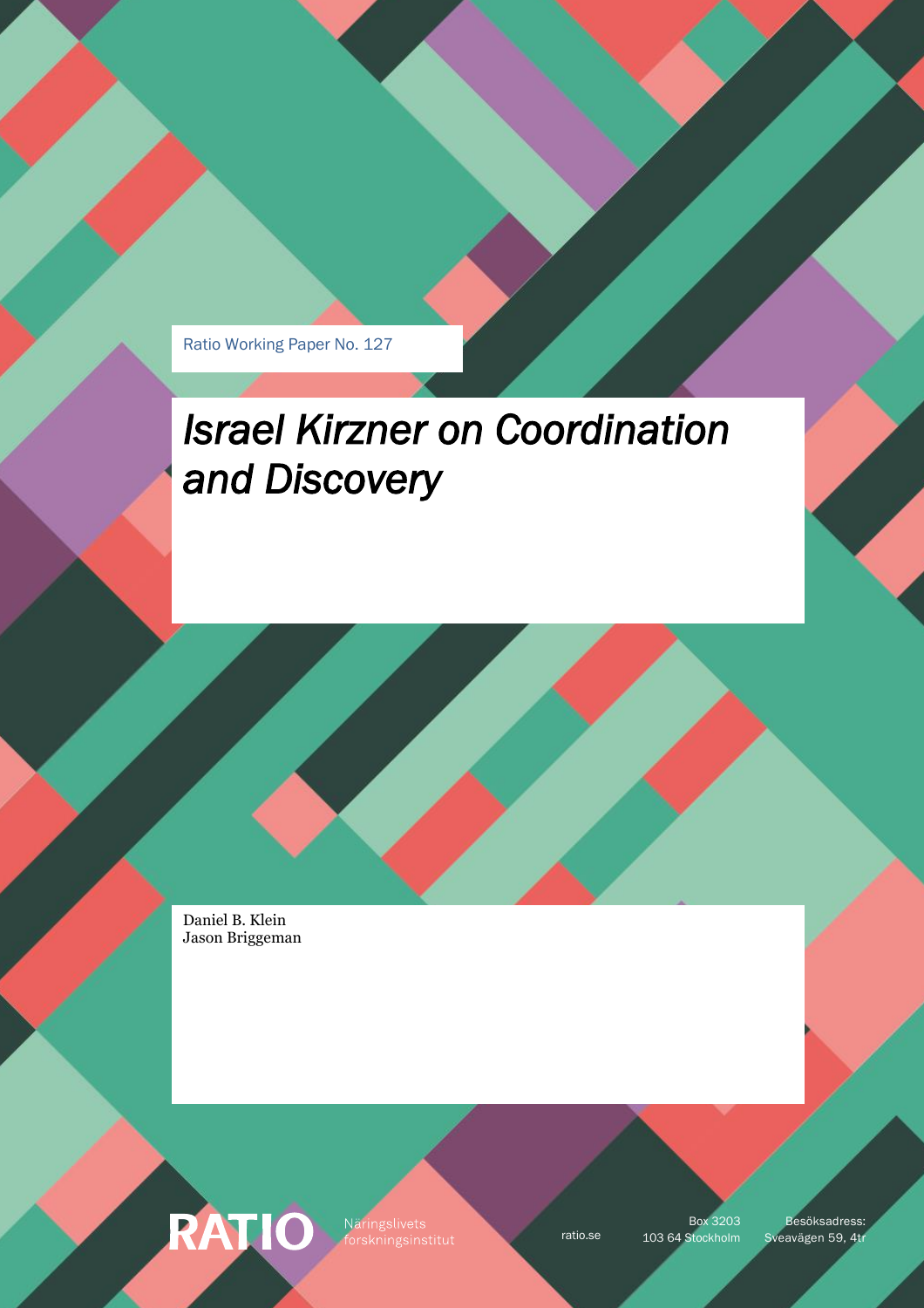Ratio Working Paper No. 127

# *Israel Kirzner on Coordination and Discovery*

Daniel B. Klein
Jason Briggeman

RATIO Näringslivets forskningsinstitut

ratio.se

Box 3203
103 64 Stockholm

Besöksadress:
Sveavägen 59, 4tr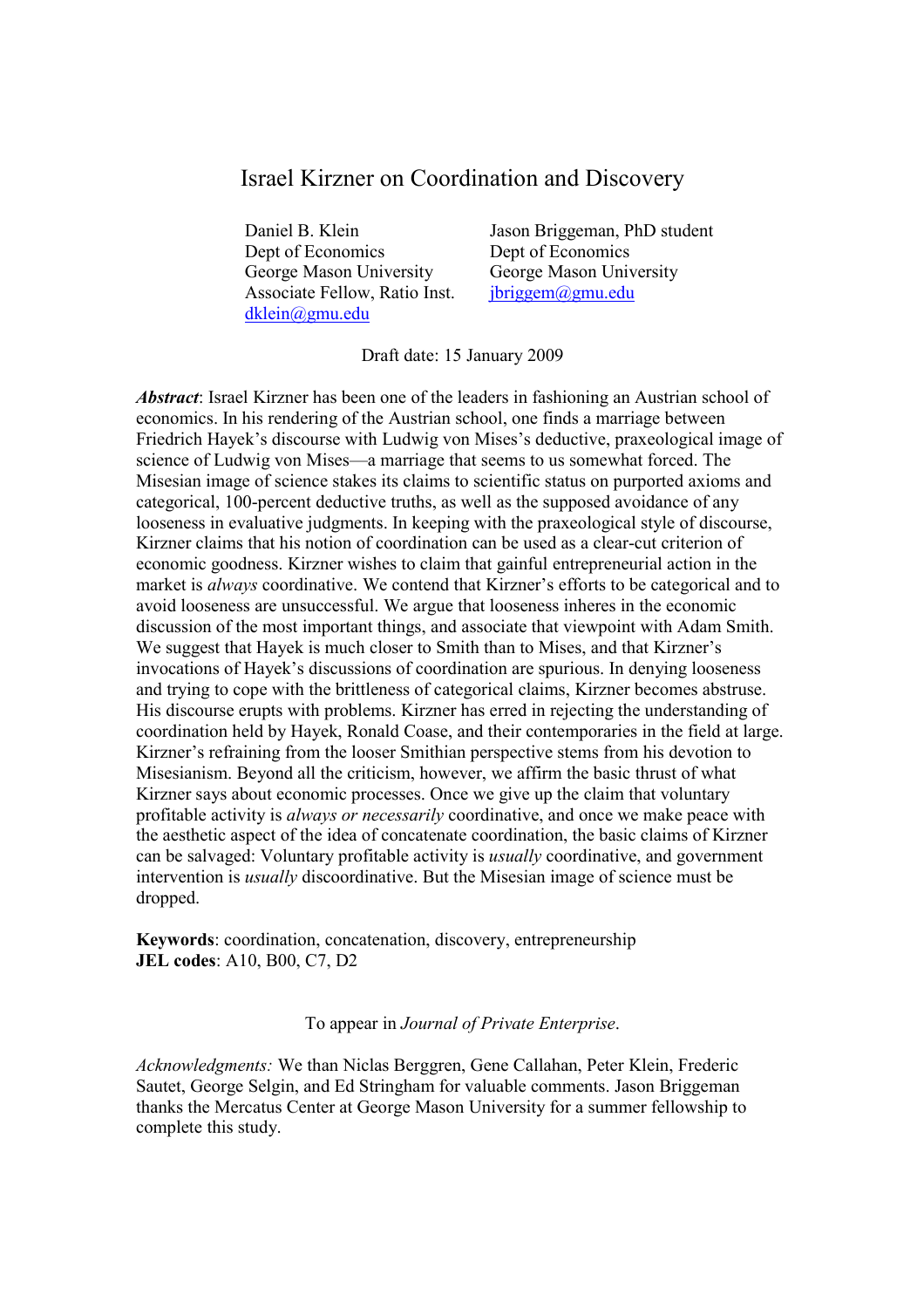# Israel Kirzner on Coordination and Discovery

Daniel B. Klein
Dept of Economics
George Mason University
Associate Fellow, Ratio Inst.
dklein@gmu.edu

Jason Briggeman, PhD student
Dept of Economics
George Mason University
jbriggem@gmu.edu

Draft date: 15 January 2009

***Abstract***: Israel Kirzner has been one of the leaders in fashioning an Austrian school of economics. In his rendering of the Austrian school, one finds a marriage between Friedrich Hayek's discourse with Ludwig von Mises's deductive, praxeological image of science of Ludwig von Mises—a marriage that seems to us somewhat forced. The Misesian image of science stakes its claims to scientific status on purported axioms and categorical, 100-percent deductive truths, as well as the supposed avoidance of any looseness in evaluative judgments. In keeping with the praxeological style of discourse, Kirzner claims that his notion of coordination can be used as a clear-cut criterion of economic goodness. Kirzner wishes to claim that gainful entrepreneurial action in the market is *always* coordinative. We contend that Kirzner's efforts to be categorical and to avoid looseness are unsuccessful. We argue that looseness inheres in the economic discussion of the most important things, and associate that viewpoint with Adam Smith. We suggest that Hayek is much closer to Smith than to Mises, and that Kirzner's invocations of Hayek's discussions of coordination are spurious. In denying looseness and trying to cope with the brittleness of categorical claims, Kirzner becomes abstruse. His discourse erupts with problems. Kirzner has erred in rejecting the understanding of coordination held by Hayek, Ronald Coase, and their contemporaries in the field at large. Kirzner's refraining from the looser Smithian perspective stems from his devotion to Misesianism. Beyond all the criticism, however, we affirm the basic thrust of what Kirzner says about economic processes. Once we give up the claim that voluntary profitable activity is *always or necessarily* coordinative, and once we make peace with the aesthetic aspect of the idea of concatenate coordination, the basic claims of Kirzner can be salvaged: Voluntary profitable activity is *usually* coordinative, and government intervention is *usually* discoordinative. But the Misesian image of science must be dropped.

**Keywords**: coordination, concatenation, discovery, entrepreneurship
**JEL codes**: A10, B00, C7, D2

To appear in *Journal of Private Enterprise*.

*Acknowledgments:* We than Niclas Berggren, Gene Callahan, Peter Klein, Frederic Sautet, George Selgin, and Ed Stringham for valuable comments. Jason Briggeman thanks the Mercatus Center at George Mason University for a summer fellowship to complete this study.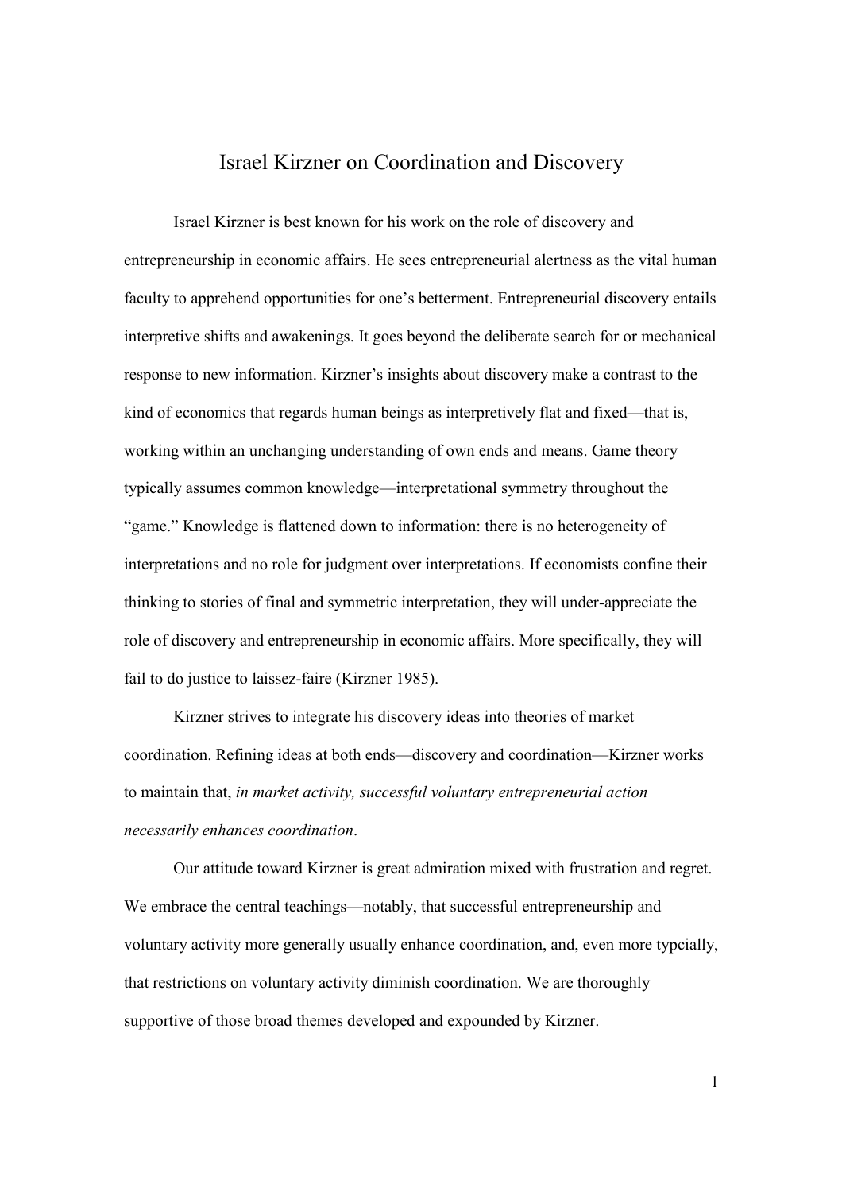# Israel Kirzner on Coordination and Discovery

Israel Kirzner is best known for his work on the role of discovery and entrepreneurship in economic affairs. He sees entrepreneurial alertness as the vital human faculty to apprehend opportunities for one's betterment. Entrepreneurial discovery entails interpretive shifts and awakenings. It goes beyond the deliberate search for or mechanical response to new information. Kirzner's insights about discovery make a contrast to the kind of economics that regards human beings as interpretively flat and fixed—that is, working within an unchanging understanding of own ends and means. Game theory typically assumes common knowledge—interpretational symmetry throughout the "game." Knowledge is flattened down to information: there is no heterogeneity of interpretations and no role for judgment over interpretations. If economists confine their thinking to stories of final and symmetric interpretation, they will under-appreciate the role of discovery and entrepreneurship in economic affairs. More specifically, they will fail to do justice to laissez-faire (Kirzner 1985).

Kirzner strives to integrate his discovery ideas into theories of market coordination. Refining ideas at both ends—discovery and coordination—Kirzner works to maintain that, *in market activity, successful voluntary entrepreneurial action necessarily enhances coordination*.

Our attitude toward Kirzner is great admiration mixed with frustration and regret. We embrace the central teachings—notably, that successful entrepreneurship and voluntary activity more generally usually enhance coordination, and, even more typcially, that restrictions on voluntary activity diminish coordination. We are thoroughly supportive of those broad themes developed and expounded by Kirzner.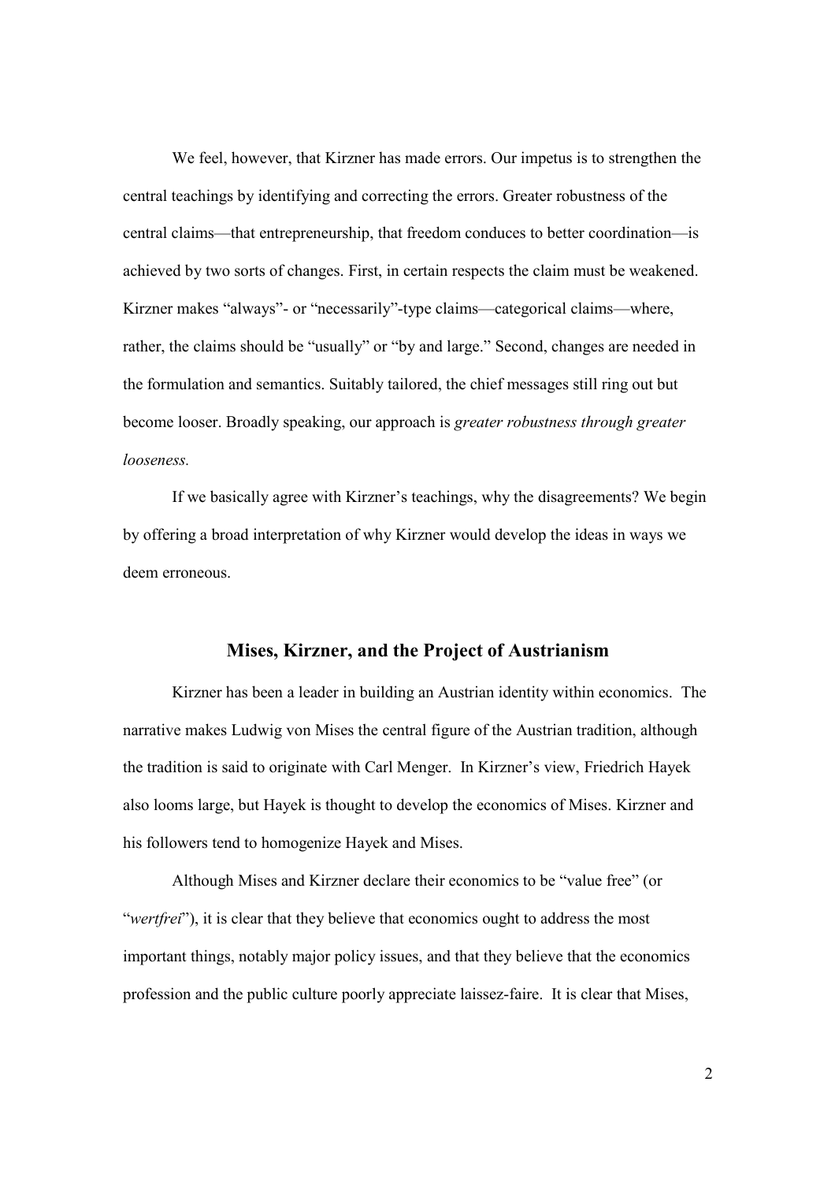We feel, however, that Kirzner has made errors. Our impetus is to strengthen the central teachings by identifying and correcting the errors. Greater robustness of the central claims—that entrepreneurship, that freedom conduces to better coordination—is achieved by two sorts of changes. First, in certain respects the claim must be weakened. Kirzner makes "always"- or "necessarily"-type claims—categorical claims—where, rather, the claims should be "usually" or "by and large." Second, changes are needed in the formulation and semantics. Suitably tailored, the chief messages still ring out but become looser. Broadly speaking, our approach is *greater robustness through greater looseness.*

If we basically agree with Kirzner's teachings, why the disagreements? We begin by offering a broad interpretation of why Kirzner would develop the ideas in ways we deem erroneous.

## Mises, Kirzner, and the Project of Austrianism

Kirzner has been a leader in building an Austrian identity within economics. The narrative makes Ludwig von Mises the central figure of the Austrian tradition, although the tradition is said to originate with Carl Menger. In Kirzner's view, Friedrich Hayek also looms large, but Hayek is thought to develop the economics of Mises. Kirzner and his followers tend to homogenize Hayek and Mises.

Although Mises and Kirzner declare their economics to be "value free" (or "*wertfrei*"), it is clear that they believe that economics ought to address the most important things, notably major policy issues, and that they believe that the economics profession and the public culture poorly appreciate laissez-faire. It is clear that Mises,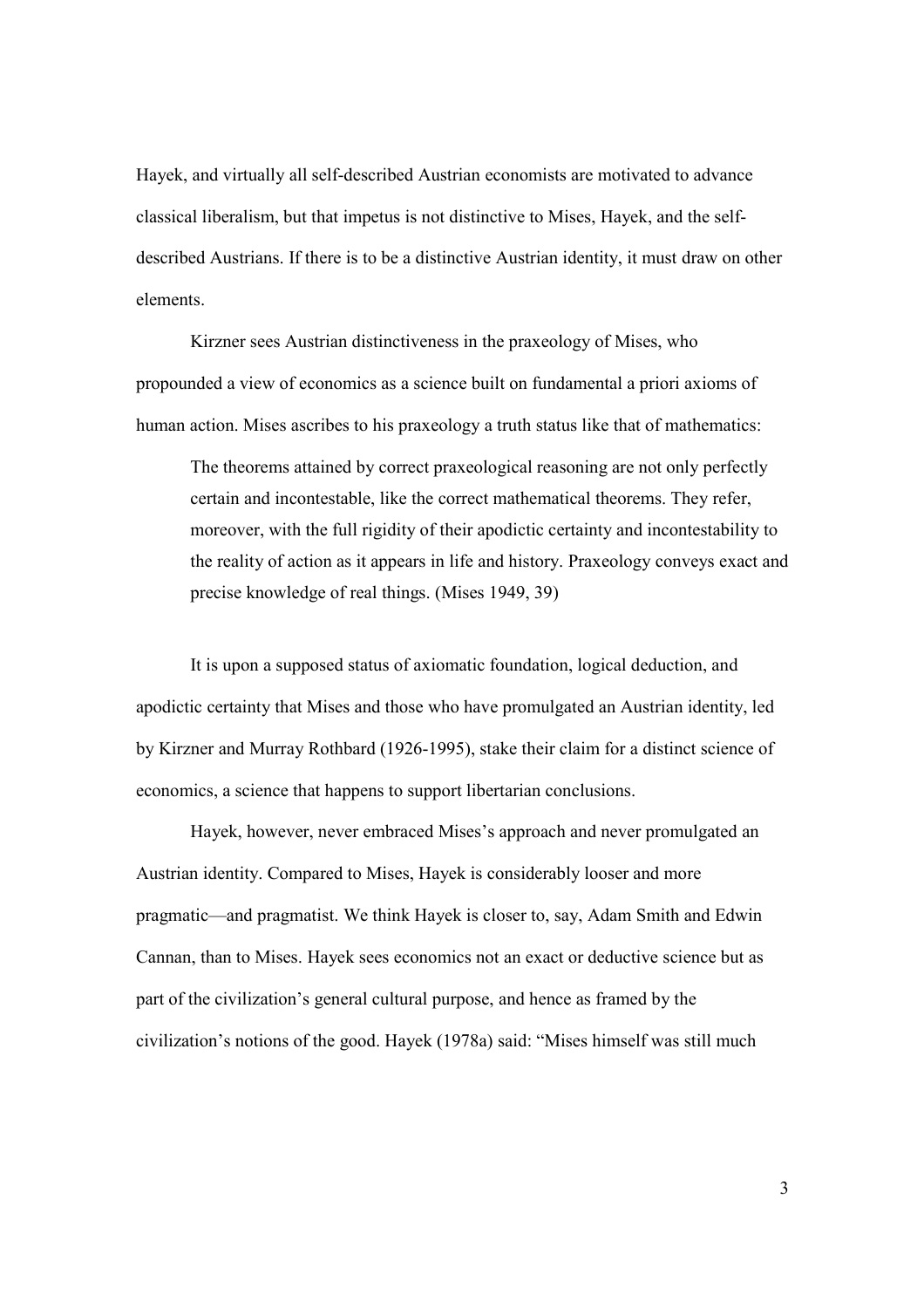Hayek, and virtually all self-described Austrian economists are motivated to advance classical liberalism, but that impetus is not distinctive to Mises, Hayek, and the self-described Austrians. If there is to be a distinctive Austrian identity, it must draw on other elements.

Kirzner sees Austrian distinctiveness in the praxeology of Mises, who propounded a view of economics as a science built on fundamental a priori axioms of human action. Mises ascribes to his praxeology a truth status like that of mathematics:

> The theorems attained by correct praxeological reasoning are not only perfectly certain and incontestable, like the correct mathematical theorems. They refer, moreover, with the full rigidity of their apodictic certainty and incontestability to the reality of action as it appears in life and history. Praxeology conveys exact and precise knowledge of real things. (Mises 1949, 39)

It is upon a supposed status of axiomatic foundation, logical deduction, and apodictic certainty that Mises and those who have promulgated an Austrian identity, led by Kirzner and Murray Rothbard (1926-1995), stake their claim for a distinct science of economics, a science that happens to support libertarian conclusions.

Hayek, however, never embraced Mises's approach and never promulgated an Austrian identity. Compared to Mises, Hayek is considerably looser and more pragmatic—and pragmatist. We think Hayek is closer to, say, Adam Smith and Edwin Cannan, than to Mises. Hayek sees economics not an exact or deductive science but as part of the civilization's general cultural purpose, and hence as framed by the civilization's notions of the good. Hayek (1978a) said: "Mises himself was still much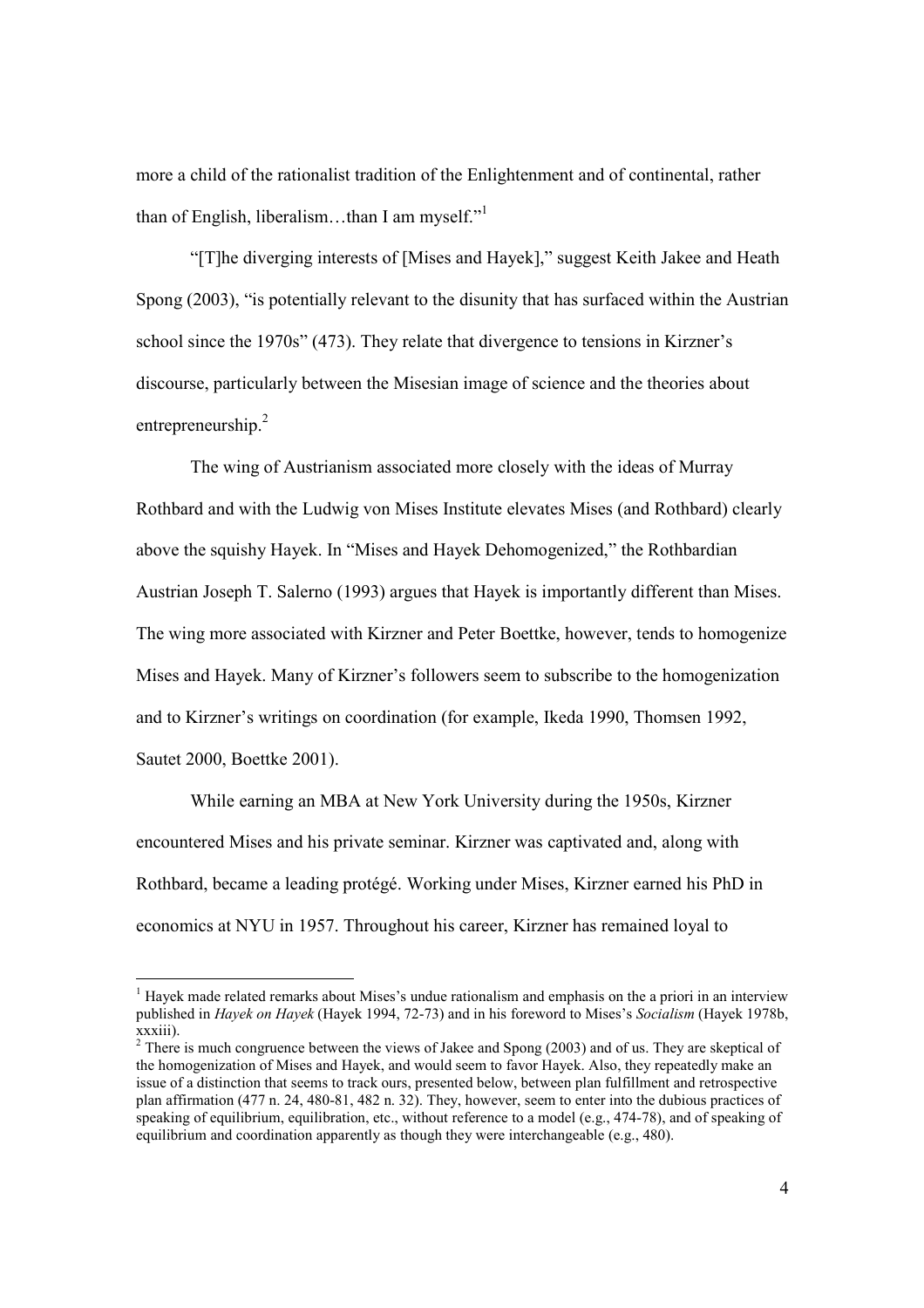more a child of the rationalist tradition of the Enlightenment and of continental, rather than of English, liberalism…than I am myself."[1]

"[T]he diverging interests of [Mises and Hayek]," suggest Keith Jakee and Heath Spong (2003), "is potentially relevant to the disunity that has surfaced within the Austrian school since the 1970s" (473). They relate that divergence to tensions in Kirzner's discourse, particularly between the Misesian image of science and the theories about entrepreneurship.[2]

The wing of Austrianism associated more closely with the ideas of Murray Rothbard and with the Ludwig von Mises Institute elevates Mises (and Rothbard) clearly above the squishy Hayek. In "Mises and Hayek Dehomogenized," the Rothbardian Austrian Joseph T. Salerno (1993) argues that Hayek is importantly different than Mises. The wing more associated with Kirzner and Peter Boettke, however, tends to homogenize Mises and Hayek. Many of Kirzner's followers seem to subscribe to the homogenization and to Kirzner's writings on coordination (for example, Ikeda 1990, Thomsen 1992, Sautet 2000, Boettke 2001).

While earning an MBA at New York University during the 1950s, Kirzner encountered Mises and his private seminar. Kirzner was captivated and, along with Rothbard, became a leading protégé. Working under Mises, Kirzner earned his PhD in economics at NYU in 1957. Throughout his career, Kirzner has remained loyal to

---

[1] Hayek made related remarks about Mises's undue rationalism and emphasis on the a priori in an interview published in *Hayek on Hayek* (Hayek 1994, 72-73) and in his foreword to Mises's *Socialism* (Hayek 1978b, xxxiii).

[2] There is much congruence between the views of Jakee and Spong (2003) and of us. They are skeptical of the homogenization of Mises and Hayek, and would seem to favor Hayek. Also, they repeatedly make an issue of a distinction that seems to track ours, presented below, between plan fulfillment and retrospective plan affirmation (477 n. 24, 480-81, 482 n. 32). They, however, seem to enter into the dubious practices of speaking of equilibrium, equilibration, etc., without reference to a model (e.g., 474-78), and of speaking of equilibrium and coordination apparently as though they were interchangeable (e.g., 480).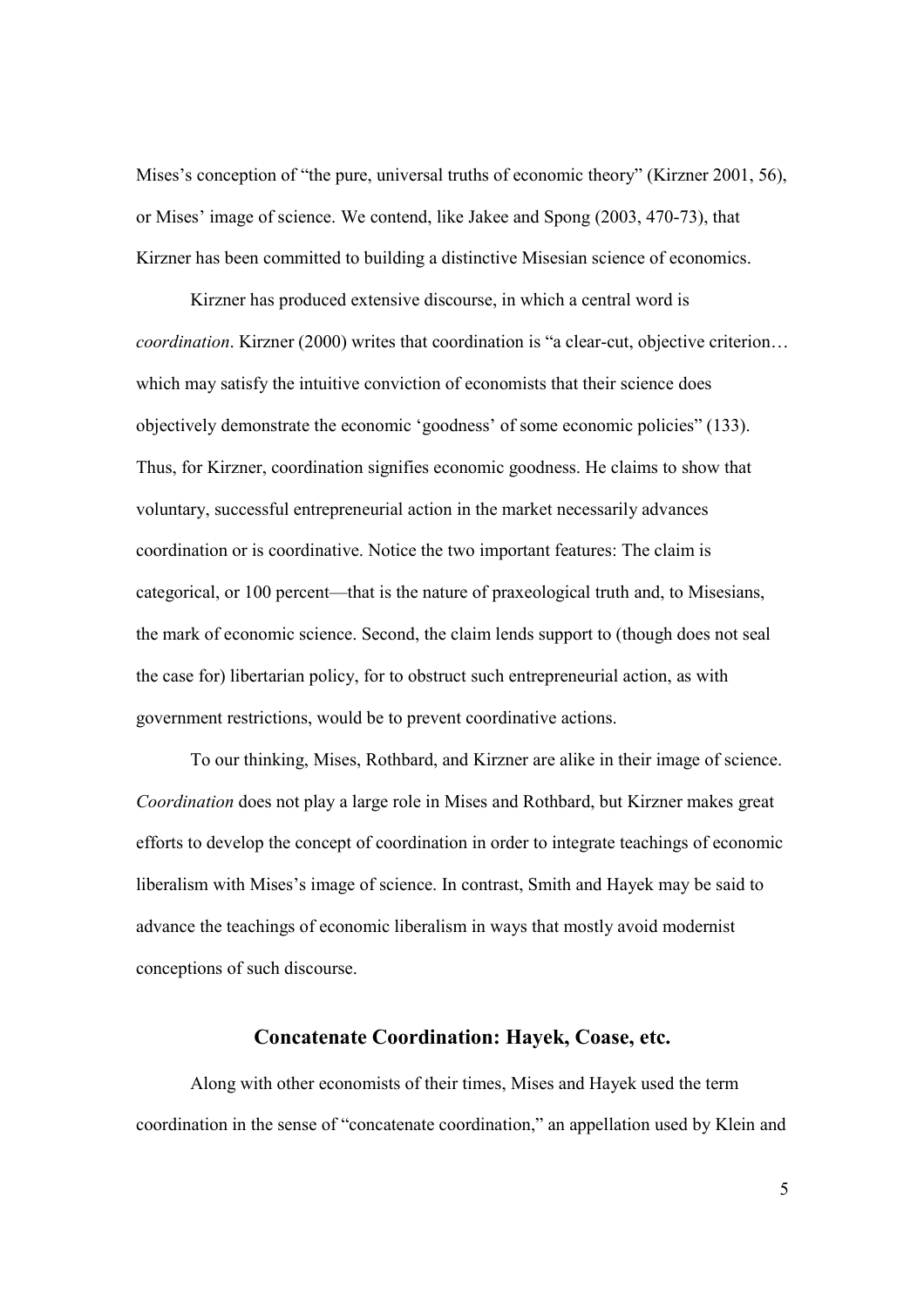Mises's conception of "the pure, universal truths of economic theory" (Kirzner 2001, 56), or Mises' image of science. We contend, like Jakee and Spong (2003, 470-73), that Kirzner has been committed to building a distinctive Misesian science of economics.

Kirzner has produced extensive discourse, in which a central word is *coordination*. Kirzner (2000) writes that coordination is "a clear-cut, objective criterion… which may satisfy the intuitive conviction of economists that their science does objectively demonstrate the economic 'goodness' of some economic policies" (133). Thus, for Kirzner, coordination signifies economic goodness. He claims to show that voluntary, successful entrepreneurial action in the market necessarily advances coordination or is coordinative. Notice the two important features: The claim is categorical, or 100 percent—that is the nature of praxeological truth and, to Misesians, the mark of economic science. Second, the claim lends support to (though does not seal the case for) libertarian policy, for to obstruct such entrepreneurial action, as with government restrictions, would be to prevent coordinative actions.

To our thinking, Mises, Rothbard, and Kirzner are alike in their image of science. *Coordination* does not play a large role in Mises and Rothbard, but Kirzner makes great efforts to develop the concept of coordination in order to integrate teachings of economic liberalism with Mises's image of science. In contrast, Smith and Hayek may be said to advance the teachings of economic liberalism in ways that mostly avoid modernist conceptions of such discourse.

## Concatenate Coordination: Hayek, Coase, etc.

Along with other economists of their times, Mises and Hayek used the term coordination in the sense of "concatenate coordination," an appellation used by Klein and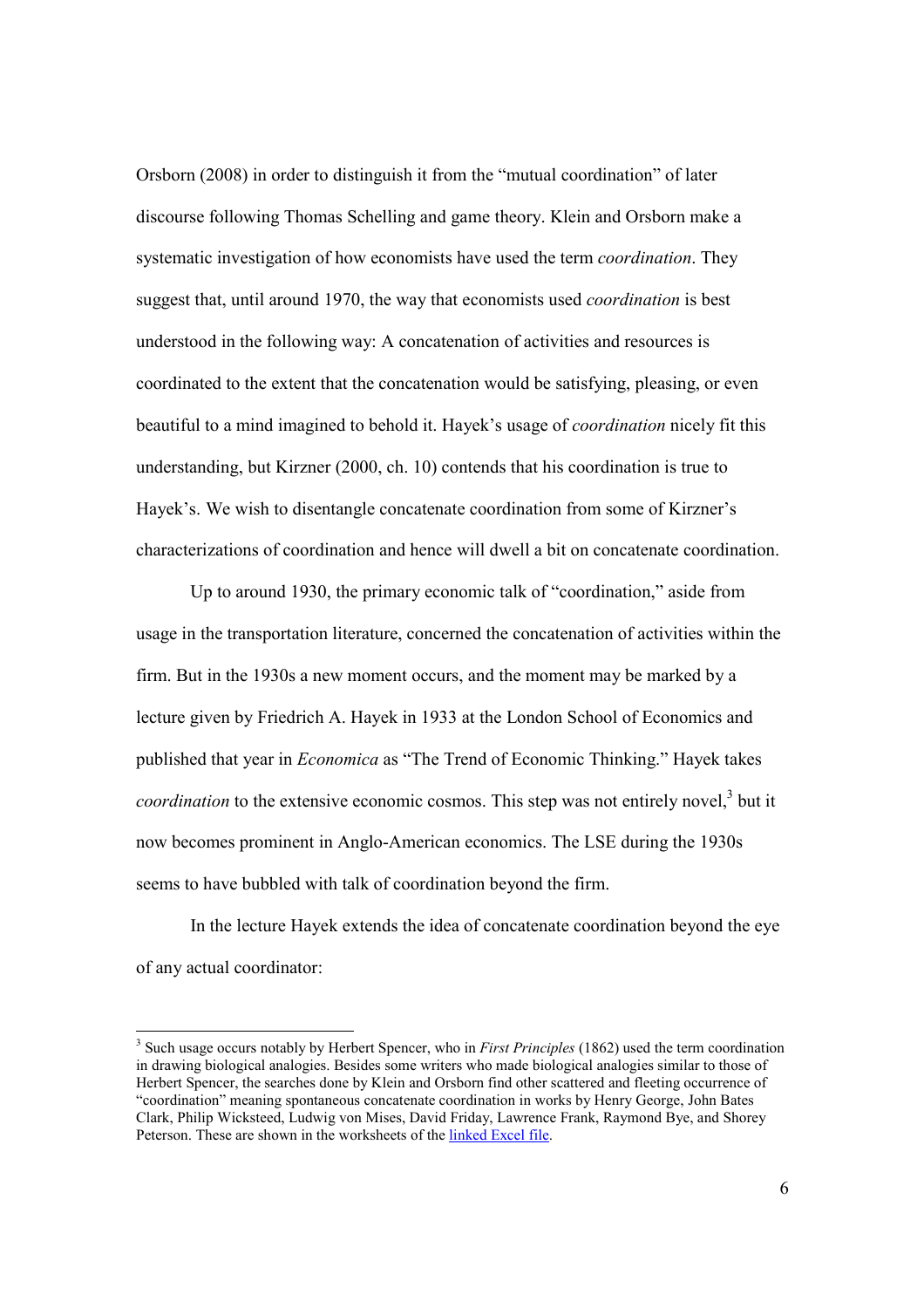Orsborn (2008) in order to distinguish it from the "mutual coordination" of later discourse following Thomas Schelling and game theory. Klein and Orsborn make a systematic investigation of how economists have used the term *coordination*. They suggest that, until around 1970, the way that economists used *coordination* is best understood in the following way: A concatenation of activities and resources is coordinated to the extent that the concatenation would be satisfying, pleasing, or even beautiful to a mind imagined to behold it. Hayek's usage of *coordination* nicely fit this understanding, but Kirzner (2000, ch. 10) contends that his coordination is true to Hayek's. We wish to disentangle concatenate coordination from some of Kirzner's characterizations of coordination and hence will dwell a bit on concatenate coordination.

Up to around 1930, the primary economic talk of "coordination," aside from usage in the transportation literature, concerned the concatenation of activities within the firm. But in the 1930s a new moment occurs, and the moment may be marked by a lecture given by Friedrich A. Hayek in 1933 at the London School of Economics and published that year in *Economica* as "The Trend of Economic Thinking." Hayek takes *coordination* to the extensive economic cosmos. This step was not entirely novel,[3] but it now becomes prominent in Anglo-American economics. The LSE during the 1930s seems to have bubbled with talk of coordination beyond the firm.

In the lecture Hayek extends the idea of concatenate coordination beyond the eye of any actual coordinator:

[3] Such usage occurs notably by Herbert Spencer, who in *First Principles* (1862) used the term coordination in drawing biological analogies. Besides some writers who made biological analogies similar to those of Herbert Spencer, the searches done by Klein and Orsborn find other scattered and fleeting occurrence of "coordination" meaning spontaneous concatenate coordination in works by Henry George, John Bates Clark, Philip Wicksteed, Ludwig von Mises, David Friday, Lawrence Frank, Raymond Bye, and Shorey Peterson. These are shown in the worksheets of the linked Excel file.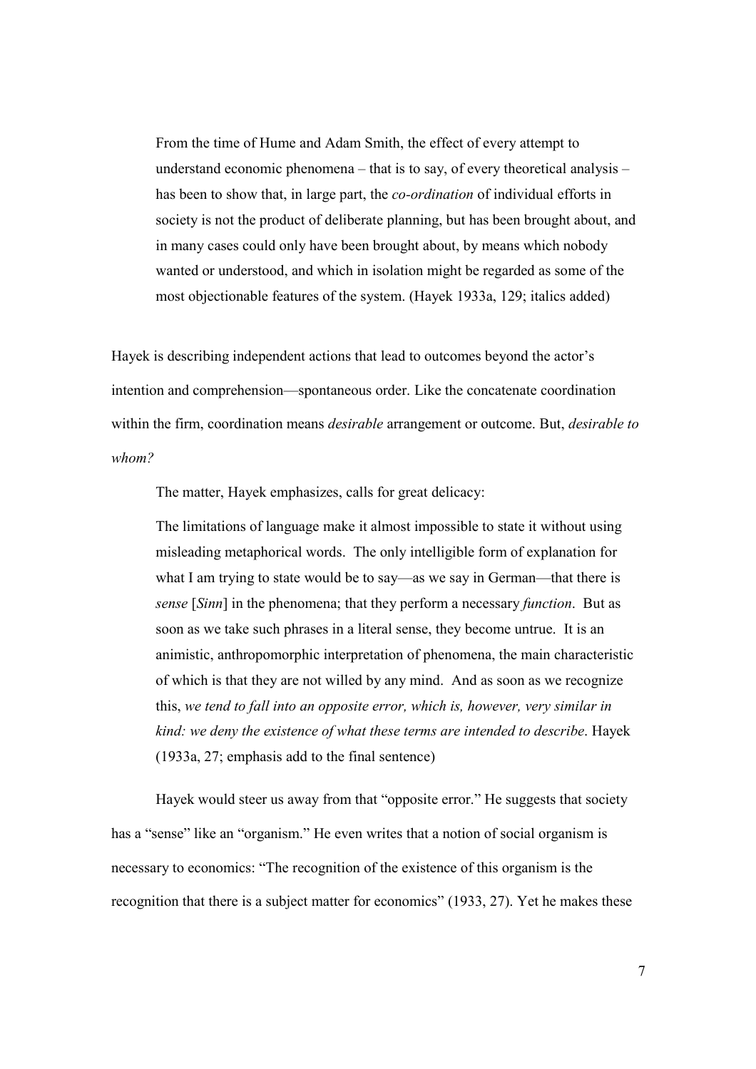> From the time of Hume and Adam Smith, the effect of every attempt to understand economic phenomena – that is to say, of every theoretical analysis – has been to show that, in large part, the *co-ordination* of individual efforts in society is not the product of deliberate planning, but has been brought about, and in many cases could only have been brought about, by means which nobody wanted or understood, and which in isolation might be regarded as some of the most objectionable features of the system. (Hayek 1933a, 129; italics added)

Hayek is describing independent actions that lead to outcomes beyond the actor's intention and comprehension—spontaneous order. Like the concatenate coordination within the firm, coordination means *desirable* arrangement or outcome. But, *desirable to whom?*

The matter, Hayek emphasizes, calls for great delicacy:

> The limitations of language make it almost impossible to state it without using misleading metaphorical words. The only intelligible form of explanation for what I am trying to state would be to say—as we say in German—that there is *sense* [*Sinn*] in the phenomena; that they perform a necessary *function*. But as soon as we take such phrases in a literal sense, they become untrue. It is an animistic, anthropomorphic interpretation of phenomena, the main characteristic of which is that they are not willed by any mind. And as soon as we recognize this, *we tend to fall into an opposite error, which is, however, very similar in kind: we deny the existence of what these terms are intended to describe*. Hayek (1933a, 27; emphasis add to the final sentence)

Hayek would steer us away from that "opposite error." He suggests that society has a "sense" like an "organism." He even writes that a notion of social organism is necessary to economics: "The recognition of the existence of this organism is the recognition that there is a subject matter for economics" (1933, 27). Yet he makes these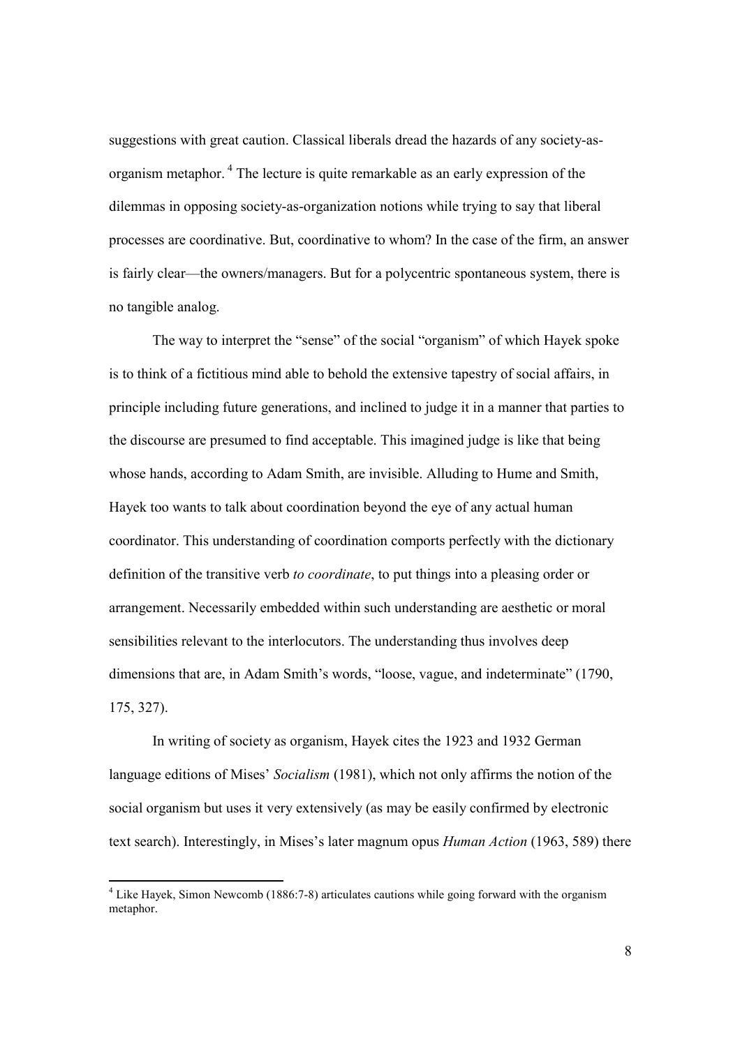suggestions with great caution. Classical liberals dread the hazards of any society-as-organism metaphor.[4] The lecture is quite remarkable as an early expression of the dilemmas in opposing society-as-organization notions while trying to say that liberal processes are coordinative. But, coordinative to whom? In the case of the firm, an answer is fairly clear—the owners/managers. But for a polycentric spontaneous system, there is no tangible analog.

The way to interpret the "sense" of the social "organism" of which Hayek spoke is to think of a fictitious mind able to behold the extensive tapestry of social affairs, in principle including future generations, and inclined to judge it in a manner that parties to the discourse are presumed to find acceptable. This imagined judge is like that being whose hands, according to Adam Smith, are invisible. Alluding to Hume and Smith, Hayek too wants to talk about coordination beyond the eye of any actual human coordinator. This understanding of coordination comports perfectly with the dictionary definition of the transitive verb *to coordinate*, to put things into a pleasing order or arrangement. Necessarily embedded within such understanding are aesthetic or moral sensibilities relevant to the interlocutors. The understanding thus involves deep dimensions that are, in Adam Smith's words, "loose, vague, and indeterminate" (1790, 175, 327).

In writing of society as organism, Hayek cites the 1923 and 1932 German language editions of Mises' *Socialism* (1981), which not only affirms the notion of the social organism but uses it very extensively (as may be easily confirmed by electronic text search). Interestingly, in Mises's later magnum opus *Human Action* (1963, 589) there

---

[4] Like Hayek, Simon Newcomb (1886:7-8) articulates cautions while going forward with the organism metaphor.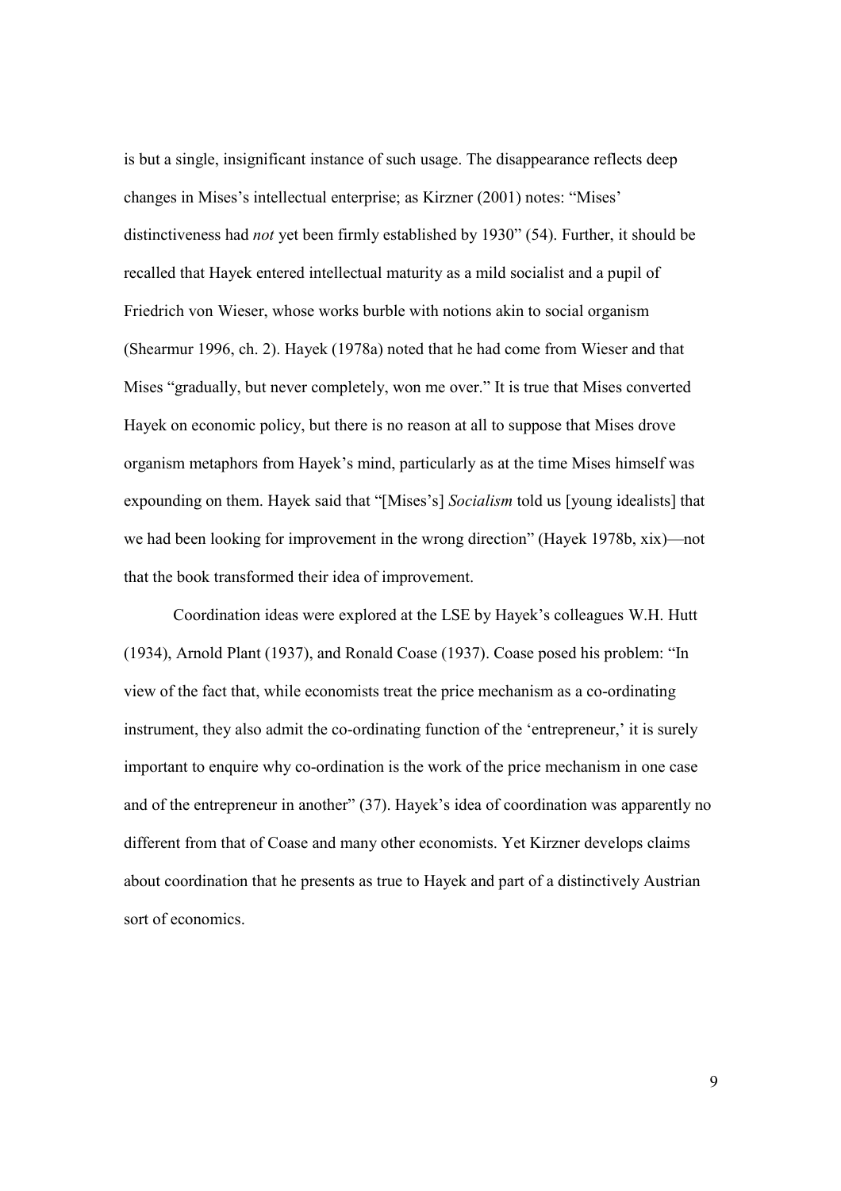is but a single, insignificant instance of such usage. The disappearance reflects deep changes in Mises's intellectual enterprise; as Kirzner (2001) notes: "Mises' distinctiveness had *not* yet been firmly established by 1930" (54). Further, it should be recalled that Hayek entered intellectual maturity as a mild socialist and a pupil of Friedrich von Wieser, whose works burble with notions akin to social organism (Shearmur 1996, ch. 2). Hayek (1978a) noted that he had come from Wieser and that Mises "gradually, but never completely, won me over." It is true that Mises converted Hayek on economic policy, but there is no reason at all to suppose that Mises drove organism metaphors from Hayek's mind, particularly as at the time Mises himself was expounding on them. Hayek said that "[Mises's] *Socialism* told us [young idealists] that we had been looking for improvement in the wrong direction" (Hayek 1978b, xix)—not that the book transformed their idea of improvement.

Coordination ideas were explored at the LSE by Hayek's colleagues W.H. Hutt (1934), Arnold Plant (1937), and Ronald Coase (1937). Coase posed his problem: "In view of the fact that, while economists treat the price mechanism as a co-ordinating instrument, they also admit the co-ordinating function of the 'entrepreneur,' it is surely important to enquire why co-ordination is the work of the price mechanism in one case and of the entrepreneur in another" (37). Hayek's idea of coordination was apparently no different from that of Coase and many other economists. Yet Kirzner develops claims about coordination that he presents as true to Hayek and part of a distinctively Austrian sort of economics.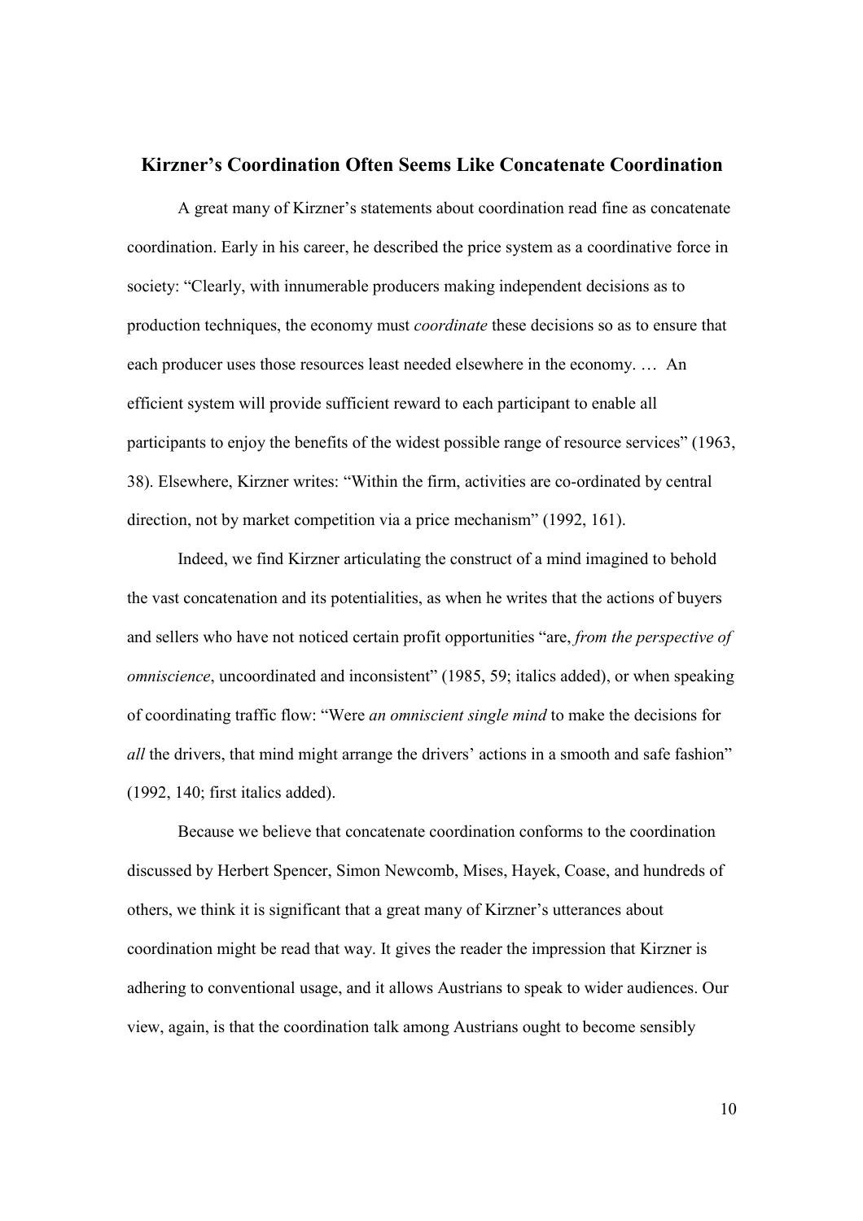## Kirzner's Coordination Often Seems Like Concatenate Coordination

A great many of Kirzner's statements about coordination read fine as concatenate coordination. Early in his career, he described the price system as a coordinative force in society: "Clearly, with innumerable producers making independent decisions as to production techniques, the economy must *coordinate* these decisions so as to ensure that each producer uses those resources least needed elsewhere in the economy. … An efficient system will provide sufficient reward to each participant to enable all participants to enjoy the benefits of the widest possible range of resource services" (1963, 38). Elsewhere, Kirzner writes: "Within the firm, activities are co-ordinated by central direction, not by market competition via a price mechanism" (1992, 161).

Indeed, we find Kirzner articulating the construct of a mind imagined to behold the vast concatenation and its potentialities, as when he writes that the actions of buyers and sellers who have not noticed certain profit opportunities "are, *from the perspective of omniscience*, uncoordinated and inconsistent" (1985, 59; italics added), or when speaking of coordinating traffic flow: "Were *an omniscient single mind* to make the decisions for *all* the drivers, that mind might arrange the drivers' actions in a smooth and safe fashion" (1992, 140; first italics added).

Because we believe that concatenate coordination conforms to the coordination discussed by Herbert Spencer, Simon Newcomb, Mises, Hayek, Coase, and hundreds of others, we think it is significant that a great many of Kirzner's utterances about coordination might be read that way. It gives the reader the impression that Kirzner is adhering to conventional usage, and it allows Austrians to speak to wider audiences. Our view, again, is that the coordination talk among Austrians ought to become sensibly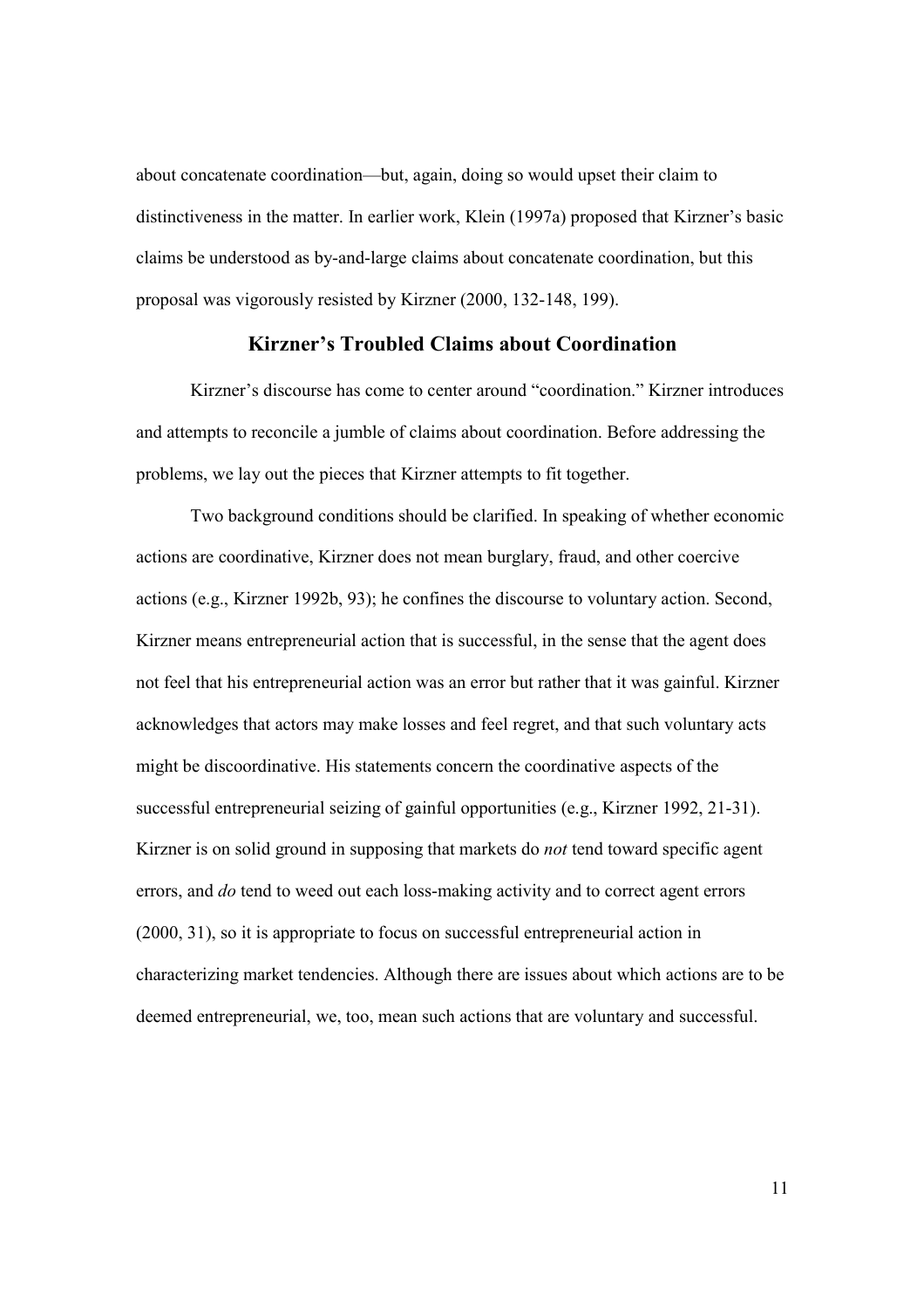about concatenate coordination—but, again, doing so would upset their claim to distinctiveness in the matter. In earlier work, Klein (1997a) proposed that Kirzner's basic claims be understood as by-and-large claims about concatenate coordination, but this proposal was vigorously resisted by Kirzner (2000, 132-148, 199).

## Kirzner's Troubled Claims about Coordination

Kirzner's discourse has come to center around "coordination." Kirzner introduces and attempts to reconcile a jumble of claims about coordination. Before addressing the problems, we lay out the pieces that Kirzner attempts to fit together.

Two background conditions should be clarified. In speaking of whether economic actions are coordinative, Kirzner does not mean burglary, fraud, and other coercive actions (e.g., Kirzner 1992b, 93); he confines the discourse to voluntary action. Second, Kirzner means entrepreneurial action that is successful, in the sense that the agent does not feel that his entrepreneurial action was an error but rather that it was gainful. Kirzner acknowledges that actors may make losses and feel regret, and that such voluntary acts might be discoordinative. His statements concern the coordinative aspects of the successful entrepreneurial seizing of gainful opportunities (e.g., Kirzner 1992, 21-31). Kirzner is on solid ground in supposing that markets do *not* tend toward specific agent errors, and *do* tend to weed out each loss-making activity and to correct agent errors (2000, 31), so it is appropriate to focus on successful entrepreneurial action in characterizing market tendencies. Although there are issues about which actions are to be deemed entrepreneurial, we, too, mean such actions that are voluntary and successful.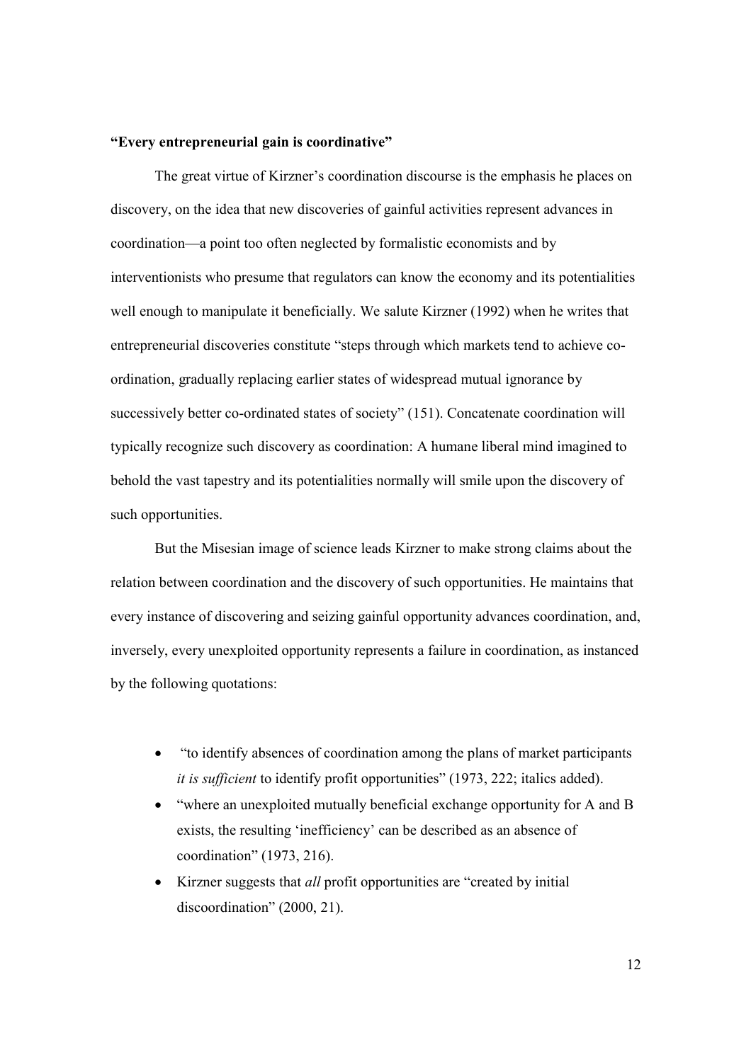**"Every entrepreneurial gain is coordinative"**

The great virtue of Kirzner's coordination discourse is the emphasis he places on discovery, on the idea that new discoveries of gainful activities represent advances in coordination—a point too often neglected by formalistic economists and by interventionists who presume that regulators can know the economy and its potentialities well enough to manipulate it beneficially. We salute Kirzner (1992) when he writes that entrepreneurial discoveries constitute "steps through which markets tend to achieve co-ordination, gradually replacing earlier states of widespread mutual ignorance by successively better co-ordinated states of society" (151). Concatenate coordination will typically recognize such discovery as coordination: A humane liberal mind imagined to behold the vast tapestry and its potentialities normally will smile upon the discovery of such opportunities.

But the Misesian image of science leads Kirzner to make strong claims about the relation between coordination and the discovery of such opportunities. He maintains that every instance of discovering and seizing gainful opportunity advances coordination, and, inversely, every unexploited opportunity represents a failure in coordination, as instanced by the following quotations:

- "to identify absences of coordination among the plans of market participants *it is sufficient* to identify profit opportunities" (1973, 222; italics added).
- "where an unexploited mutually beneficial exchange opportunity for A and B exists, the resulting 'inefficiency' can be described as an absence of coordination" (1973, 216).
- Kirzner suggests that *all* profit opportunities are "created by initial discoordination" (2000, 21).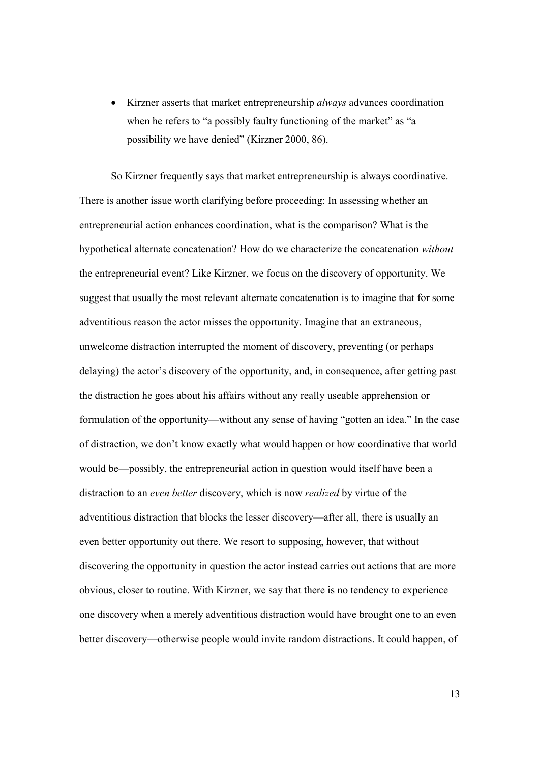- Kirzner asserts that market entrepreneurship *always* advances coordination when he refers to "a possibly faulty functioning of the market" as "a possibility we have denied" (Kirzner 2000, 86).

So Kirzner frequently says that market entrepreneurship is always coordinative. There is another issue worth clarifying before proceeding: In assessing whether an entrepreneurial action enhances coordination, what is the comparison? What is the hypothetical alternate concatenation? How do we characterize the concatenation *without* the entrepreneurial event? Like Kirzner, we focus on the discovery of opportunity. We suggest that usually the most relevant alternate concatenation is to imagine that for some adventitious reason the actor misses the opportunity. Imagine that an extraneous, unwelcome distraction interrupted the moment of discovery, preventing (or perhaps delaying) the actor's discovery of the opportunity, and, in consequence, after getting past the distraction he goes about his affairs without any really useable apprehension or formulation of the opportunity—without any sense of having "gotten an idea." In the case of distraction, we don't know exactly what would happen or how coordinative that world would be—possibly, the entrepreneurial action in question would itself have been a distraction to an *even better* discovery, which is now *realized* by virtue of the adventitious distraction that blocks the lesser discovery—after all, there is usually an even better opportunity out there. We resort to supposing, however, that without discovering the opportunity in question the actor instead carries out actions that are more obvious, closer to routine. With Kirzner, we say that there is no tendency to experience one discovery when a merely adventitious distraction would have brought one to an even better discovery—otherwise people would invite random distractions. It could happen, of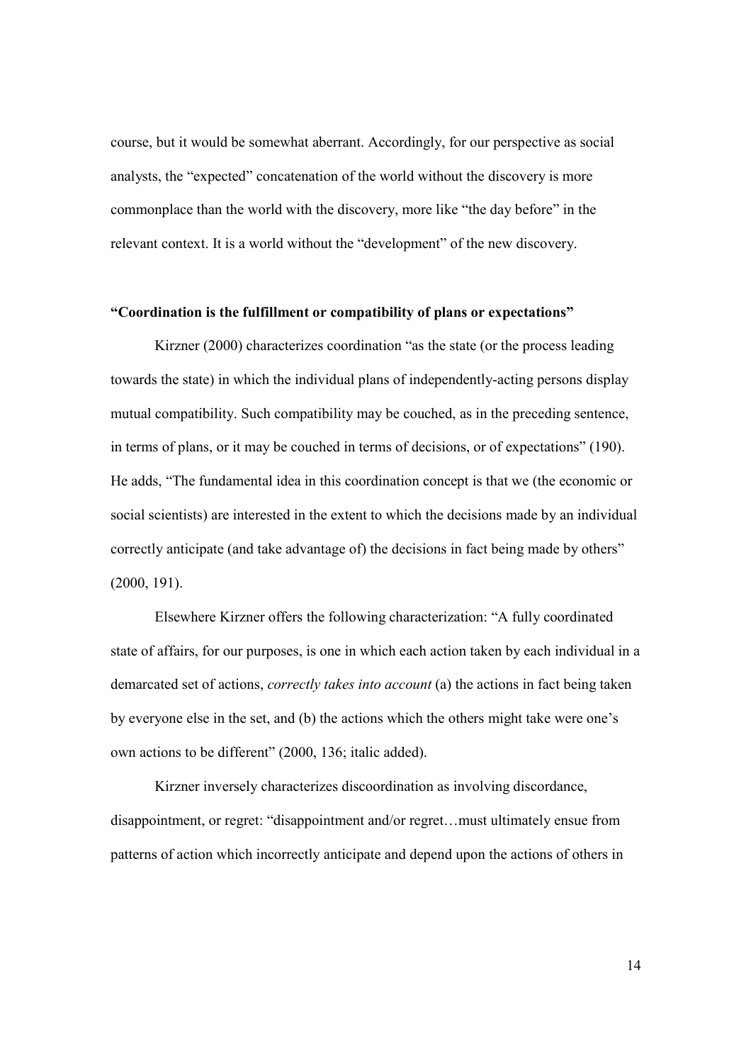course, but it would be somewhat aberrant. Accordingly, for our perspective as social analysts, the "expected" concatenation of the world without the discovery is more commonplace than the world with the discovery, more like "the day before" in the relevant context. It is a world without the "development" of the new discovery.

### "Coordination is the fulfillment or compatibility of plans or expectations"

Kirzner (2000) characterizes coordination "as the state (or the process leading towards the state) in which the individual plans of independently-acting persons display mutual compatibility. Such compatibility may be couched, as in the preceding sentence, in terms of plans, or it may be couched in terms of decisions, or of expectations" (190). He adds, "The fundamental idea in this coordination concept is that we (the economic or social scientists) are interested in the extent to which the decisions made by an individual correctly anticipate (and take advantage of) the decisions in fact being made by others" (2000, 191).

Elsewhere Kirzner offers the following characterization: "A fully coordinated state of affairs, for our purposes, is one in which each action taken by each individual in a demarcated set of actions, *correctly takes into account* (a) the actions in fact being taken by everyone else in the set, and (b) the actions which the others might take were one's own actions to be different" (2000, 136; italic added).

Kirzner inversely characterizes discoordination as involving discordance, disappointment, or regret: "disappointment and/or regret…must ultimately ensue from patterns of action which incorrectly anticipate and depend upon the actions of others in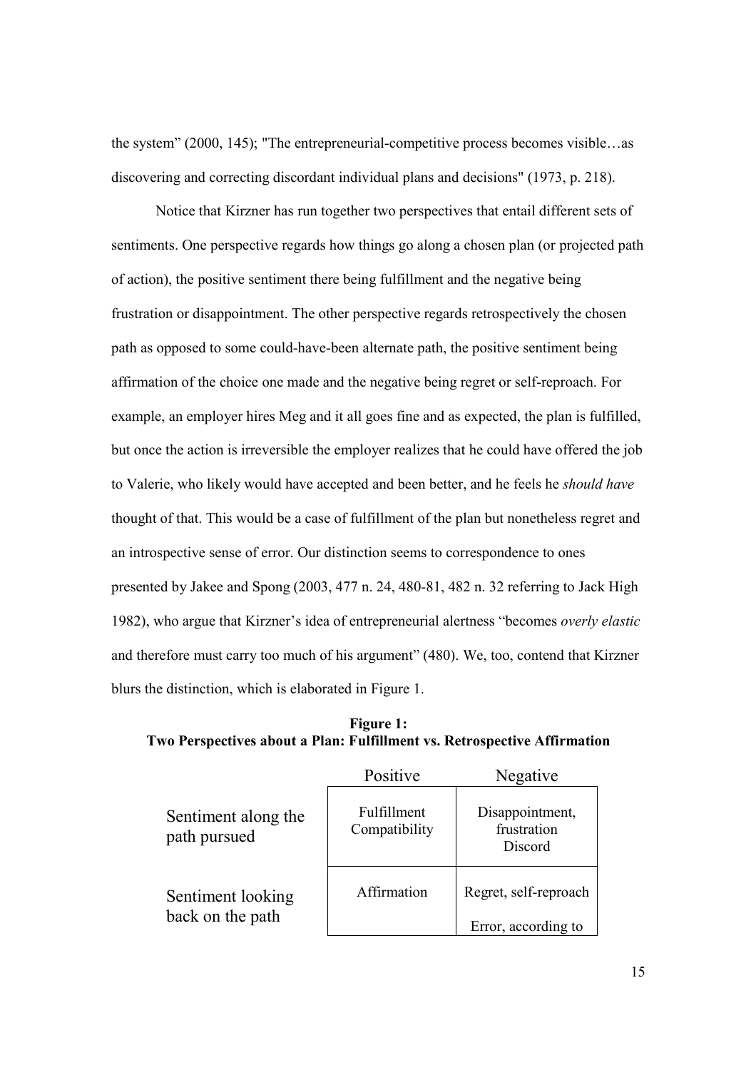the system" (2000, 145); "The entrepreneurial-competitive process becomes visible…as discovering and correcting discordant individual plans and decisions" (1973, p. 218).

Notice that Kirzner has run together two perspectives that entail different sets of sentiments. One perspective regards how things go along a chosen plan (or projected path of action), the positive sentiment there being fulfillment and the negative being frustration or disappointment. The other perspective regards retrospectively the chosen path as opposed to some could-have-been alternate path, the positive sentiment being affirmation of the choice one made and the negative being regret or self-reproach. For example, an employer hires Meg and it all goes fine and as expected, the plan is fulfilled, but once the action is irreversible the employer realizes that he could have offered the job to Valerie, who likely would have accepted and been better, and he feels he *should have* thought of that. This would be a case of fulfillment of the plan but nonetheless regret and an introspective sense of error. Our distinction seems to correspondence to ones presented by Jakee and Spong (2003, 477 n. 24, 480-81, 482 n. 32 referring to Jack High 1982), who argue that Kirzner's idea of entrepreneurial alertness "becomes *overly elastic* and therefore must carry too much of his argument" (480). We, too, contend that Kirzner blurs the distinction, which is elaborated in Figure 1.

**Figure 1:**
**Two Perspectives about a Plan: Fulfillment vs. Retrospective Affirmation**

| | Positive | Negative |
|---|---|---|
| Sentiment along the path pursued | Fulfillment<br>Compatibility | Disappointment, frustration<br>Discord |
| Sentiment looking back on the path | Affirmation | Regret, self-reproach<br><br>Error, according to |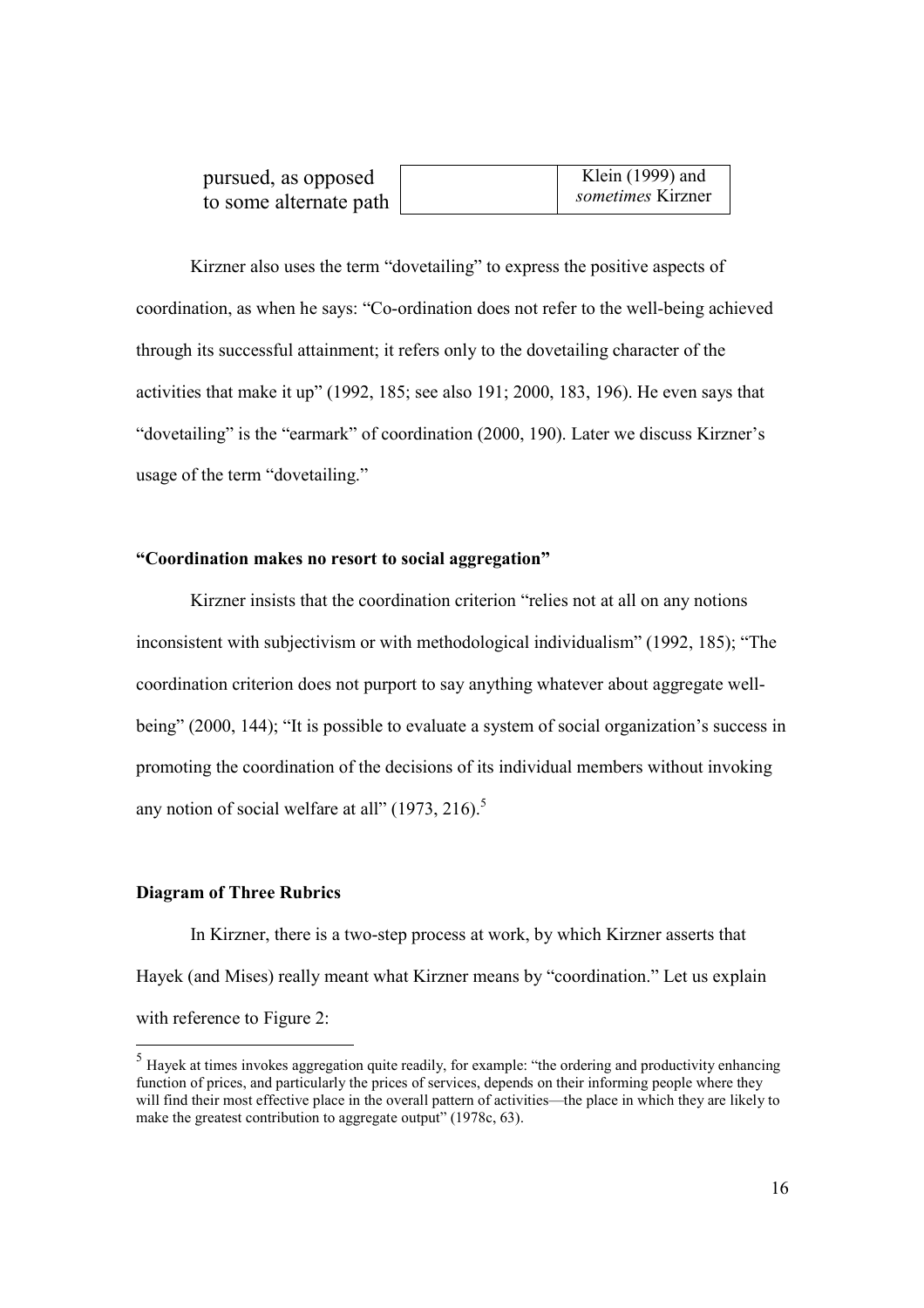| pursued, as opposed to some alternate path | | Klein (1999) and *sometimes* Kirzner |
|---|---|---|

Kirzner also uses the term "dovetailing" to express the positive aspects of coordination, as when he says: "Co-ordination does not refer to the well-being achieved through its successful attainment; it refers only to the dovetailing character of the activities that make it up" (1992, 185; see also 191; 2000, 183, 196). He even says that "dovetailing" is the "earmark" of coordination (2000, 190). Later we discuss Kirzner's usage of the term "dovetailing."

### "Coordination makes no resort to social aggregation"

Kirzner insists that the coordination criterion "relies not at all on any notions inconsistent with subjectivism or with methodological individualism" (1992, 185); "The coordination criterion does not purport to say anything whatever about aggregate well-being" (2000, 144); "It is possible to evaluate a system of social organization's success in promoting the coordination of the decisions of its individual members without invoking any notion of social welfare at all" (1973, 216).[5]

### Diagram of Three Rubrics

In Kirzner, there is a two-step process at work, by which Kirzner asserts that Hayek (and Mises) really meant what Kirzner means by "coordination." Let us explain with reference to Figure 2:

[5] Hayek at times invokes aggregation quite readily, for example: "the ordering and productivity enhancing function of prices, and particularly the prices of services, depends on their informing people where they will find their most effective place in the overall pattern of activities—the place in which they are likely to make the greatest contribution to aggregate output" (1978c, 63).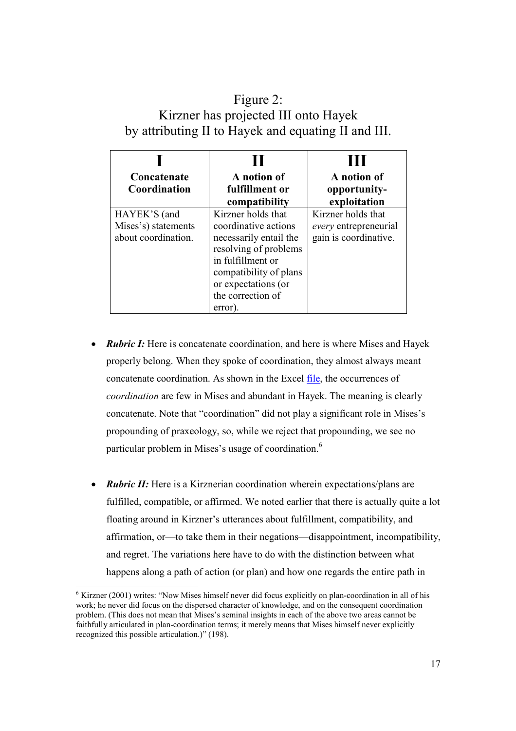Figure 2:
Kirzner has projected III onto Hayek
by attributing II to Hayek and equating II and III.

| **I**<br>**Concatenate Coordination** | **II**<br>**A notion of fulfillment or compatibility** | **III**<br>**A notion of opportunity-exploitation** |
|---|---|---|
| HAYEK'S (and Mises's) statements about coordination. | Kirzner holds that coordinative actions necessarily entail the resolving of problems in fulfillment or compatibility of plans or expectations (or the correction of error). | Kirzner holds that *every* entrepreneurial gain is coordinative. |

- ***Rubric I:*** Here is concatenate coordination, and here is where Mises and Hayek properly belong. When they spoke of coordination, they almost always meant concatenate coordination. As shown in the Excel file, the occurrences of *coordination* are few in Mises and abundant in Hayek. The meaning is clearly concatenate. Note that "coordination" did not play a significant role in Mises's propounding of praxeology, so, while we reject that propounding, we see no particular problem in Mises's usage of coordination.[6]

- ***Rubric II:*** Here is a Kirznerian coordination wherein expectations/plans are fulfilled, compatible, or affirmed. We noted earlier that there is actually quite a lot floating around in Kirzner's utterances about fulfillment, compatibility, and affirmation, or—to take them in their negations—disappointment, incompatibility, and regret. The variations here have to do with the distinction between what happens along a path of action (or plan) and how one regards the entire path in

[6] Kirzner (2001) writes: "Now Mises himself never did focus explicitly on plan-coordination in all of his work; he never did focus on the dispersed character of knowledge, and on the consequent coordination problem. (This does not mean that Mises's seminal insights in each of the above two areas cannot be faithfully articulated in plan-coordination terms; it merely means that Mises himself never explicitly recognized this possible articulation.)" (198).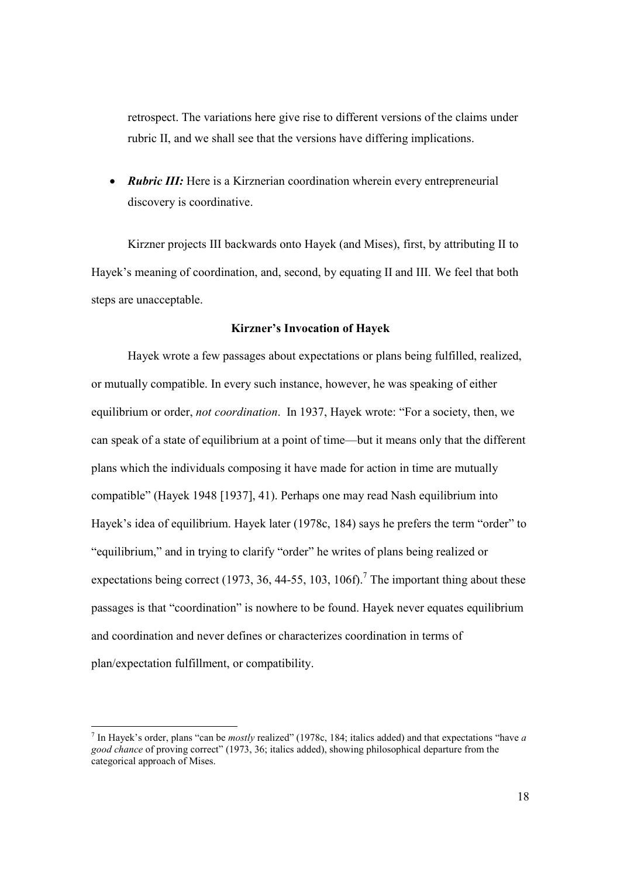retrospect. The variations here give rise to different versions of the claims under rubric II, and we shall see that the versions have differing implications.

- ***Rubric III:*** Here is a Kirznerian coordination wherein every entrepreneurial discovery is coordinative.

Kirzner projects III backwards onto Hayek (and Mises), first, by attributing II to Hayek's meaning of coordination, and, second, by equating II and III. We feel that both steps are unacceptable.

### Kirzner's Invocation of Hayek

Hayek wrote a few passages about expectations or plans being fulfilled, realized, or mutually compatible. In every such instance, however, he was speaking of either equilibrium or order, *not coordination*. In 1937, Hayek wrote: "For a society, then, we can speak of a state of equilibrium at a point of time—but it means only that the different plans which the individuals composing it have made for action in time are mutually compatible" (Hayek 1948 [1937], 41). Perhaps one may read Nash equilibrium into Hayek's idea of equilibrium. Hayek later (1978c, 184) says he prefers the term "order" to "equilibrium," and in trying to clarify "order" he writes of plans being realized or expectations being correct (1973, 36, 44-55, 103, 106f).[7] The important thing about these passages is that "coordination" is nowhere to be found. Hayek never equates equilibrium and coordination and never defines or characterizes coordination in terms of plan/expectation fulfillment, or compatibility.

---

[7] In Hayek's order, plans "can be *mostly* realized" (1978c, 184; italics added) and that expectations "have *a good chance* of proving correct" (1973, 36; italics added), showing philosophical departure from the categorical approach of Mises.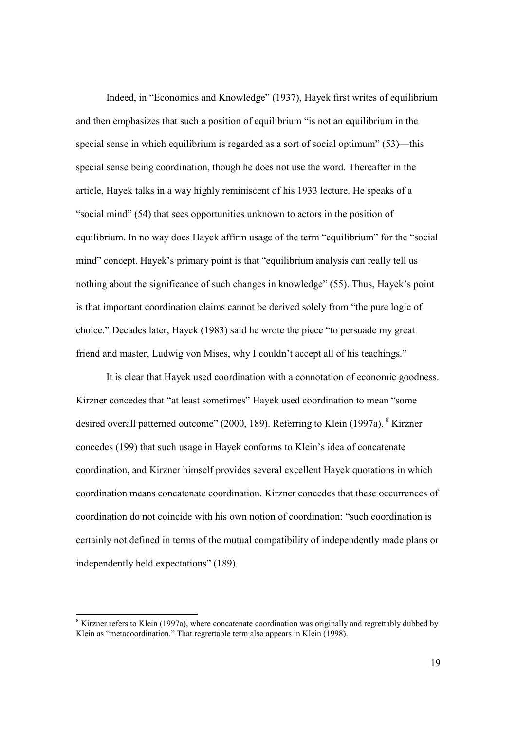Indeed, in "Economics and Knowledge" (1937), Hayek first writes of equilibrium and then emphasizes that such a position of equilibrium "is not an equilibrium in the special sense in which equilibrium is regarded as a sort of social optimum" (53)—this special sense being coordination, though he does not use the word. Thereafter in the article, Hayek talks in a way highly reminiscent of his 1933 lecture. He speaks of a "social mind" (54) that sees opportunities unknown to actors in the position of equilibrium. In no way does Hayek affirm usage of the term "equilibrium" for the "social mind" concept. Hayek's primary point is that "equilibrium analysis can really tell us nothing about the significance of such changes in knowledge" (55). Thus, Hayek's point is that important coordination claims cannot be derived solely from "the pure logic of choice." Decades later, Hayek (1983) said he wrote the piece "to persuade my great friend and master, Ludwig von Mises, why I couldn't accept all of his teachings."

It is clear that Hayek used coordination with a connotation of economic goodness. Kirzner concedes that "at least sometimes" Hayek used coordination to mean "some desired overall patterned outcome" (2000, 189). Referring to Klein (1997a), [8] Kirzner concedes (199) that such usage in Hayek conforms to Klein's idea of concatenate coordination, and Kirzner himself provides several excellent Hayek quotations in which coordination means concatenate coordination. Kirzner concedes that these occurrences of coordination do not coincide with his own notion of coordination: "such coordination is certainly not defined in terms of the mutual compatibility of independently made plans or independently held expectations" (189).

[8] Kirzner refers to Klein (1997a), where concatenate coordination was originally and regrettably dubbed by Klein as "metacoordination." That regrettable term also appears in Klein (1998).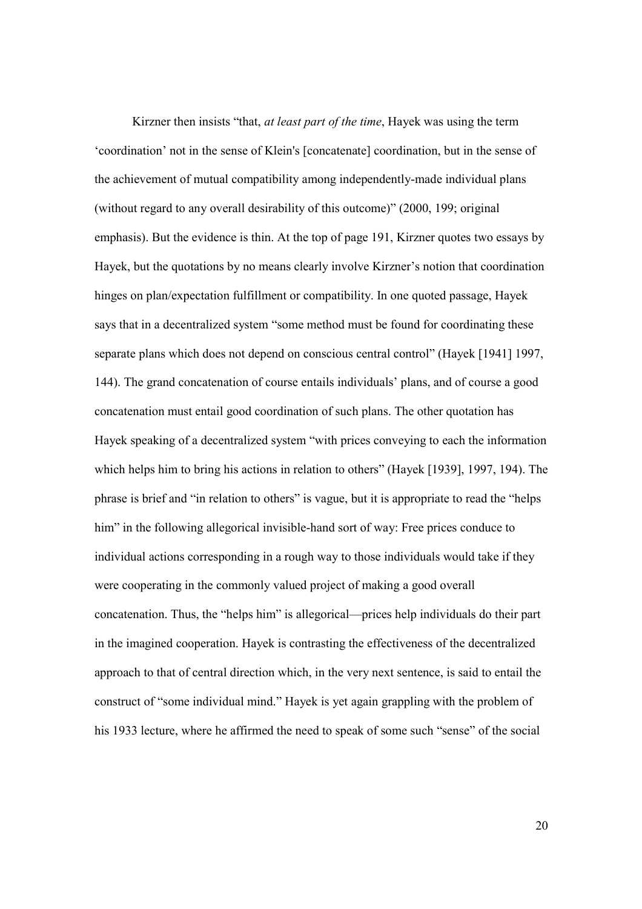Kirzner then insists "that, *at least part of the time*, Hayek was using the term 'coordination' not in the sense of Klein's [concatenate] coordination, but in the sense of the achievement of mutual compatibility among independently-made individual plans (without regard to any overall desirability of this outcome)" (2000, 199; original emphasis). But the evidence is thin. At the top of page 191, Kirzner quotes two essays by Hayek, but the quotations by no means clearly involve Kirzner's notion that coordination hinges on plan/expectation fulfillment or compatibility. In one quoted passage, Hayek says that in a decentralized system "some method must be found for coordinating these separate plans which does not depend on conscious central control" (Hayek [1941] 1997, 144). The grand concatenation of course entails individuals' plans, and of course a good concatenation must entail good coordination of such plans. The other quotation has Hayek speaking of a decentralized system "with prices conveying to each the information which helps him to bring his actions in relation to others" (Hayek [1939], 1997, 194). The phrase is brief and "in relation to others" is vague, but it is appropriate to read the "helps him" in the following allegorical invisible-hand sort of way: Free prices conduce to individual actions corresponding in a rough way to those individuals would take if they were cooperating in the commonly valued project of making a good overall concatenation. Thus, the "helps him" is allegorical—prices help individuals do their part in the imagined cooperation. Hayek is contrasting the effectiveness of the decentralized approach to that of central direction which, in the very next sentence, is said to entail the construct of "some individual mind." Hayek is yet again grappling with the problem of his 1933 lecture, where he affirmed the need to speak of some such "sense" of the social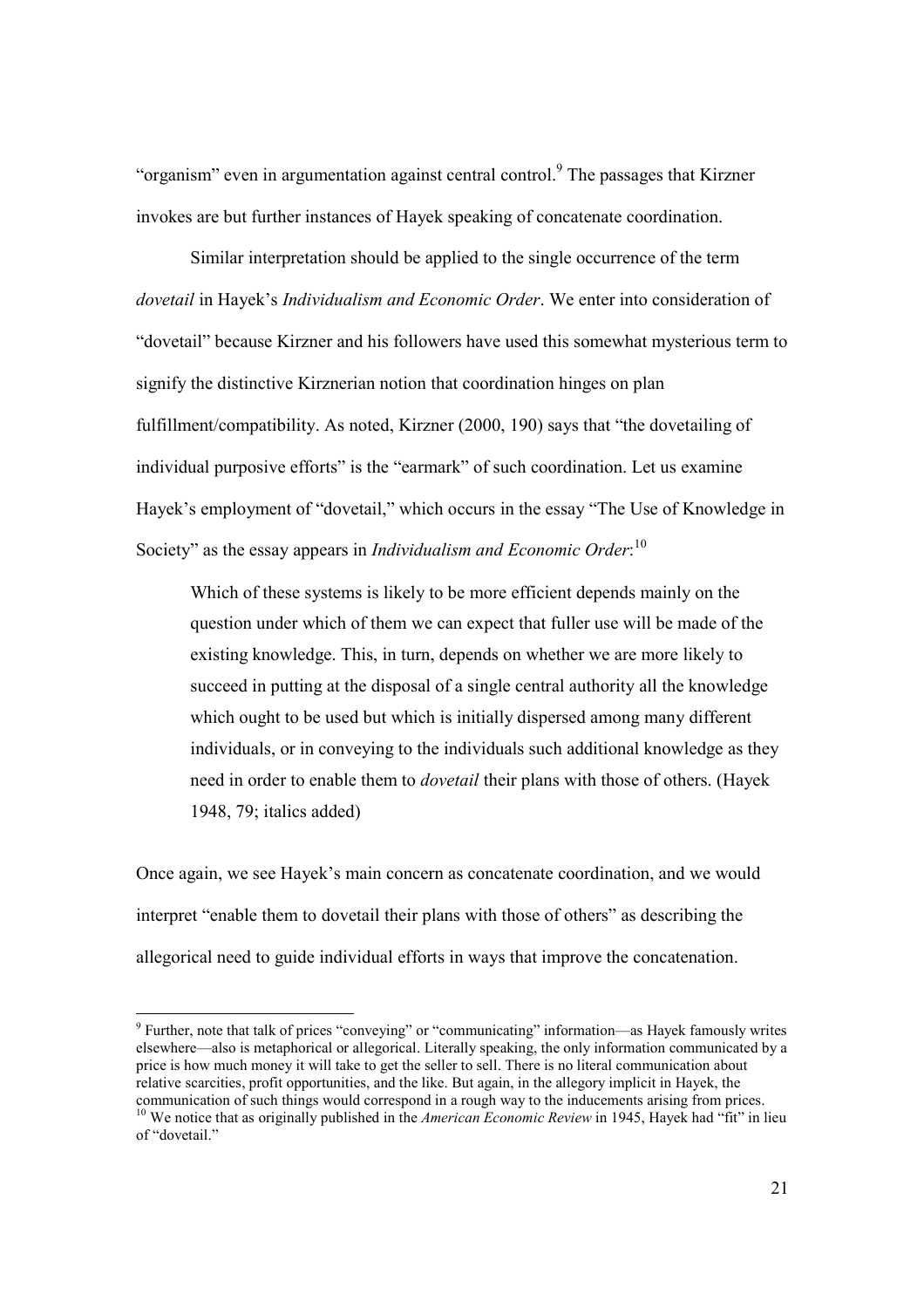"organism" even in argumentation against central control.[9] The passages that Kirzner invokes are but further instances of Hayek speaking of concatenate coordination.

Similar interpretation should be applied to the single occurrence of the term *dovetail* in Hayek's *Individualism and Economic Order*. We enter into consideration of "dovetail" because Kirzner and his followers have used this somewhat mysterious term to signify the distinctive Kirznerian notion that coordination hinges on plan fulfillment/compatibility. As noted, Kirzner (2000, 190) says that "the dovetailing of individual purposive efforts" is the "earmark" of such coordination. Let us examine Hayek's employment of "dovetail," which occurs in the essay "The Use of Knowledge in Society" as the essay appears in *Individualism and Economic Order*:[10]

> Which of these systems is likely to be more efficient depends mainly on the question under which of them we can expect that fuller use will be made of the existing knowledge. This, in turn, depends on whether we are more likely to succeed in putting at the disposal of a single central authority all the knowledge which ought to be used but which is initially dispersed among many different individuals, or in conveying to the individuals such additional knowledge as they need in order to enable them to *dovetail* their plans with those of others. (Hayek 1948, 79; italics added)

Once again, we see Hayek's main concern as concatenate coordination, and we would interpret "enable them to dovetail their plans with those of others" as describing the allegorical need to guide individual efforts in ways that improve the concatenation.

---

[9] Further, note that talk of prices "conveying" or "communicating" information—as Hayek famously writes elsewhere—also is metaphorical or allegorical. Literally speaking, the only information communicated by a price is how much money it will take to get the seller to sell. There is no literal communication about relative scarcities, profit opportunities, and the like. But again, in the allegory implicit in Hayek, the communication of such things would correspond in a rough way to the inducements arising from prices.

[10] We notice that as originally published in the *American Economic Review* in 1945, Hayek had "fit" in lieu of "dovetail."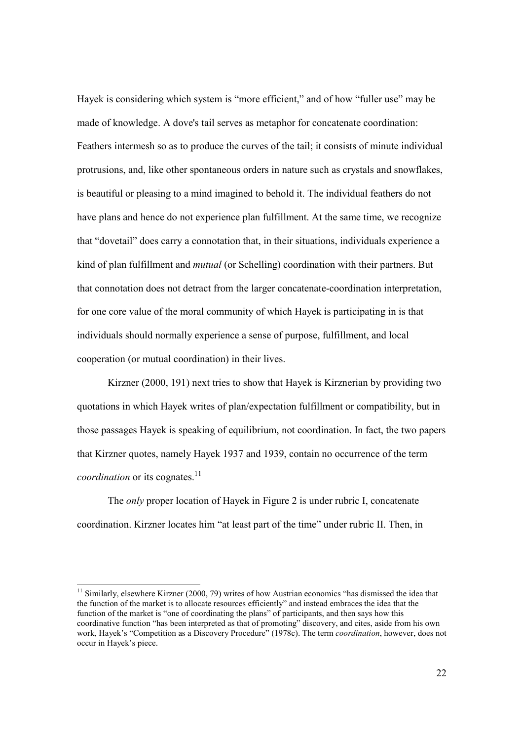Hayek is considering which system is "more efficient," and of how "fuller use" may be made of knowledge. A dove's tail serves as metaphor for concatenate coordination: Feathers intermesh so as to produce the curves of the tail; it consists of minute individual protrusions, and, like other spontaneous orders in nature such as crystals and snowflakes, is beautiful or pleasing to a mind imagined to behold it. The individual feathers do not have plans and hence do not experience plan fulfillment. At the same time, we recognize that "dovetail" does carry a connotation that, in their situations, individuals experience a kind of plan fulfillment and *mutual* (or Schelling) coordination with their partners. But that connotation does not detract from the larger concatenate-coordination interpretation, for one core value of the moral community of which Hayek is participating in is that individuals should normally experience a sense of purpose, fulfillment, and local cooperation (or mutual coordination) in their lives.

Kirzner (2000, 191) next tries to show that Hayek is Kirznerian by providing two quotations in which Hayek writes of plan/expectation fulfillment or compatibility, but in those passages Hayek is speaking of equilibrium, not coordination. In fact, the two papers that Kirzner quotes, namely Hayek 1937 and 1939, contain no occurrence of the term *coordination* or its cognates.[11]

The *only* proper location of Hayek in Figure 2 is under rubric I, concatenate coordination. Kirzner locates him "at least part of the time" under rubric II. Then, in

[11] Similarly, elsewhere Kirzner (2000, 79) writes of how Austrian economics "has dismissed the idea that the function of the market is to allocate resources efficiently" and instead embraces the idea that the function of the market is "one of coordinating the plans" of participants, and then says how this coordinative function "has been interpreted as that of promoting" discovery, and cites, aside from his own work, Hayek's "Competition as a Discovery Procedure" (1978c). The term *coordination*, however, does not occur in Hayek's piece.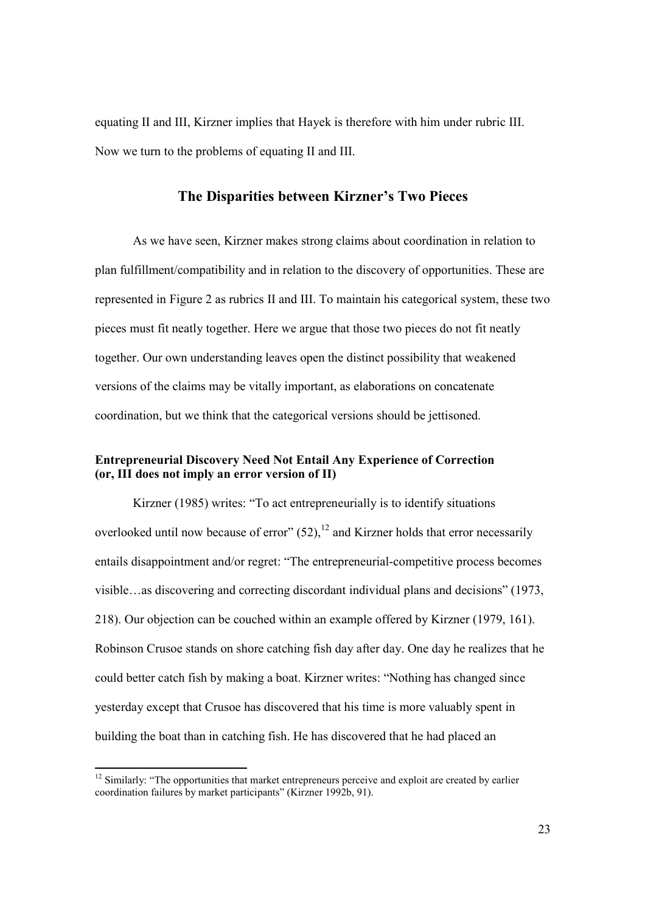equating II and III, Kirzner implies that Hayek is therefore with him under rubric III. Now we turn to the problems of equating II and III.

## The Disparities between Kirzner's Two Pieces

As we have seen, Kirzner makes strong claims about coordination in relation to plan fulfillment/compatibility and in relation to the discovery of opportunities. These are represented in Figure 2 as rubrics II and III. To maintain his categorical system, these two pieces must fit neatly together. Here we argue that those two pieces do not fit neatly together. Our own understanding leaves open the distinct possibility that weakened versions of the claims may be vitally important, as elaborations on concatenate coordination, but we think that the categorical versions should be jettisoned.

### Entrepreneurial Discovery Need Not Entail Any Experience of Correction (or, III does not imply an error version of II)

Kirzner (1985) writes: "To act entrepreneurially is to identify situations overlooked until now because of error" (52),[12] and Kirzner holds that error necessarily entails disappointment and/or regret: "The entrepreneurial-competitive process becomes visible…as discovering and correcting discordant individual plans and decisions" (1973, 218). Our objection can be couched within an example offered by Kirzner (1979, 161). Robinson Crusoe stands on shore catching fish day after day. One day he realizes that he could better catch fish by making a boat. Kirzner writes: "Nothing has changed since yesterday except that Crusoe has discovered that his time is more valuably spent in building the boat than in catching fish. He has discovered that he had placed an

[12] Similarly: "The opportunities that market entrepreneurs perceive and exploit are created by earlier coordination failures by market participants" (Kirzner 1992b, 91).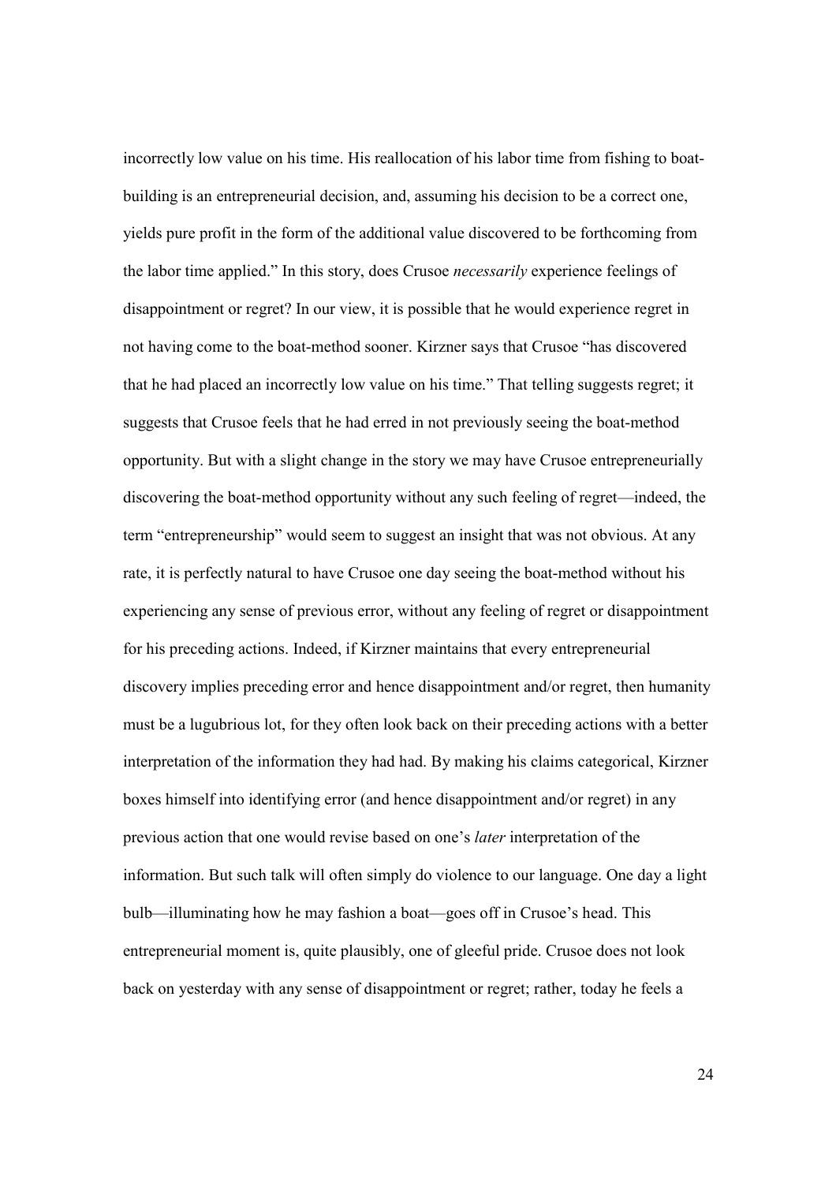incorrectly low value on his time. His reallocation of his labor time from fishing to boat-building is an entrepreneurial decision, and, assuming his decision to be a correct one, yields pure profit in the form of the additional value discovered to be forthcoming from the labor time applied." In this story, does Crusoe *necessarily* experience feelings of disappointment or regret? In our view, it is possible that he would experience regret in not having come to the boat-method sooner. Kirzner says that Crusoe "has discovered that he had placed an incorrectly low value on his time." That telling suggests regret; it suggests that Crusoe feels that he had erred in not previously seeing the boat-method opportunity. But with a slight change in the story we may have Crusoe entrepreneurially discovering the boat-method opportunity without any such feeling of regret—indeed, the term "entrepreneurship" would seem to suggest an insight that was not obvious. At any rate, it is perfectly natural to have Crusoe one day seeing the boat-method without his experiencing any sense of previous error, without any feeling of regret or disappointment for his preceding actions. Indeed, if Kirzner maintains that every entrepreneurial discovery implies preceding error and hence disappointment and/or regret, then humanity must be a lugubrious lot, for they often look back on their preceding actions with a better interpretation of the information they had had. By making his claims categorical, Kirzner boxes himself into identifying error (and hence disappointment and/or regret) in any previous action that one would revise based on one's *later* interpretation of the information. But such talk will often simply do violence to our language. One day a light bulb—illuminating how he may fashion a boat—goes off in Crusoe's head. This entrepreneurial moment is, quite plausibly, one of gleeful pride. Crusoe does not look back on yesterday with any sense of disappointment or regret; rather, today he feels a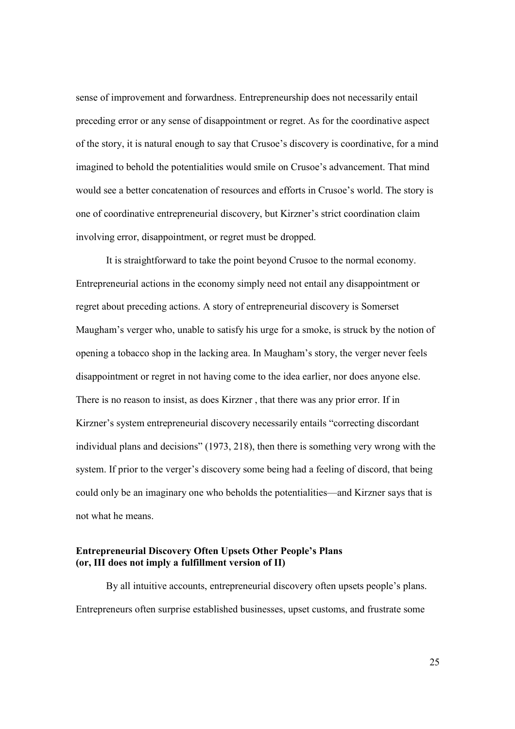sense of improvement and forwardness. Entrepreneurship does not necessarily entail preceding error or any sense of disappointment or regret. As for the coordinative aspect of the story, it is natural enough to say that Crusoe's discovery is coordinative, for a mind imagined to behold the potentialities would smile on Crusoe's advancement. That mind would see a better concatenation of resources and efforts in Crusoe's world. The story is one of coordinative entrepreneurial discovery, but Kirzner's strict coordination claim involving error, disappointment, or regret must be dropped.

It is straightforward to take the point beyond Crusoe to the normal economy. Entrepreneurial actions in the economy simply need not entail any disappointment or regret about preceding actions. A story of entrepreneurial discovery is Somerset Maugham's verger who, unable to satisfy his urge for a smoke, is struck by the notion of opening a tobacco shop in the lacking area. In Maugham's story, the verger never feels disappointment or regret in not having come to the idea earlier, nor does anyone else. There is no reason to insist, as does Kirzner , that there was any prior error. If in Kirzner's system entrepreneurial discovery necessarily entails "correcting discordant individual plans and decisions" (1973, 218), then there is something very wrong with the system. If prior to the verger's discovery some being had a feeling of discord, that being could only be an imaginary one who beholds the potentialities—and Kirzner says that is not what he means.

### Entrepreneurial Discovery Often Upsets Other People's Plans (or, III does not imply a fulfillment version of II)

By all intuitive accounts, entrepreneurial discovery often upsets people's plans. Entrepreneurs often surprise established businesses, upset customs, and frustrate some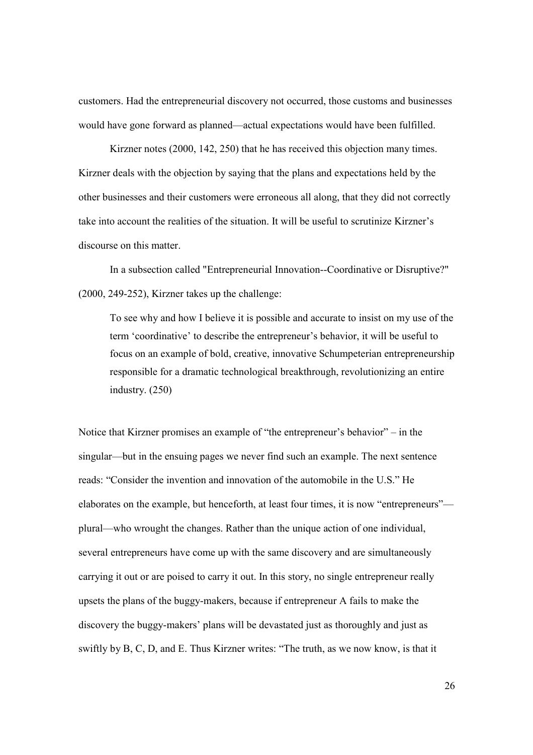customers. Had the entrepreneurial discovery not occurred, those customs and businesses would have gone forward as planned—actual expectations would have been fulfilled.

Kirzner notes (2000, 142, 250) that he has received this objection many times. Kirzner deals with the objection by saying that the plans and expectations held by the other businesses and their customers were erroneous all along, that they did not correctly take into account the realities of the situation. It will be useful to scrutinize Kirzner's discourse on this matter.

In a subsection called "Entrepreneurial Innovation--Coordinative or Disruptive?" (2000, 249-252), Kirzner takes up the challenge:

> To see why and how I believe it is possible and accurate to insist on my use of the term 'coordinative' to describe the entrepreneur's behavior, it will be useful to focus on an example of bold, creative, innovative Schumpeterian entrepreneurship responsible for a dramatic technological breakthrough, revolutionizing an entire industry. (250)

Notice that Kirzner promises an example of "the entrepreneur's behavior" – in the singular—but in the ensuing pages we never find such an example. The next sentence reads: "Consider the invention and innovation of the automobile in the U.S." He elaborates on the example, but henceforth, at least four times, it is now "entrepreneurs"—plural—who wrought the changes. Rather than the unique action of one individual, several entrepreneurs have come up with the same discovery and are simultaneously carrying it out or are poised to carry it out. In this story, no single entrepreneur really upsets the plans of the buggy-makers, because if entrepreneur A fails to make the discovery the buggy-makers' plans will be devastated just as thoroughly and just as swiftly by B, C, D, and E. Thus Kirzner writes: "The truth, as we now know, is that it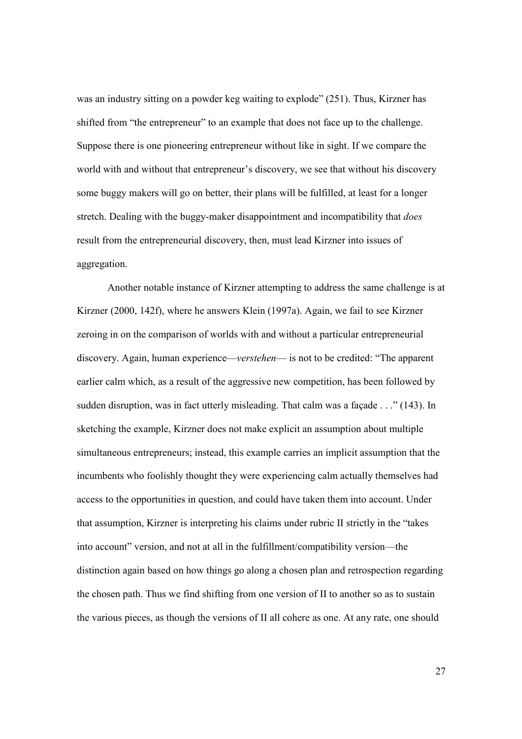was an industry sitting on a powder keg waiting to explode" (251). Thus, Kirzner has shifted from "the entrepreneur" to an example that does not face up to the challenge. Suppose there is one pioneering entrepreneur without like in sight. If we compare the world with and without that entrepreneur's discovery, we see that without his discovery some buggy makers will go on better, their plans will be fulfilled, at least for a longer stretch. Dealing with the buggy-maker disappointment and incompatibility that *does* result from the entrepreneurial discovery, then, must lead Kirzner into issues of aggregation.

Another notable instance of Kirzner attempting to address the same challenge is at Kirzner (2000, 142f), where he answers Klein (1997a). Again, we fail to see Kirzner zeroing in on the comparison of worlds with and without a particular entrepreneurial discovery. Again, human experience—*verstehen*— is not to be credited: "The apparent earlier calm which, as a result of the aggressive new competition, has been followed by sudden disruption, was in fact utterly misleading. That calm was a façade . . ." (143). In sketching the example, Kirzner does not make explicit an assumption about multiple simultaneous entrepreneurs; instead, this example carries an implicit assumption that the incumbents who foolishly thought they were experiencing calm actually themselves had access to the opportunities in question, and could have taken them into account. Under that assumption, Kirzner is interpreting his claims under rubric II strictly in the "takes into account" version, and not at all in the fulfillment/compatibility version—the distinction again based on how things go along a chosen plan and retrospection regarding the chosen path. Thus we find shifting from one version of II to another so as to sustain the various pieces, as though the versions of II all cohere as one. At any rate, one should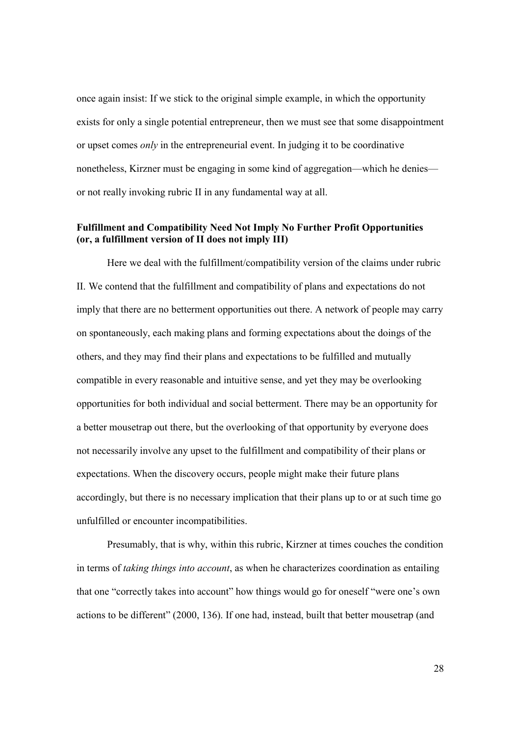once again insist: If we stick to the original simple example, in which the opportunity exists for only a single potential entrepreneur, then we must see that some disappointment or upset comes *only* in the entrepreneurial event. In judging it to be coordinative nonetheless, Kirzner must be engaging in some kind of aggregation—which he denies—or not really invoking rubric II in any fundamental way at all.

**Fulfillment and Compatibility Need Not Imply No Further Profit Opportunities (or, a fulfillment version of II does not imply III)**

Here we deal with the fulfillment/compatibility version of the claims under rubric II. We contend that the fulfillment and compatibility of plans and expectations do not imply that there are no betterment opportunities out there. A network of people may carry on spontaneously, each making plans and forming expectations about the doings of the others, and they may find their plans and expectations to be fulfilled and mutually compatible in every reasonable and intuitive sense, and yet they may be overlooking opportunities for both individual and social betterment. There may be an opportunity for a better mousetrap out there, but the overlooking of that opportunity by everyone does not necessarily involve any upset to the fulfillment and compatibility of their plans or expectations. When the discovery occurs, people might make their future plans accordingly, but there is no necessary implication that their plans up to or at such time go unfulfilled or encounter incompatibilities.

Presumably, that is why, within this rubric, Kirzner at times couches the condition in terms of *taking things into account*, as when he characterizes coordination as entailing that one "correctly takes into account" how things would go for oneself "were one's own actions to be different" (2000, 136). If one had, instead, built that better mousetrap (and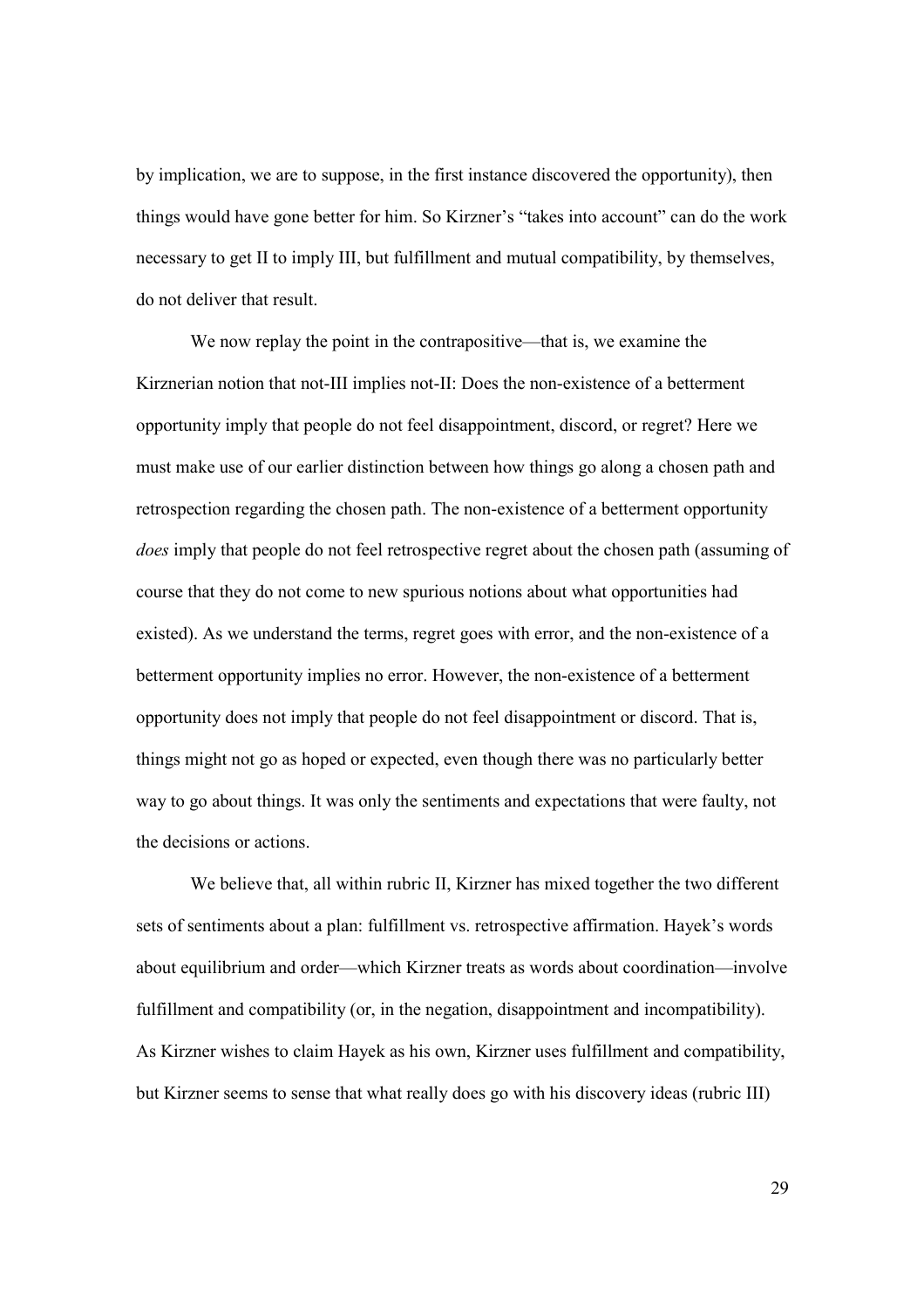by implication, we are to suppose, in the first instance discovered the opportunity), then things would have gone better for him. So Kirzner's "takes into account" can do the work necessary to get II to imply III, but fulfillment and mutual compatibility, by themselves, do not deliver that result.

We now replay the point in the contrapositive—that is, we examine the Kirznerian notion that not-III implies not-II: Does the non-existence of a betterment opportunity imply that people do not feel disappointment, discord, or regret? Here we must make use of our earlier distinction between how things go along a chosen path and retrospection regarding the chosen path. The non-existence of a betterment opportunity *does* imply that people do not feel retrospective regret about the chosen path (assuming of course that they do not come to new spurious notions about what opportunities had existed). As we understand the terms, regret goes with error, and the non-existence of a betterment opportunity implies no error. However, the non-existence of a betterment opportunity does not imply that people do not feel disappointment or discord. That is, things might not go as hoped or expected, even though there was no particularly better way to go about things. It was only the sentiments and expectations that were faulty, not the decisions or actions.

We believe that, all within rubric II, Kirzner has mixed together the two different sets of sentiments about a plan: fulfillment vs. retrospective affirmation. Hayek's words about equilibrium and order—which Kirzner treats as words about coordination—involve fulfillment and compatibility (or, in the negation, disappointment and incompatibility). As Kirzner wishes to claim Hayek as his own, Kirzner uses fulfillment and compatibility, but Kirzner seems to sense that what really does go with his discovery ideas (rubric III)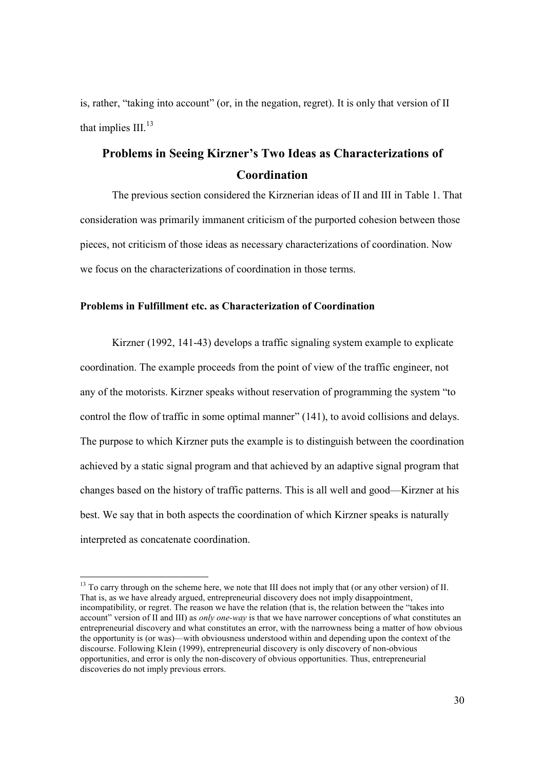is, rather, "taking into account" (or, in the negation, regret). It is only that version of II that implies III.[13]

## Problems in Seeing Kirzner's Two Ideas as Characterizations of Coordination

The previous section considered the Kirznerian ideas of II and III in Table 1. That consideration was primarily immanent criticism of the purported cohesion between those pieces, not criticism of those ideas as necessary characterizations of coordination. Now we focus on the characterizations of coordination in those terms.

### Problems in Fulfillment etc. as Characterization of Coordination

Kirzner (1992, 141-43) develops a traffic signaling system example to explicate coordination. The example proceeds from the point of view of the traffic engineer, not any of the motorists. Kirzner speaks without reservation of programming the system "to control the flow of traffic in some optimal manner" (141), to avoid collisions and delays. The purpose to which Kirzner puts the example is to distinguish between the coordination achieved by a static signal program and that achieved by an adaptive signal program that changes based on the history of traffic patterns. This is all well and good—Kirzner at his best. We say that in both aspects the coordination of which Kirzner speaks is naturally interpreted as concatenate coordination.

[13] To carry through on the scheme here, we note that III does not imply that (or any other version) of II. That is, as we have already argued, entrepreneurial discovery does not imply disappointment, incompatibility, or regret. The reason we have the relation (that is, the relation between the "takes into account" version of II and III) as *only one-way* is that we have narrower conceptions of what constitutes an entrepreneurial discovery and what constitutes an error, with the narrowness being a matter of how obvious the opportunity is (or was)—with obviousness understood within and depending upon the context of the discourse. Following Klein (1999), entrepreneurial discovery is only discovery of non-obvious opportunities, and error is only the non-discovery of obvious opportunities. Thus, entrepreneurial discoveries do not imply previous errors.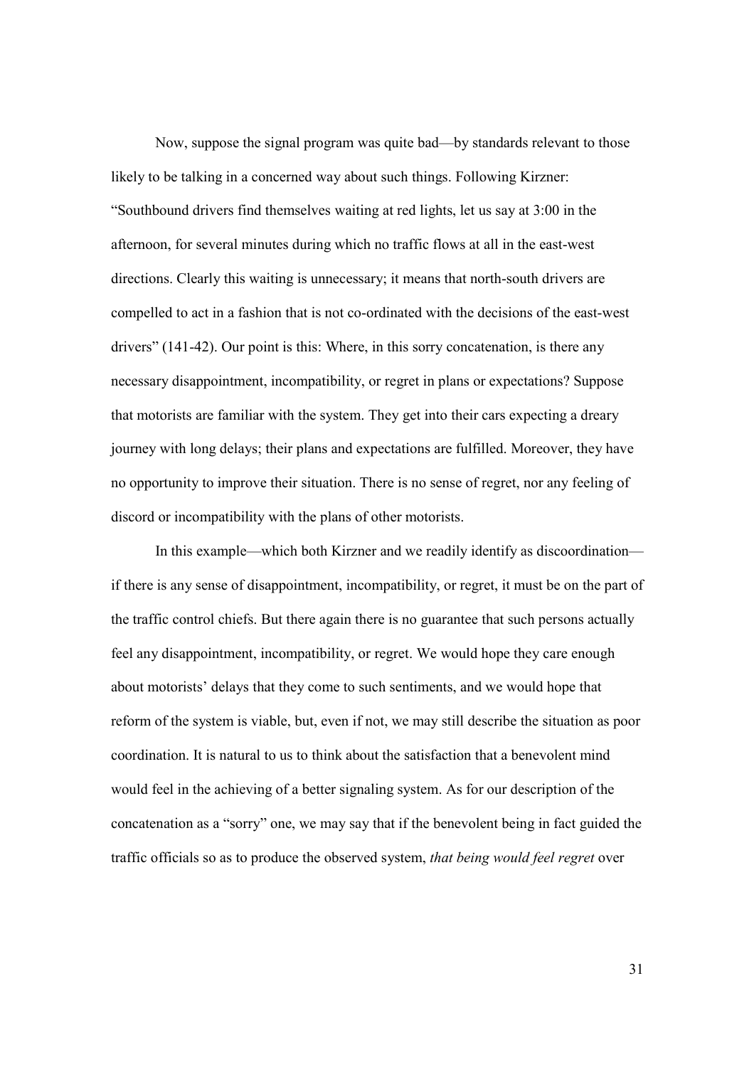Now, suppose the signal program was quite bad—by standards relevant to those likely to be talking in a concerned way about such things. Following Kirzner: "Southbound drivers find themselves waiting at red lights, let us say at 3:00 in the afternoon, for several minutes during which no traffic flows at all in the east-west directions. Clearly this waiting is unnecessary; it means that north-south drivers are compelled to act in a fashion that is not co-ordinated with the decisions of the east-west drivers" (141-42). Our point is this: Where, in this sorry concatenation, is there any necessary disappointment, incompatibility, or regret in plans or expectations? Suppose that motorists are familiar with the system. They get into their cars expecting a dreary journey with long delays; their plans and expectations are fulfilled. Moreover, they have no opportunity to improve their situation. There is no sense of regret, nor any feeling of discord or incompatibility with the plans of other motorists.

In this example—which both Kirzner and we readily identify as discoordination—if there is any sense of disappointment, incompatibility, or regret, it must be on the part of the traffic control chiefs. But there again there is no guarantee that such persons actually feel any disappointment, incompatibility, or regret. We would hope they care enough about motorists' delays that they come to such sentiments, and we would hope that reform of the system is viable, but, even if not, we may still describe the situation as poor coordination. It is natural to us to think about the satisfaction that a benevolent mind would feel in the achieving of a better signaling system. As for our description of the concatenation as a "sorry" one, we may say that if the benevolent being in fact guided the traffic officials so as to produce the observed system, *that being would feel regret* over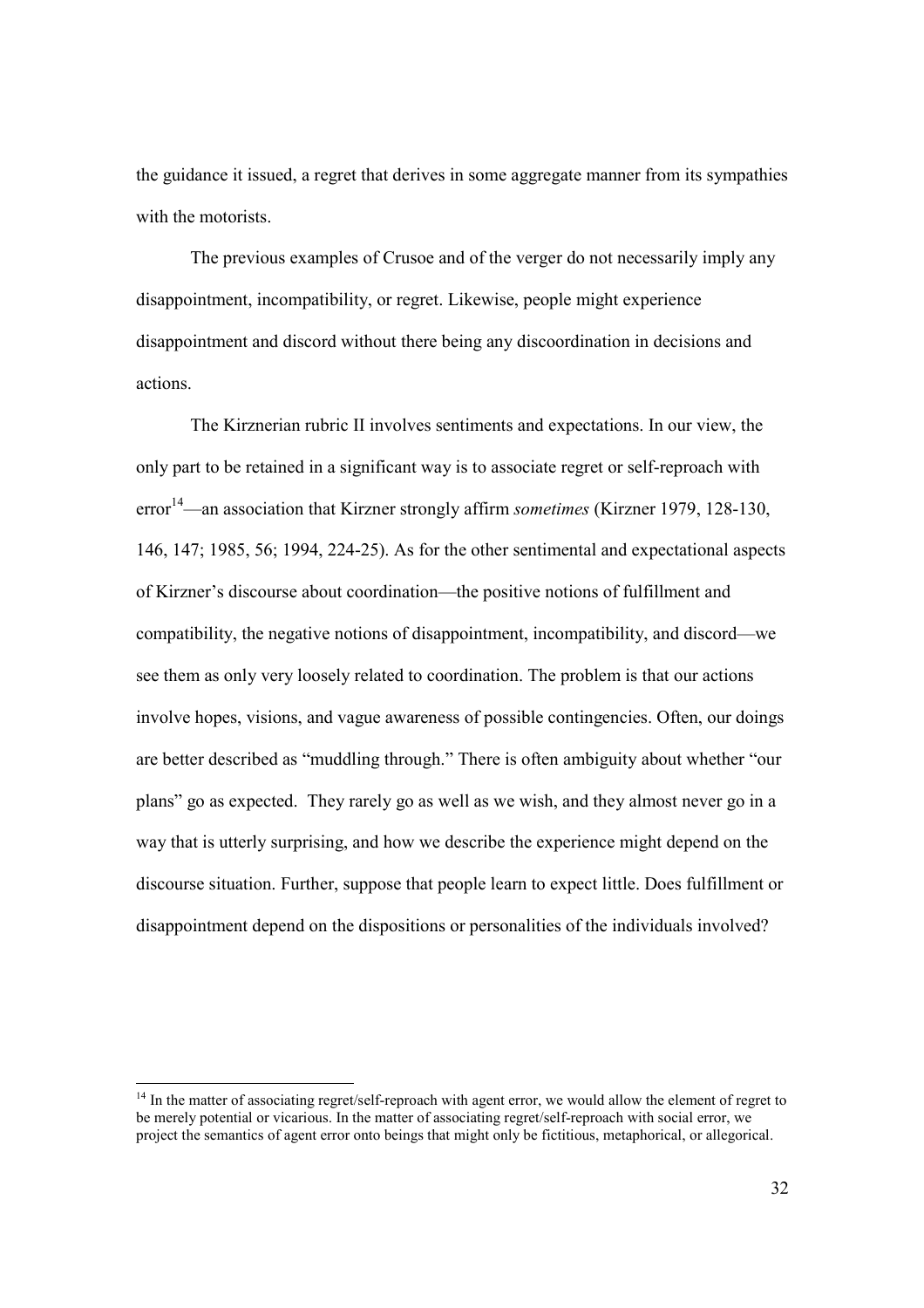the guidance it issued, a regret that derives in some aggregate manner from its sympathies with the motorists.

The previous examples of Crusoe and of the verger do not necessarily imply any disappointment, incompatibility, or regret. Likewise, people might experience disappointment and discord without there being any discoordination in decisions and actions.

The Kirznerian rubric II involves sentiments and expectations. In our view, the only part to be retained in a significant way is to associate regret or self-reproach with error[14]—an association that Kirzner strongly affirm *sometimes* (Kirzner 1979, 128-130, 146, 147; 1985, 56; 1994, 224-25). As for the other sentimental and expectational aspects of Kirzner's discourse about coordination—the positive notions of fulfillment and compatibility, the negative notions of disappointment, incompatibility, and discord—we see them as only very loosely related to coordination. The problem is that our actions involve hopes, visions, and vague awareness of possible contingencies. Often, our doings are better described as "muddling through." There is often ambiguity about whether "our plans" go as expected. They rarely go as well as we wish, and they almost never go in a way that is utterly surprising, and how we describe the experience might depend on the discourse situation. Further, suppose that people learn to expect little. Does fulfillment or disappointment depend on the dispositions or personalities of the individuals involved?

[14] In the matter of associating regret/self-reproach with agent error, we would allow the element of regret to be merely potential or vicarious. In the matter of associating regret/self-reproach with social error, we project the semantics of agent error onto beings that might only be fictitious, metaphorical, or allegorical.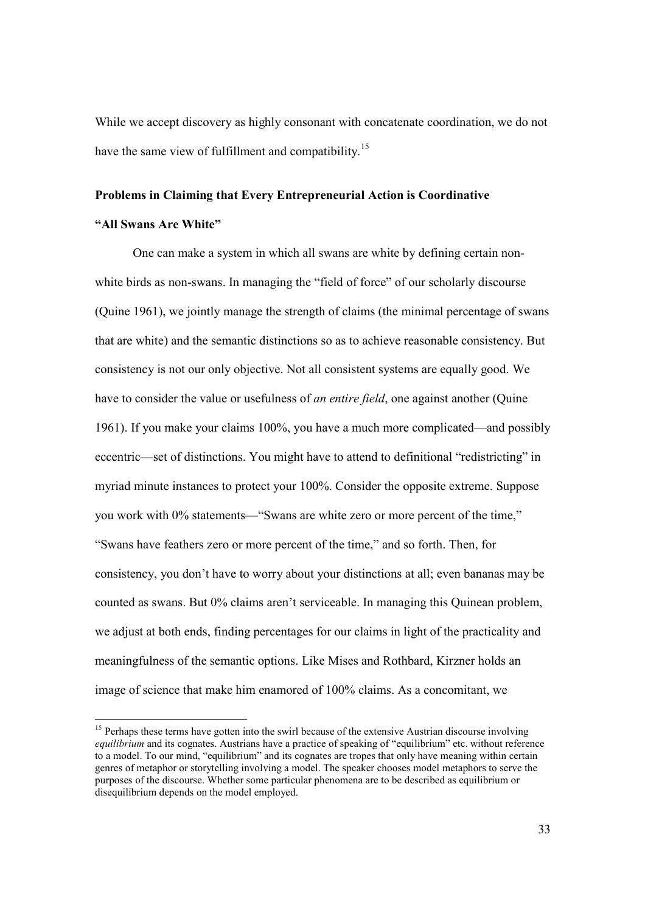While we accept discovery as highly consonant with concatenate coordination, we do not have the same view of fulfillment and compatibility.[15]

## Problems in Claiming that Every Entrepreneurial Action is Coordinative

### "All Swans Are White"

One can make a system in which all swans are white by defining certain non-white birds as non-swans. In managing the "field of force" of our scholarly discourse (Quine 1961), we jointly manage the strength of claims (the minimal percentage of swans that are white) and the semantic distinctions so as to achieve reasonable consistency. But consistency is not our only objective. Not all consistent systems are equally good. We have to consider the value or usefulness of *an entire field*, one against another (Quine 1961). If you make your claims 100%, you have a much more complicated—and possibly eccentric—set of distinctions. You might have to attend to definitional "redistricting" in myriad minute instances to protect your 100%. Consider the opposite extreme. Suppose you work with 0% statements—"Swans are white zero or more percent of the time," "Swans have feathers zero or more percent of the time," and so forth. Then, for consistency, you don't have to worry about your distinctions at all; even bananas may be counted as swans. But 0% claims aren't serviceable. In managing this Quinean problem, we adjust at both ends, finding percentages for our claims in light of the practicality and meaningfulness of the semantic options. Like Mises and Rothbard, Kirzner holds an image of science that make him enamored of 100% claims. As a concomitant, we

---

[15] Perhaps these terms have gotten into the swirl because of the extensive Austrian discourse involving *equilibrium* and its cognates. Austrians have a practice of speaking of "equilibrium" etc. without reference to a model. To our mind, "equilibrium" and its cognates are tropes that only have meaning within certain genres of metaphor or storytelling involving a model. The speaker chooses model metaphors to serve the purposes of the discourse. Whether some particular phenomena are to be described as equilibrium or disequilibrium depends on the model employed.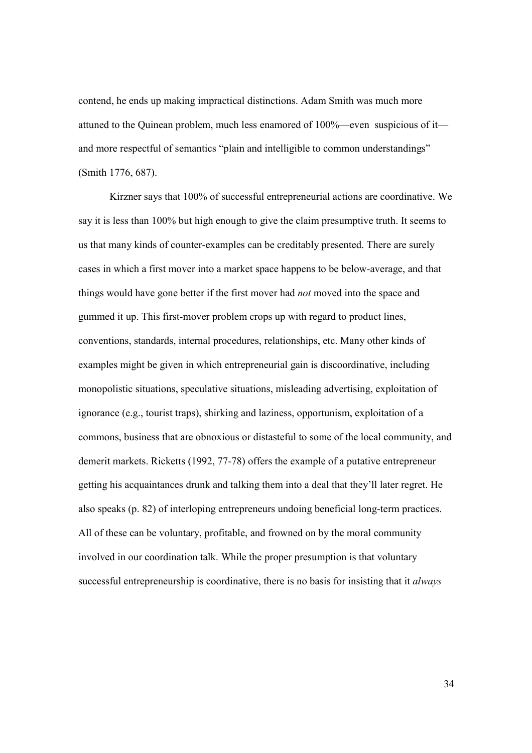contend, he ends up making impractical distinctions. Adam Smith was much more attuned to the Quinean problem, much less enamored of 100%—even suspicious of it—and more respectful of semantics "plain and intelligible to common understandings" (Smith 1776, 687).

Kirzner says that 100% of successful entrepreneurial actions are coordinative. We say it is less than 100% but high enough to give the claim presumptive truth. It seems to us that many kinds of counter-examples can be creditably presented. There are surely cases in which a first mover into a market space happens to be below-average, and that things would have gone better if the first mover had *not* moved into the space and gummed it up. This first-mover problem crops up with regard to product lines, conventions, standards, internal procedures, relationships, etc. Many other kinds of examples might be given in which entrepreneurial gain is discoordinative, including monopolistic situations, speculative situations, misleading advertising, exploitation of ignorance (e.g., tourist traps), shirking and laziness, opportunism, exploitation of a commons, business that are obnoxious or distasteful to some of the local community, and demerit markets. Ricketts (1992, 77-78) offers the example of a putative entrepreneur getting his acquaintances drunk and talking them into a deal that they'll later regret. He also speaks (p. 82) of interloping entrepreneurs undoing beneficial long-term practices. All of these can be voluntary, profitable, and frowned on by the moral community involved in our coordination talk. While the proper presumption is that voluntary successful entrepreneurship is coordinative, there is no basis for insisting that it *always*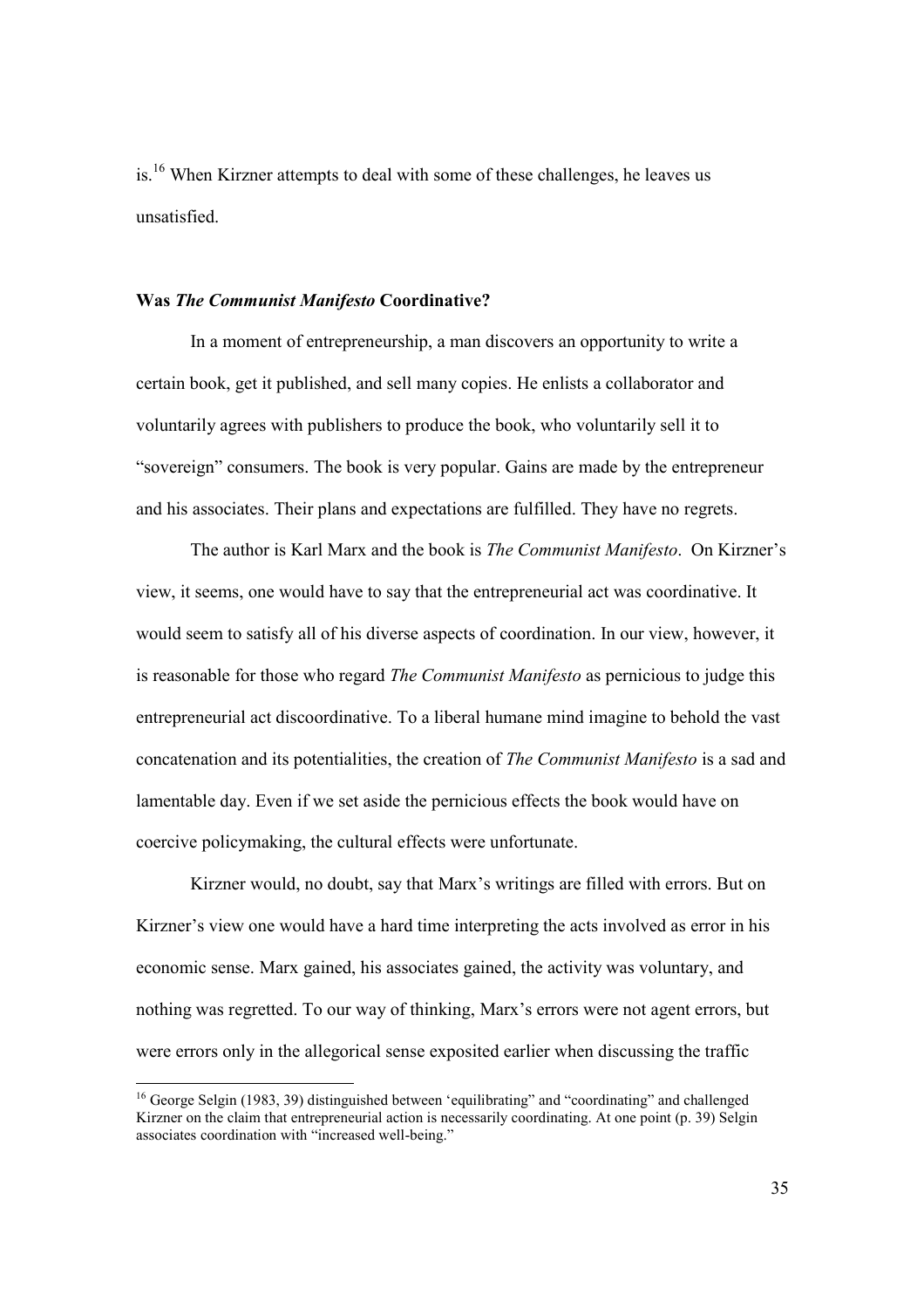is.[16] When Kirzner attempts to deal with some of these challenges, he leaves us unsatisfied.

### Was *The Communist Manifesto* Coordinative?

In a moment of entrepreneurship, a man discovers an opportunity to write a certain book, get it published, and sell many copies. He enlists a collaborator and voluntarily agrees with publishers to produce the book, who voluntarily sell it to "sovereign" consumers. The book is very popular. Gains are made by the entrepreneur and his associates. Their plans and expectations are fulfilled. They have no regrets.

The author is Karl Marx and the book is *The Communist Manifesto*. On Kirzner's view, it seems, one would have to say that the entrepreneurial act was coordinative. It would seem to satisfy all of his diverse aspects of coordination. In our view, however, it is reasonable for those who regard *The Communist Manifesto* as pernicious to judge this entrepreneurial act discoordinative. To a liberal humane mind imagine to behold the vast concatenation and its potentialities, the creation of *The Communist Manifesto* is a sad and lamentable day. Even if we set aside the pernicious effects the book would have on coercive policymaking, the cultural effects were unfortunate.

Kirzner would, no doubt, say that Marx's writings are filled with errors. But on Kirzner's view one would have a hard time interpreting the acts involved as error in his economic sense. Marx gained, his associates gained, the activity was voluntary, and nothing was regretted. To our way of thinking, Marx's errors were not agent errors, but were errors only in the allegorical sense exposited earlier when discussing the traffic

[16] George Selgin (1983, 39) distinguished between 'equilibrating" and "coordinating" and challenged Kirzner on the claim that entrepreneurial action is necessarily coordinating. At one point (p. 39) Selgin associates coordination with "increased well-being."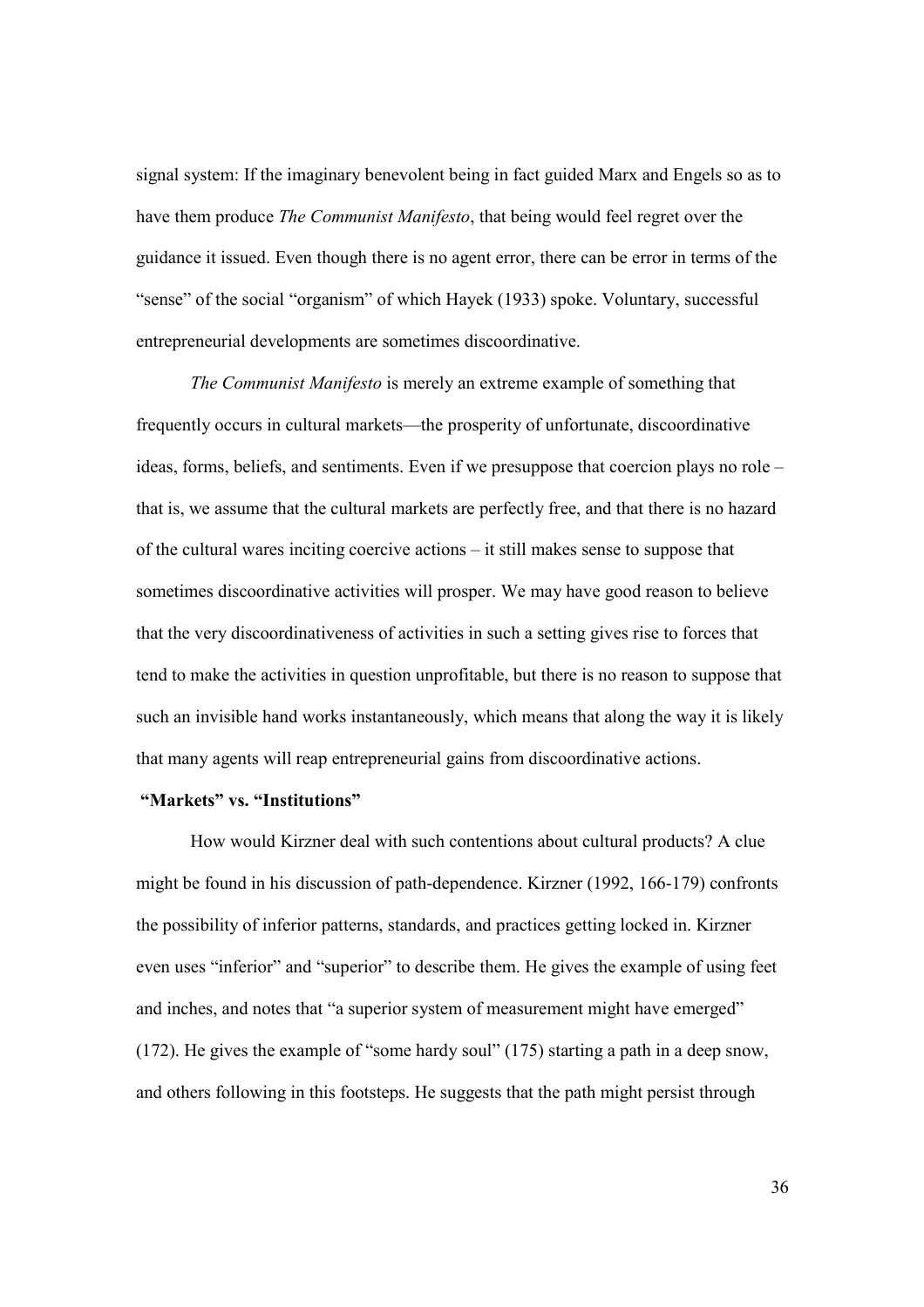signal system: If the imaginary benevolent being in fact guided Marx and Engels so as to have them produce *The Communist Manifesto*, that being would feel regret over the guidance it issued. Even though there is no agent error, there can be error in terms of the "sense" of the social "organism" of which Hayek (1933) spoke. Voluntary, successful entrepreneurial developments are sometimes discoordinative.

*The Communist Manifesto* is merely an extreme example of something that frequently occurs in cultural markets—the prosperity of unfortunate, discoordinative ideas, forms, beliefs, and sentiments. Even if we presuppose that coercion plays no role – that is, we assume that the cultural markets are perfectly free, and that there is no hazard of the cultural wares inciting coercive actions – it still makes sense to suppose that sometimes discoordinative activities will prosper. We may have good reason to believe that the very discoordinativeness of activities in such a setting gives rise to forces that tend to make the activities in question unprofitable, but there is no reason to suppose that such an invisible hand works instantaneously, which means that along the way it is likely that many agents will reap entrepreneurial gains from discoordinative actions.

**"Markets" vs. "Institutions"**

How would Kirzner deal with such contentions about cultural products? A clue might be found in his discussion of path-dependence. Kirzner (1992, 166-179) confronts the possibility of inferior patterns, standards, and practices getting locked in. Kirzner even uses "inferior" and "superior" to describe them. He gives the example of using feet and inches, and notes that "a superior system of measurement might have emerged" (172). He gives the example of "some hardy soul" (175) starting a path in a deep snow, and others following in this footsteps. He suggests that the path might persist through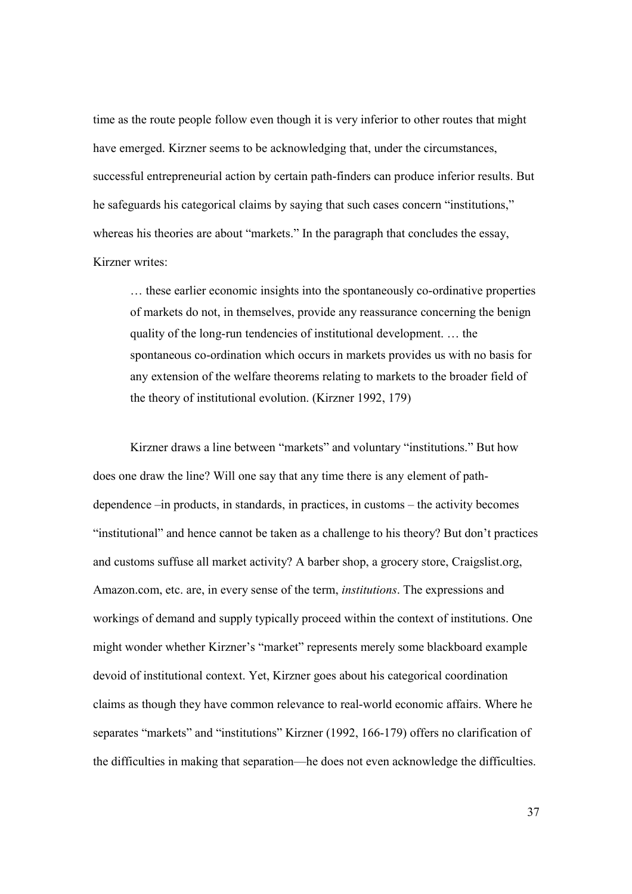time as the route people follow even though it is very inferior to other routes that might have emerged. Kirzner seems to be acknowledging that, under the circumstances, successful entrepreneurial action by certain path-finders can produce inferior results. But he safeguards his categorical claims by saying that such cases concern "institutions," whereas his theories are about "markets." In the paragraph that concludes the essay, Kirzner writes:

> … these earlier economic insights into the spontaneously co-ordinative properties of markets do not, in themselves, provide any reassurance concerning the benign quality of the long-run tendencies of institutional development. … the spontaneous co-ordination which occurs in markets provides us with no basis for any extension of the welfare theorems relating to markets to the broader field of the theory of institutional evolution. (Kirzner 1992, 179)

Kirzner draws a line between "markets" and voluntary "institutions." But how does one draw the line? Will one say that any time there is any element of path-dependence –in products, in standards, in practices, in customs – the activity becomes "institutional" and hence cannot be taken as a challenge to his theory? But don't practices and customs suffuse all market activity? A barber shop, a grocery store, Craigslist.org, Amazon.com, etc. are, in every sense of the term, *institutions*. The expressions and workings of demand and supply typically proceed within the context of institutions. One might wonder whether Kirzner's "market" represents merely some blackboard example devoid of institutional context. Yet, Kirzner goes about his categorical coordination claims as though they have common relevance to real-world economic affairs. Where he separates "markets" and "institutions" Kirzner (1992, 166-179) offers no clarification of the difficulties in making that separation—he does not even acknowledge the difficulties.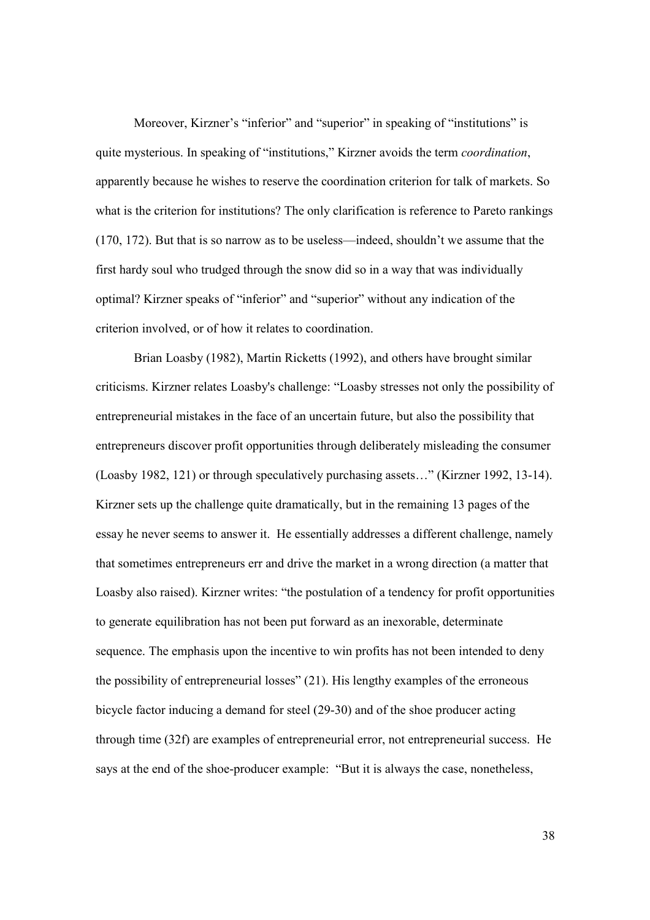Moreover, Kirzner's "inferior" and "superior" in speaking of "institutions" is quite mysterious. In speaking of "institutions," Kirzner avoids the term *coordination*, apparently because he wishes to reserve the coordination criterion for talk of markets. So what is the criterion for institutions? The only clarification is reference to Pareto rankings (170, 172). But that is so narrow as to be useless—indeed, shouldn't we assume that the first hardy soul who trudged through the snow did so in a way that was individually optimal? Kirzner speaks of "inferior" and "superior" without any indication of the criterion involved, or of how it relates to coordination.

Brian Loasby (1982), Martin Ricketts (1992), and others have brought similar criticisms. Kirzner relates Loasby's challenge: "Loasby stresses not only the possibility of entrepreneurial mistakes in the face of an uncertain future, but also the possibility that entrepreneurs discover profit opportunities through deliberately misleading the consumer (Loasby 1982, 121) or through speculatively purchasing assets…" (Kirzner 1992, 13-14). Kirzner sets up the challenge quite dramatically, but in the remaining 13 pages of the essay he never seems to answer it. He essentially addresses a different challenge, namely that sometimes entrepreneurs err and drive the market in a wrong direction (a matter that Loasby also raised). Kirzner writes: "the postulation of a tendency for profit opportunities to generate equilibration has not been put forward as an inexorable, determinate sequence. The emphasis upon the incentive to win profits has not been intended to deny the possibility of entrepreneurial losses" (21). His lengthy examples of the erroneous bicycle factor inducing a demand for steel (29-30) and of the shoe producer acting through time (32f) are examples of entrepreneurial error, not entrepreneurial success. He says at the end of the shoe-producer example: "But it is always the case, nonetheless,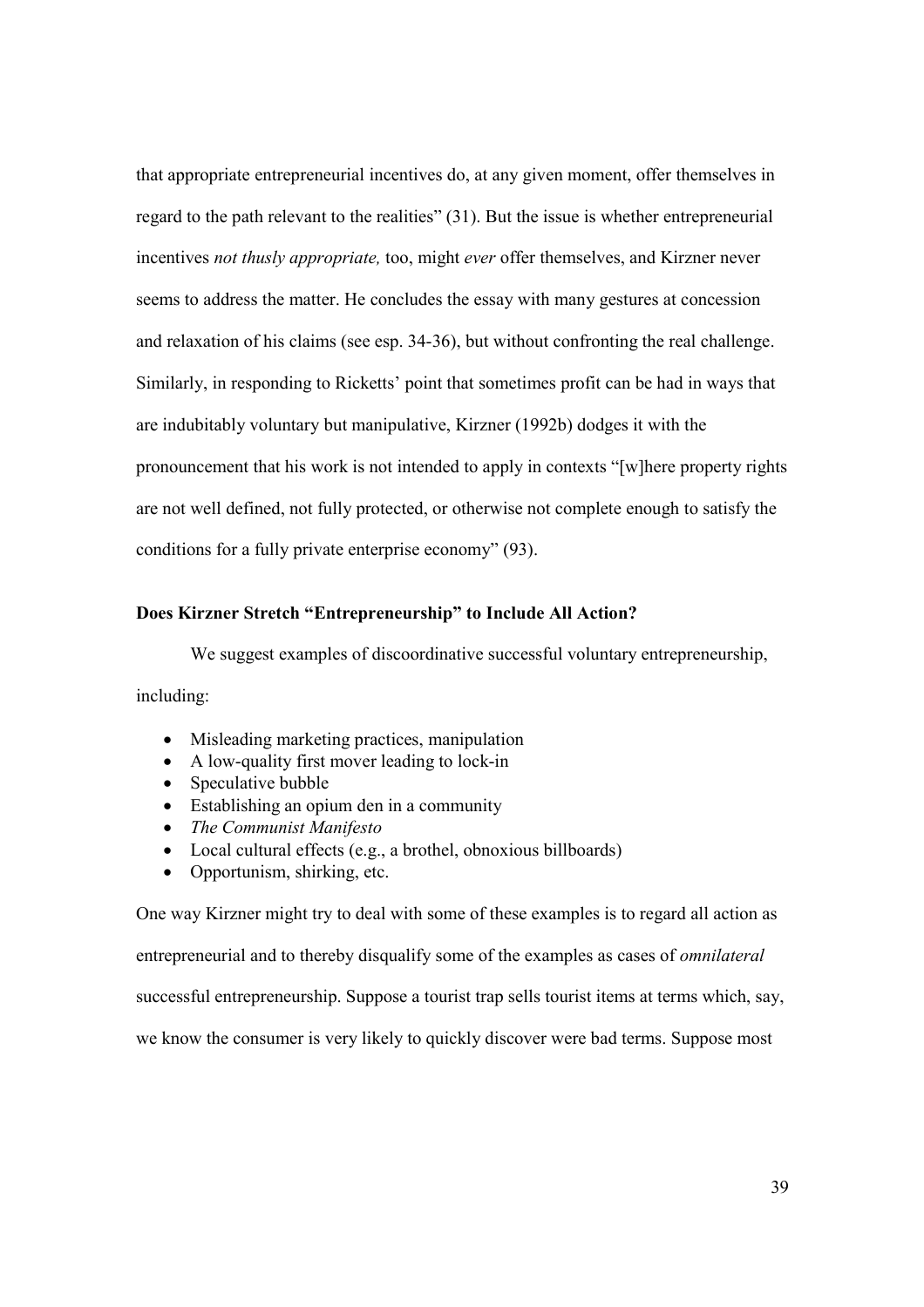that appropriate entrepreneurial incentives do, at any given moment, offer themselves in regard to the path relevant to the realities" (31). But the issue is whether entrepreneurial incentives *not thusly appropriate,* too, might *ever* offer themselves, and Kirzner never seems to address the matter. He concludes the essay with many gestures at concession and relaxation of his claims (see esp. 34-36), but without confronting the real challenge. Similarly, in responding to Ricketts' point that sometimes profit can be had in ways that are indubitably voluntary but manipulative, Kirzner (1992b) dodges it with the pronouncement that his work is not intended to apply in contexts "[w]here property rights are not well defined, not fully protected, or otherwise not complete enough to satisfy the conditions for a fully private enterprise economy" (93).

**Does Kirzner Stretch "Entrepreneurship" to Include All Action?**

We suggest examples of discoordinative successful voluntary entrepreneurship, including:

- Misleading marketing practices, manipulation
- A low-quality first mover leading to lock-in
- Speculative bubble
- Establishing an opium den in a community
- *The Communist Manifesto*
- Local cultural effects (e.g., a brothel, obnoxious billboards)
- Opportunism, shirking, etc.

One way Kirzner might try to deal with some of these examples is to regard all action as entrepreneurial and to thereby disqualify some of the examples as cases of *omnilateral* successful entrepreneurship. Suppose a tourist trap sells tourist items at terms which, say, we know the consumer is very likely to quickly discover were bad terms. Suppose most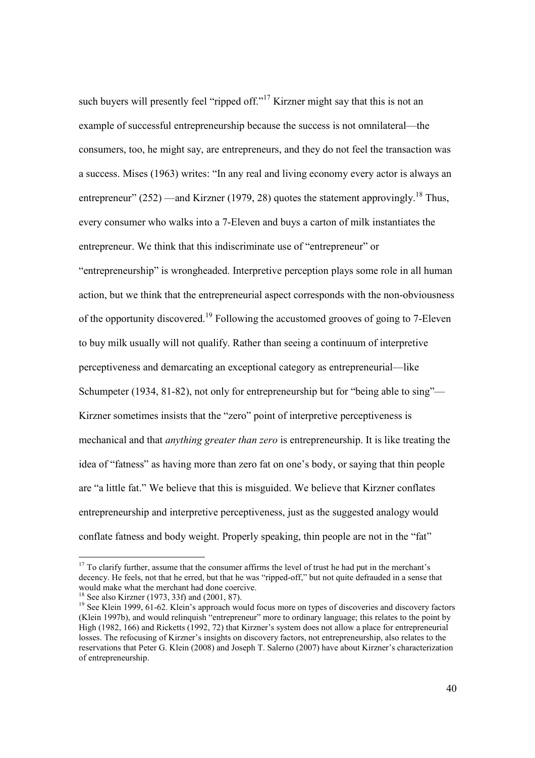such buyers will presently feel "ripped off."[17] Kirzner might say that this is not an example of successful entrepreneurship because the success is not omnilateral—the consumers, too, he might say, are entrepreneurs, and they do not feel the transaction was a success. Mises (1963) writes: "In any real and living economy every actor is always an entrepreneur" (252) —and Kirzner (1979, 28) quotes the statement approvingly.[18] Thus, every consumer who walks into a 7-Eleven and buys a carton of milk instantiates the entrepreneur. We think that this indiscriminate use of "entrepreneur" or "entrepreneurship" is wrongheaded. Interpretive perception plays some role in all human action, but we think that the entrepreneurial aspect corresponds with the non-obviousness of the opportunity discovered.[19] Following the accustomed grooves of going to 7-Eleven to buy milk usually will not qualify. Rather than seeing a continuum of interpretive perceptiveness and demarcating an exceptional category as entrepreneurial—like Schumpeter (1934, 81-82), not only for entrepreneurship but for "being able to sing"—Kirzner sometimes insists that the "zero" point of interpretive perceptiveness is mechanical and that *anything greater than zero* is entrepreneurship. It is like treating the idea of "fatness" as having more than zero fat on one's body, or saying that thin people are "a little fat." We believe that this is misguided. We believe that Kirzner conflates entrepreneurship and interpretive perceptiveness, just as the suggested analogy would conflate fatness and body weight. Properly speaking, thin people are not in the "fat"

---

[17] To clarify further, assume that the consumer affirms the level of trust he had put in the merchant's decency. He feels, not that he erred, but that he was "ripped-off," but not quite defrauded in a sense that would make what the merchant had done coercive.

[18] See also Kirzner (1973, 33f) and (2001, 87).

[19] See Klein 1999, 61-62. Klein's approach would focus more on types of discoveries and discovery factors (Klein 1997b), and would relinquish "entrepreneur" more to ordinary language; this relates to the point by High (1982, 166) and Ricketts (1992, 72) that Kirzner's system does not allow a place for entrepreneurial losses. The refocusing of Kirzner's insights on discovery factors, not entrepreneurship, also relates to the reservations that Peter G. Klein (2008) and Joseph T. Salerno (2007) have about Kirzner's characterization of entrepreneurship.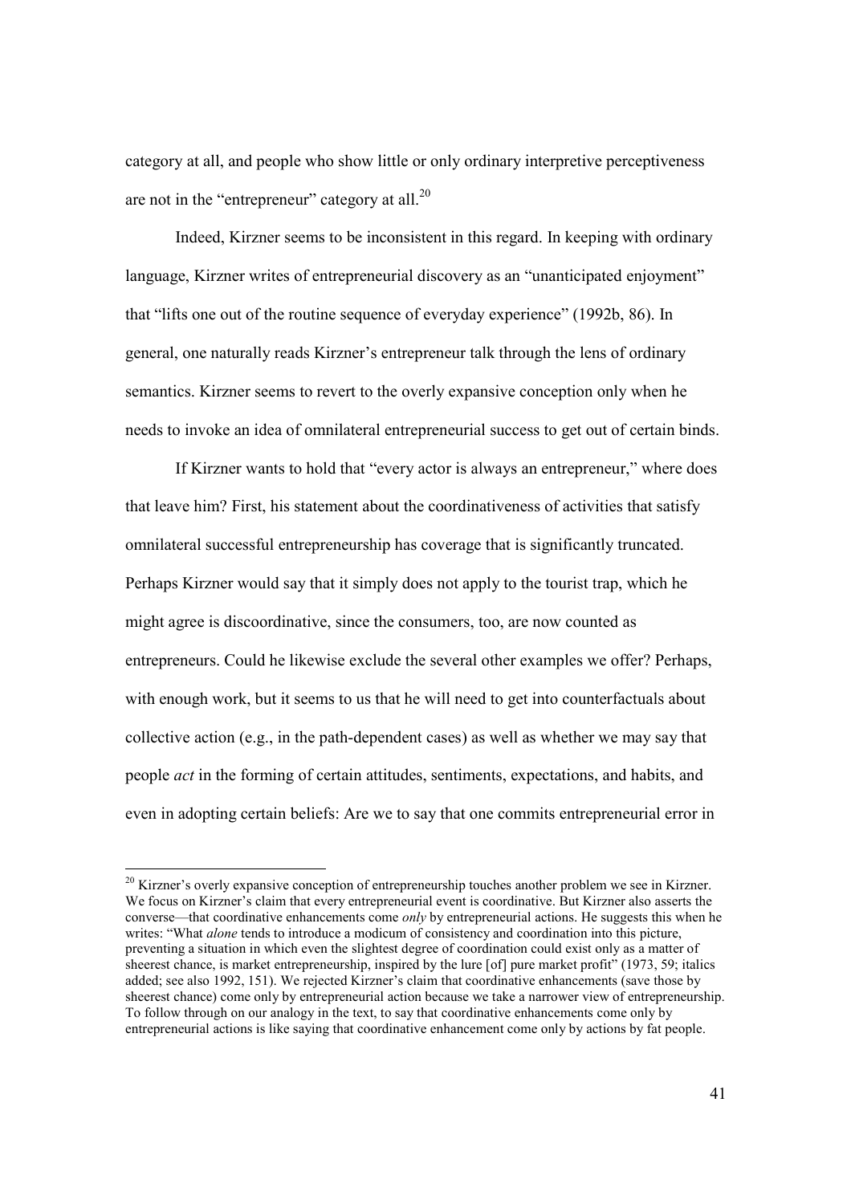category at all, and people who show little or only ordinary interpretive perceptiveness are not in the "entrepreneur" category at all.[20]

Indeed, Kirzner seems to be inconsistent in this regard. In keeping with ordinary language, Kirzner writes of entrepreneurial discovery as an "unanticipated enjoyment" that "lifts one out of the routine sequence of everyday experience" (1992b, 86). In general, one naturally reads Kirzner's entrepreneur talk through the lens of ordinary semantics. Kirzner seems to revert to the overly expansive conception only when he needs to invoke an idea of omnilateral entrepreneurial success to get out of certain binds.

If Kirzner wants to hold that "every actor is always an entrepreneur," where does that leave him? First, his statement about the coordinativeness of activities that satisfy omnilateral successful entrepreneurship has coverage that is significantly truncated. Perhaps Kirzner would say that it simply does not apply to the tourist trap, which he might agree is discoordinative, since the consumers, too, are now counted as entrepreneurs. Could he likewise exclude the several other examples we offer? Perhaps, with enough work, but it seems to us that he will need to get into counterfactuals about collective action (e.g., in the path-dependent cases) as well as whether we may say that people *act* in the forming of certain attitudes, sentiments, expectations, and habits, and even in adopting certain beliefs: Are we to say that one commits entrepreneurial error in

---

[20] Kirzner's overly expansive conception of entrepreneurship touches another problem we see in Kirzner. We focus on Kirzner's claim that every entrepreneurial event is coordinative. But Kirzner also asserts the converse—that coordinative enhancements come *only* by entrepreneurial actions. He suggests this when he writes: "What *alone* tends to introduce a modicum of consistency and coordination into this picture, preventing a situation in which even the slightest degree of coordination could exist only as a matter of sheerest chance, is market entrepreneurship, inspired by the lure [of] pure market profit" (1973, 59; italics added; see also 1992, 151). We rejected Kirzner's claim that coordinative enhancements (save those by sheerest chance) come only by entrepreneurial action because we take a narrower view of entrepreneurship. To follow through on our analogy in the text, to say that coordinative enhancements come only by entrepreneurial actions is like saying that coordinative enhancement come only by actions by fat people.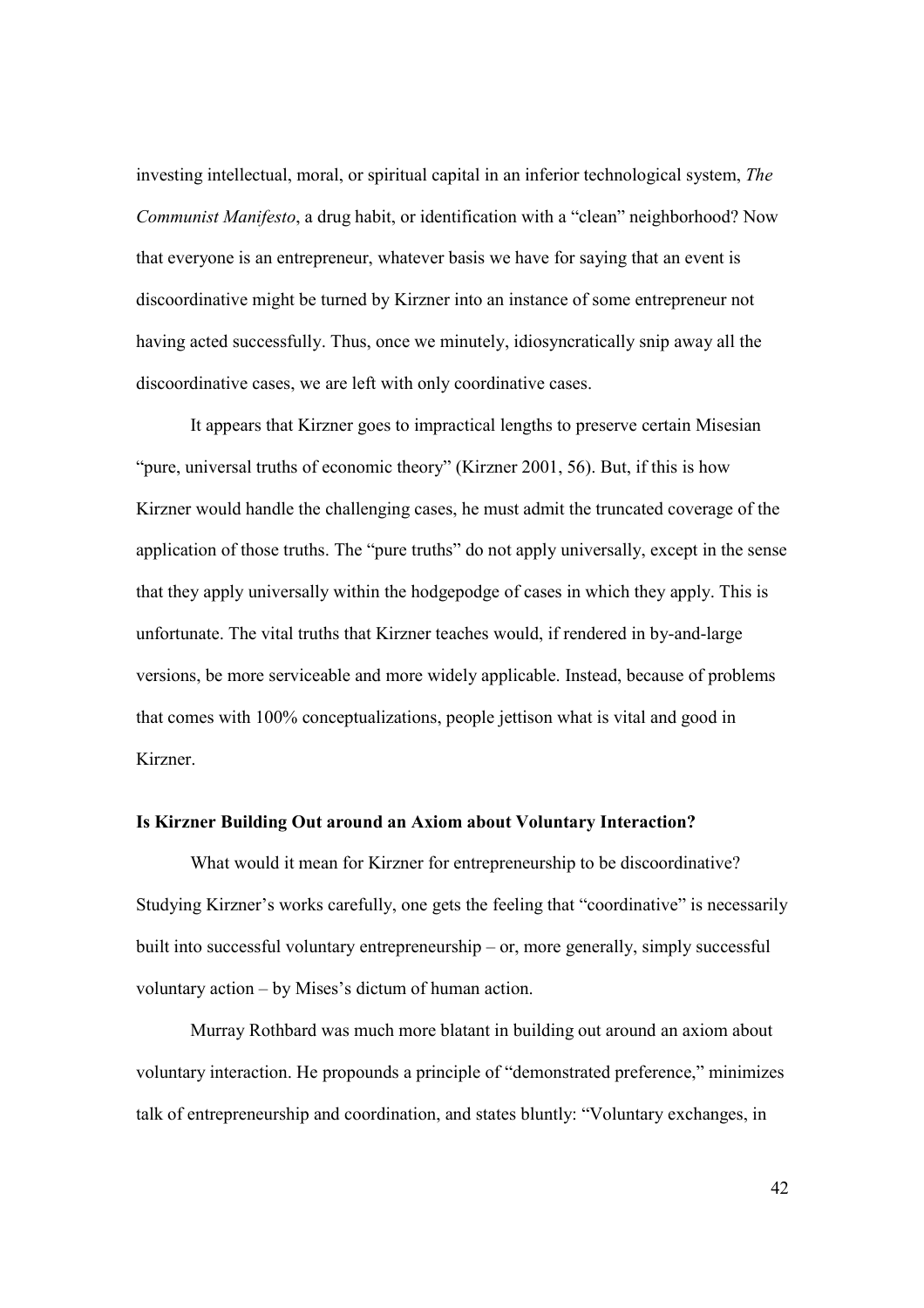investing intellectual, moral, or spiritual capital in an inferior technological system, *The Communist Manifesto*, a drug habit, or identification with a "clean" neighborhood? Now that everyone is an entrepreneur, whatever basis we have for saying that an event is discoordinative might be turned by Kirzner into an instance of some entrepreneur not having acted successfully. Thus, once we minutely, idiosyncratically snip away all the discoordinative cases, we are left with only coordinative cases.

It appears that Kirzner goes to impractical lengths to preserve certain Misesian "pure, universal truths of economic theory" (Kirzner 2001, 56). But, if this is how Kirzner would handle the challenging cases, he must admit the truncated coverage of the application of those truths. The "pure truths" do not apply universally, except in the sense that they apply universally within the hodgepodge of cases in which they apply. This is unfortunate. The vital truths that Kirzner teaches would, if rendered in by-and-large versions, be more serviceable and more widely applicable. Instead, because of problems that comes with 100% conceptualizations, people jettison what is vital and good in Kirzner.

**Is Kirzner Building Out around an Axiom about Voluntary Interaction?**

What would it mean for Kirzner for entrepreneurship to be discoordinative? Studying Kirzner's works carefully, one gets the feeling that "coordinative" is necessarily built into successful voluntary entrepreneurship – or, more generally, simply successful voluntary action – by Mises's dictum of human action.

Murray Rothbard was much more blatant in building out around an axiom about voluntary interaction. He propounds a principle of "demonstrated preference," minimizes talk of entrepreneurship and coordination, and states bluntly: "Voluntary exchanges, in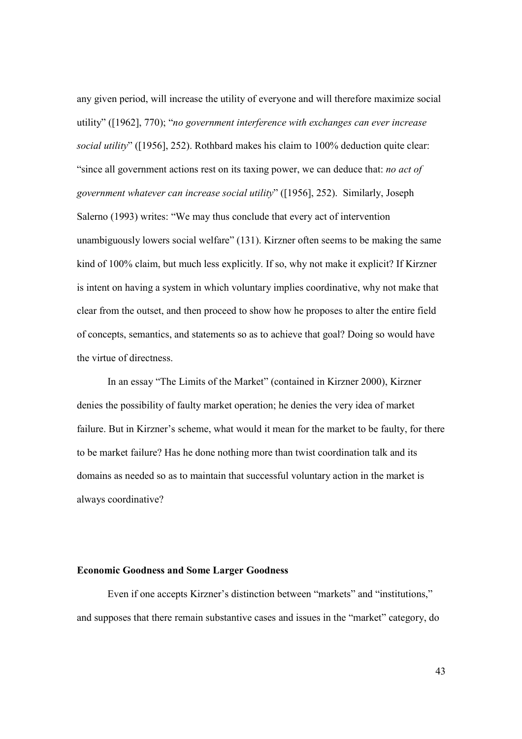any given period, will increase the utility of everyone and will therefore maximize social utility" ([1962], 770); "*no government interference with exchanges can ever increase social utility*" ([1956], 252). Rothbard makes his claim to 100% deduction quite clear: "since all government actions rest on its taxing power, we can deduce that: *no act of government whatever can increase social utility*" ([1956], 252). Similarly, Joseph Salerno (1993) writes: "We may thus conclude that every act of intervention unambiguously lowers social welfare" (131). Kirzner often seems to be making the same kind of 100% claim, but much less explicitly. If so, why not make it explicit? If Kirzner is intent on having a system in which voluntary implies coordinative, why not make that clear from the outset, and then proceed to show how he proposes to alter the entire field of concepts, semantics, and statements so as to achieve that goal? Doing so would have the virtue of directness.

In an essay "The Limits of the Market" (contained in Kirzner 2000), Kirzner denies the possibility of faulty market operation; he denies the very idea of market failure. But in Kirzner's scheme, what would it mean for the market to be faulty, for there to be market failure? Has he done nothing more than twist coordination talk and its domains as needed so as to maintain that successful voluntary action in the market is always coordinative?

**Economic Goodness and Some Larger Goodness**

Even if one accepts Kirzner's distinction between "markets" and "institutions," and supposes that there remain substantive cases and issues in the "market" category, do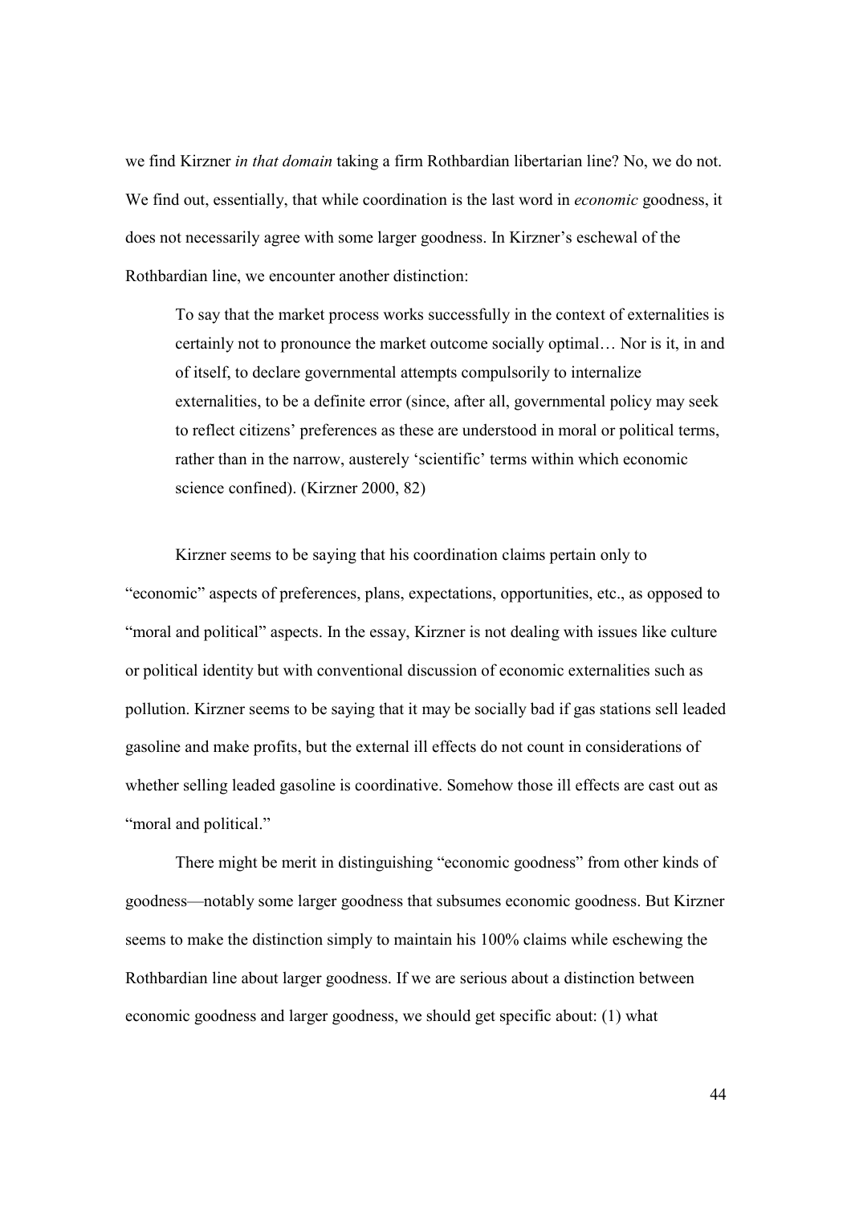we find Kirzner *in that domain* taking a firm Rothbardian libertarian line? No, we do not. We find out, essentially, that while coordination is the last word in *economic* goodness, it does not necessarily agree with some larger goodness. In Kirzner's eschewal of the Rothbardian line, we encounter another distinction:

> To say that the market process works successfully in the context of externalities is certainly not to pronounce the market outcome socially optimal… Nor is it, in and of itself, to declare governmental attempts compulsorily to internalize externalities, to be a definite error (since, after all, governmental policy may seek to reflect citizens' preferences as these are understood in moral or political terms, rather than in the narrow, austerely 'scientific' terms within which economic science confined). (Kirzner 2000, 82)

Kirzner seems to be saying that his coordination claims pertain only to "economic" aspects of preferences, plans, expectations, opportunities, etc., as opposed to "moral and political" aspects. In the essay, Kirzner is not dealing with issues like culture or political identity but with conventional discussion of economic externalities such as pollution. Kirzner seems to be saying that it may be socially bad if gas stations sell leaded gasoline and make profits, but the external ill effects do not count in considerations of whether selling leaded gasoline is coordinative. Somehow those ill effects are cast out as "moral and political."

There might be merit in distinguishing "economic goodness" from other kinds of goodness—notably some larger goodness that subsumes economic goodness. But Kirzner seems to make the distinction simply to maintain his 100% claims while eschewing the Rothbardian line about larger goodness. If we are serious about a distinction between economic goodness and larger goodness, we should get specific about: (1) what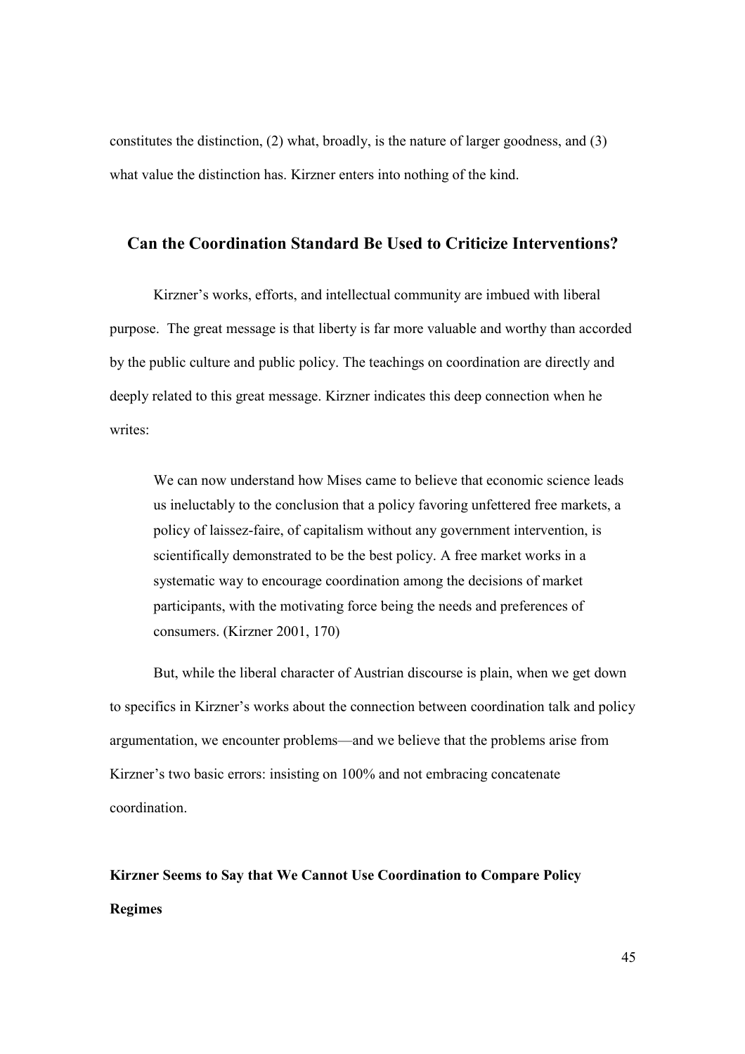constitutes the distinction, (2) what, broadly, is the nature of larger goodness, and (3) what value the distinction has. Kirzner enters into nothing of the kind.

## Can the Coordination Standard Be Used to Criticize Interventions?

Kirzner's works, efforts, and intellectual community are imbued with liberal purpose. The great message is that liberty is far more valuable and worthy than accorded by the public culture and public policy. The teachings on coordination are directly and deeply related to this great message. Kirzner indicates this deep connection when he writes:

> We can now understand how Mises came to believe that economic science leads us ineluctably to the conclusion that a policy favoring unfettered free markets, a policy of laissez-faire, of capitalism without any government intervention, is scientifically demonstrated to be the best policy. A free market works in a systematic way to encourage coordination among the decisions of market participants, with the motivating force being the needs and preferences of consumers. (Kirzner 2001, 170)

But, while the liberal character of Austrian discourse is plain, when we get down to specifics in Kirzner's works about the connection between coordination talk and policy argumentation, we encounter problems—and we believe that the problems arise from Kirzner's two basic errors: insisting on 100% and not embracing concatenate coordination.

### Kirzner Seems to Say that We Cannot Use Coordination to Compare Policy Regimes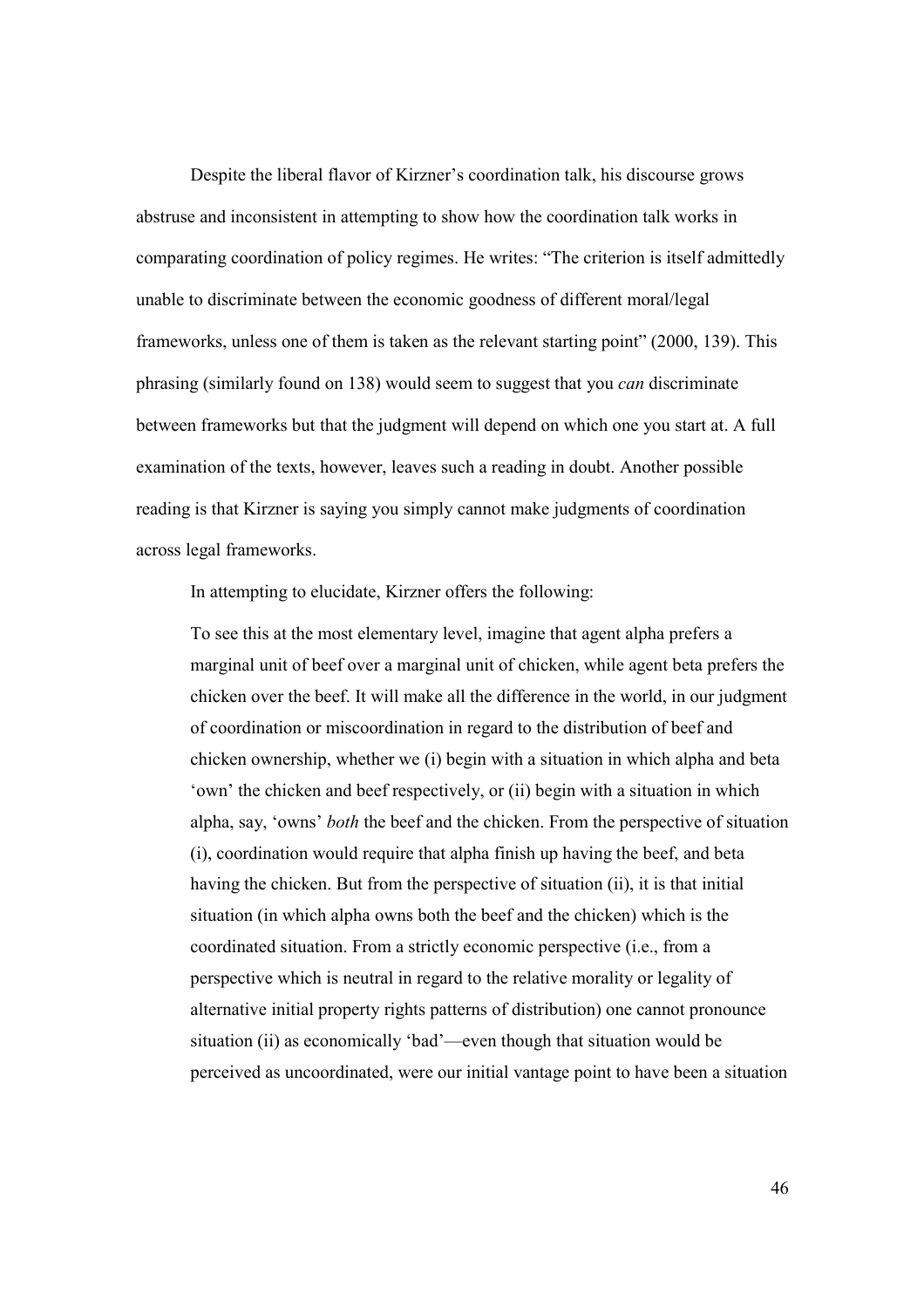Despite the liberal flavor of Kirzner's coordination talk, his discourse grows abstruse and inconsistent in attempting to show how the coordination talk works in comparating coordination of policy regimes. He writes: "The criterion is itself admittedly unable to discriminate between the economic goodness of different moral/legal frameworks, unless one of them is taken as the relevant starting point" (2000, 139). This phrasing (similarly found on 138) would seem to suggest that you *can* discriminate between frameworks but that the judgment will depend on which one you start at. A full examination of the texts, however, leaves such a reading in doubt. Another possible reading is that Kirzner is saying you simply cannot make judgments of coordination across legal frameworks.

In attempting to elucidate, Kirzner offers the following:

> To see this at the most elementary level, imagine that agent alpha prefers a marginal unit of beef over a marginal unit of chicken, while agent beta prefers the chicken over the beef. It will make all the difference in the world, in our judgment of coordination or miscoordination in regard to the distribution of beef and chicken ownership, whether we (i) begin with a situation in which alpha and beta 'own' the chicken and beef respectively, or (ii) begin with a situation in which alpha, say, 'owns' *both* the beef and the chicken. From the perspective of situation (i), coordination would require that alpha finish up having the beef, and beta having the chicken. But from the perspective of situation (ii), it is that initial situation (in which alpha owns both the beef and the chicken) which is the coordinated situation. From a strictly economic perspective (i.e., from a perspective which is neutral in regard to the relative morality or legality of alternative initial property rights patterns of distribution) one cannot pronounce situation (ii) as economically 'bad'—even though that situation would be perceived as uncoordinated, were our initial vantage point to have been a situation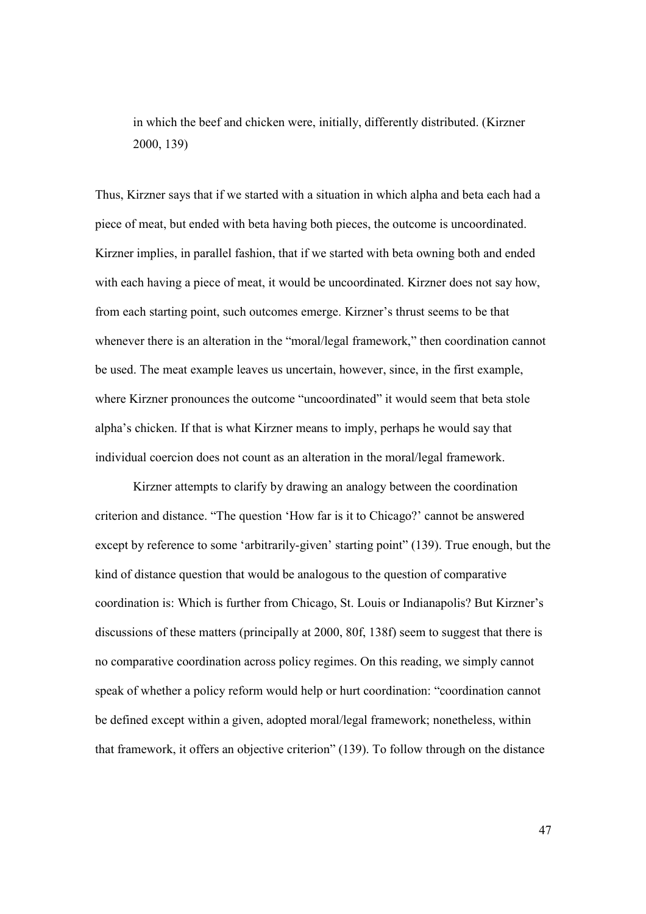> in which the beef and chicken were, initially, differently distributed. (Kirzner 2000, 139)

Thus, Kirzner says that if we started with a situation in which alpha and beta each had a piece of meat, but ended with beta having both pieces, the outcome is uncoordinated. Kirzner implies, in parallel fashion, that if we started with beta owning both and ended with each having a piece of meat, it would be uncoordinated. Kirzner does not say how, from each starting point, such outcomes emerge. Kirzner's thrust seems to be that whenever there is an alteration in the "moral/legal framework," then coordination cannot be used. The meat example leaves us uncertain, however, since, in the first example, where Kirzner pronounces the outcome "uncoordinated" it would seem that beta stole alpha's chicken. If that is what Kirzner means to imply, perhaps he would say that individual coercion does not count as an alteration in the moral/legal framework.

Kirzner attempts to clarify by drawing an analogy between the coordination criterion and distance. "The question 'How far is it to Chicago?' cannot be answered except by reference to some 'arbitrarily-given' starting point" (139). True enough, but the kind of distance question that would be analogous to the question of comparative coordination is: Which is further from Chicago, St. Louis or Indianapolis? But Kirzner's discussions of these matters (principally at 2000, 80f, 138f) seem to suggest that there is no comparative coordination across policy regimes. On this reading, we simply cannot speak of whether a policy reform would help or hurt coordination: "coordination cannot be defined except within a given, adopted moral/legal framework; nonetheless, within that framework, it offers an objective criterion" (139). To follow through on the distance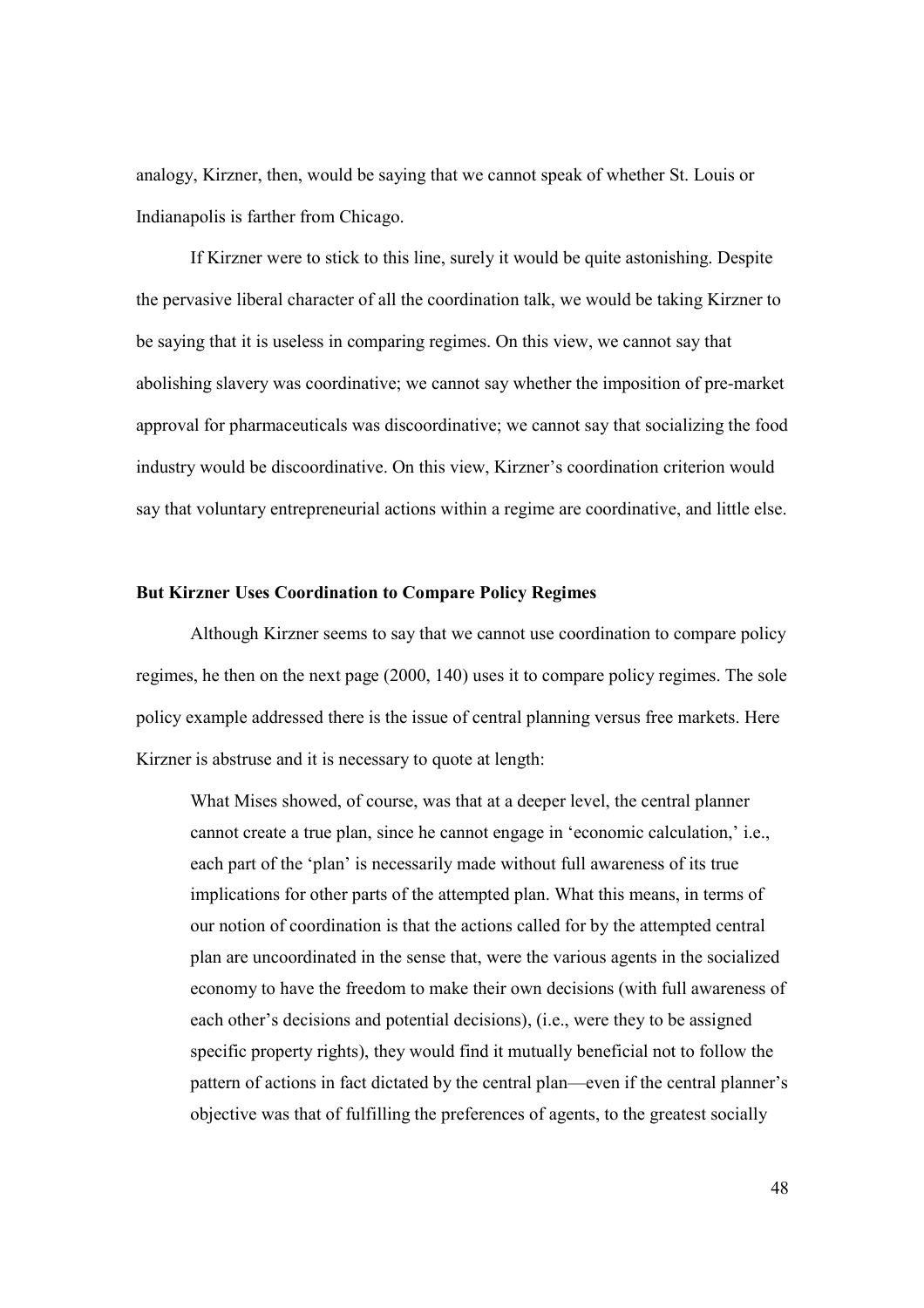analogy, Kirzner, then, would be saying that we cannot speak of whether St. Louis or Indianapolis is farther from Chicago.

If Kirzner were to stick to this line, surely it would be quite astonishing. Despite the pervasive liberal character of all the coordination talk, we would be taking Kirzner to be saying that it is useless in comparing regimes. On this view, we cannot say that abolishing slavery was coordinative; we cannot say whether the imposition of pre-market approval for pharmaceuticals was discoordinative; we cannot say that socializing the food industry would be discoordinative. On this view, Kirzner's coordination criterion would say that voluntary entrepreneurial actions within a regime are coordinative, and little else.

**But Kirzner Uses Coordination to Compare Policy Regimes**

Although Kirzner seems to say that we cannot use coordination to compare policy regimes, he then on the next page (2000, 140) uses it to compare policy regimes. The sole policy example addressed there is the issue of central planning versus free markets. Here Kirzner is abstruse and it is necessary to quote at length:

> What Mises showed, of course, was that at a deeper level, the central planner cannot create a true plan, since he cannot engage in 'economic calculation,' i.e., each part of the 'plan' is necessarily made without full awareness of its true implications for other parts of the attempted plan. What this means, in terms of our notion of coordination is that the actions called for by the attempted central plan are uncoordinated in the sense that, were the various agents in the socialized economy to have the freedom to make their own decisions (with full awareness of each other's decisions and potential decisions), (i.e., were they to be assigned specific property rights), they would find it mutually beneficial not to follow the pattern of actions in fact dictated by the central plan—even if the central planner's objective was that of fulfilling the preferences of agents, to the greatest socially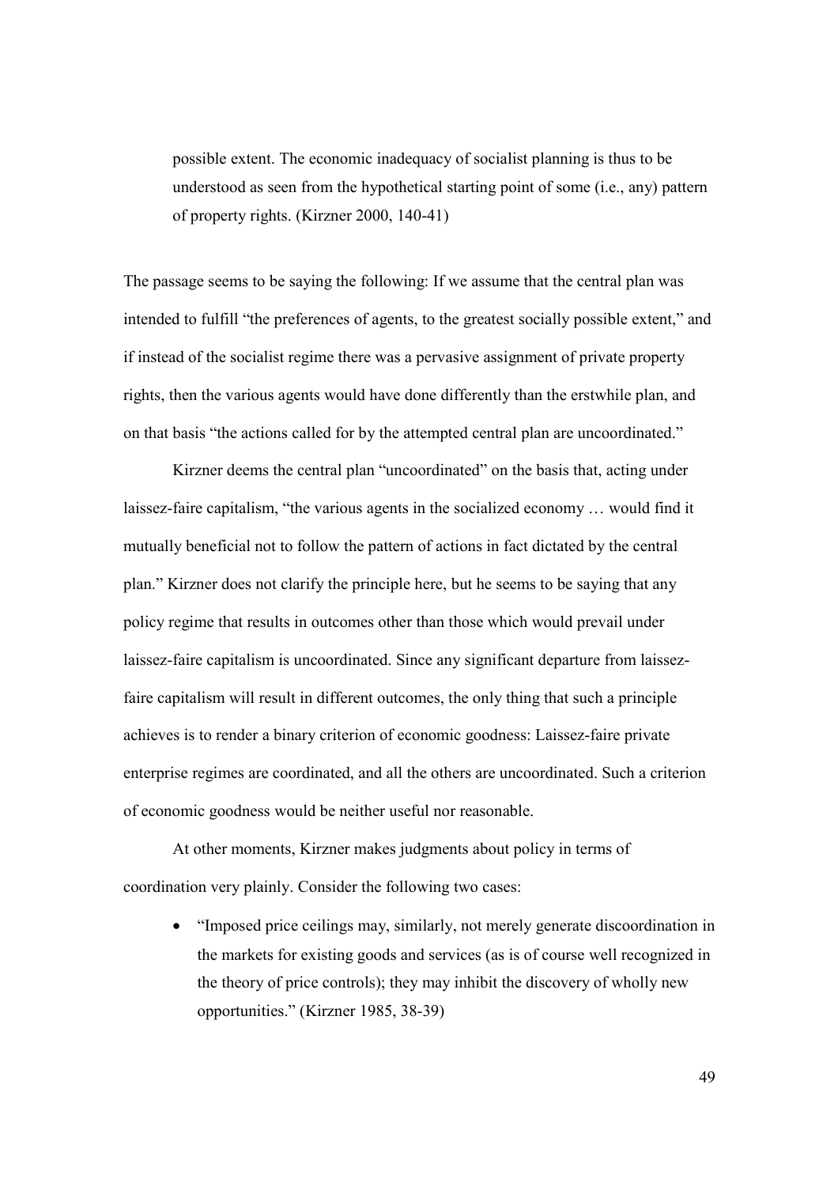> possible extent. The economic inadequacy of socialist planning is thus to be understood as seen from the hypothetical starting point of some (i.e., any) pattern of property rights. (Kirzner 2000, 140-41)

The passage seems to be saying the following: If we assume that the central plan was intended to fulfill "the preferences of agents, to the greatest socially possible extent," and if instead of the socialist regime there was a pervasive assignment of private property rights, then the various agents would have done differently than the erstwhile plan, and on that basis "the actions called for by the attempted central plan are uncoordinated."

Kirzner deems the central plan "uncoordinated" on the basis that, acting under laissez-faire capitalism, "the various agents in the socialized economy … would find it mutually beneficial not to follow the pattern of actions in fact dictated by the central plan." Kirzner does not clarify the principle here, but he seems to be saying that any policy regime that results in outcomes other than those which would prevail under laissez-faire capitalism is uncoordinated. Since any significant departure from laissez-faire capitalism will result in different outcomes, the only thing that such a principle achieves is to render a binary criterion of economic goodness: Laissez-faire private enterprise regimes are coordinated, and all the others are uncoordinated. Such a criterion of economic goodness would be neither useful nor reasonable.

At other moments, Kirzner makes judgments about policy in terms of coordination very plainly. Consider the following two cases:

- "Imposed price ceilings may, similarly, not merely generate discoordination in the markets for existing goods and services (as is of course well recognized in the theory of price controls); they may inhibit the discovery of wholly new opportunities." (Kirzner 1985, 38-39)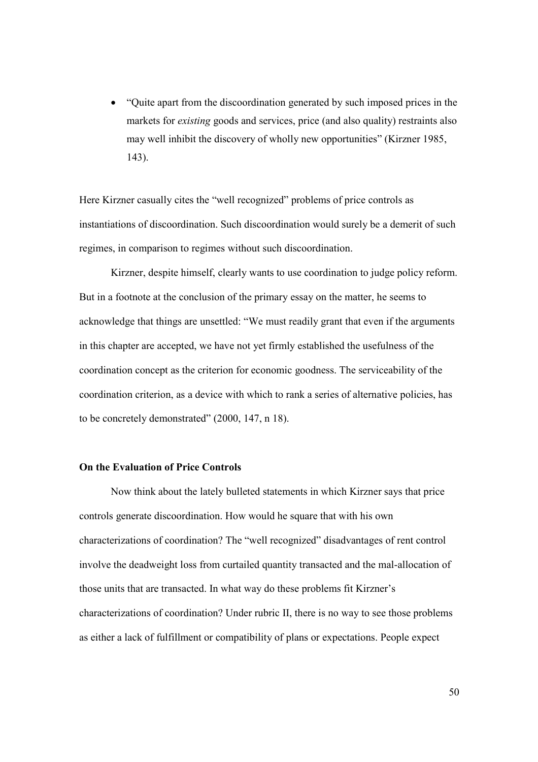- "Quite apart from the discoordination generated by such imposed prices in the markets for *existing* goods and services, price (and also quality) restraints also may well inhibit the discovery of wholly new opportunities" (Kirzner 1985, 143).

Here Kirzner casually cites the "well recognized" problems of price controls as instantiations of discoordination. Such discoordination would surely be a demerit of such regimes, in comparison to regimes without such discoordination.

Kirzner, despite himself, clearly wants to use coordination to judge policy reform. But in a footnote at the conclusion of the primary essay on the matter, he seems to acknowledge that things are unsettled: "We must readily grant that even if the arguments in this chapter are accepted, we have not yet firmly established the usefulness of the coordination concept as the criterion for economic goodness. The serviceability of the coordination criterion, as a device with which to rank a series of alternative policies, has to be concretely demonstrated" (2000, 147, n 18).

**On the Evaluation of Price Controls**

Now think about the lately bulleted statements in which Kirzner says that price controls generate discoordination. How would he square that with his own characterizations of coordination? The "well recognized" disadvantages of rent control involve the deadweight loss from curtailed quantity transacted and the mal-allocation of those units that are transacted. In what way do these problems fit Kirzner's characterizations of coordination? Under rubric II, there is no way to see those problems as either a lack of fulfillment or compatibility of plans or expectations. People expect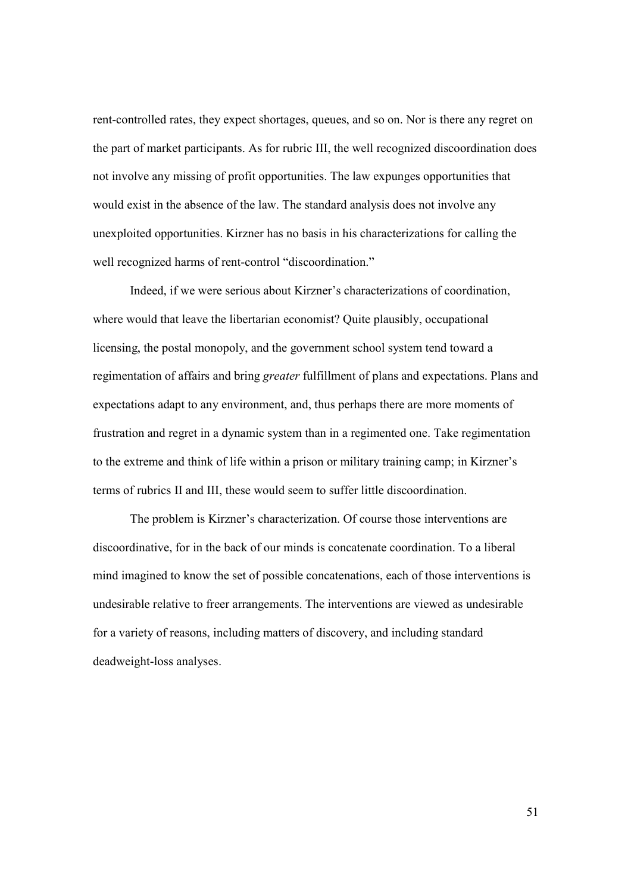rent-controlled rates, they expect shortages, queues, and so on. Nor is there any regret on the part of market participants. As for rubric III, the well recognized discoordination does not involve any missing of profit opportunities. The law expunges opportunities that would exist in the absence of the law. The standard analysis does not involve any unexploited opportunities. Kirzner has no basis in his characterizations for calling the well recognized harms of rent-control "discoordination."

Indeed, if we were serious about Kirzner's characterizations of coordination, where would that leave the libertarian economist? Quite plausibly, occupational licensing, the postal monopoly, and the government school system tend toward a regimentation of affairs and bring *greater* fulfillment of plans and expectations. Plans and expectations adapt to any environment, and, thus perhaps there are more moments of frustration and regret in a dynamic system than in a regimented one. Take regimentation to the extreme and think of life within a prison or military training camp; in Kirzner's terms of rubrics II and III, these would seem to suffer little discoordination.

The problem is Kirzner's characterization. Of course those interventions are discoordinative, for in the back of our minds is concatenate coordination. To a liberal mind imagined to know the set of possible concatenations, each of those interventions is undesirable relative to freer arrangements. The interventions are viewed as undesirable for a variety of reasons, including matters of discovery, and including standard deadweight-loss analyses.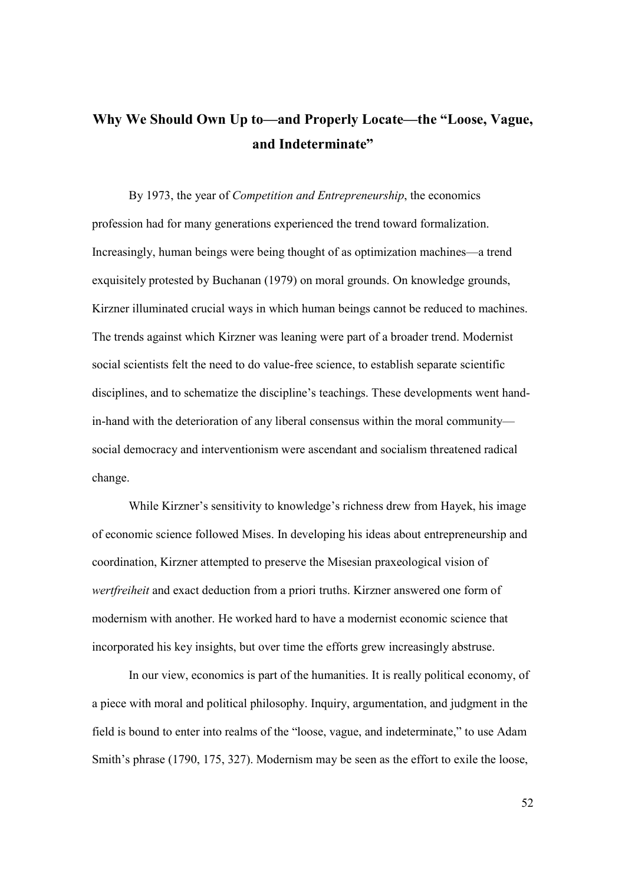## Why We Should Own Up to—and Properly Locate—the "Loose, Vague, and Indeterminate"

By 1973, the year of *Competition and Entrepreneurship*, the economics profession had for many generations experienced the trend toward formalization. Increasingly, human beings were being thought of as optimization machines—a trend exquisitely protested by Buchanan (1979) on moral grounds. On knowledge grounds, Kirzner illuminated crucial ways in which human beings cannot be reduced to machines. The trends against which Kirzner was leaning were part of a broader trend. Modernist social scientists felt the need to do value-free science, to establish separate scientific disciplines, and to schematize the discipline's teachings. These developments went hand-in-hand with the deterioration of any liberal consensus within the moral community—social democracy and interventionism were ascendant and socialism threatened radical change.

While Kirzner's sensitivity to knowledge's richness drew from Hayek, his image of economic science followed Mises. In developing his ideas about entrepreneurship and coordination, Kirzner attempted to preserve the Misesian praxeological vision of *wertfreiheit* and exact deduction from a priori truths. Kirzner answered one form of modernism with another. He worked hard to have a modernist economic science that incorporated his key insights, but over time the efforts grew increasingly abstruse.

In our view, economics is part of the humanities. It is really political economy, of a piece with moral and political philosophy. Inquiry, argumentation, and judgment in the field is bound to enter into realms of the "loose, vague, and indeterminate," to use Adam Smith's phrase (1790, 175, 327). Modernism may be seen as the effort to exile the loose,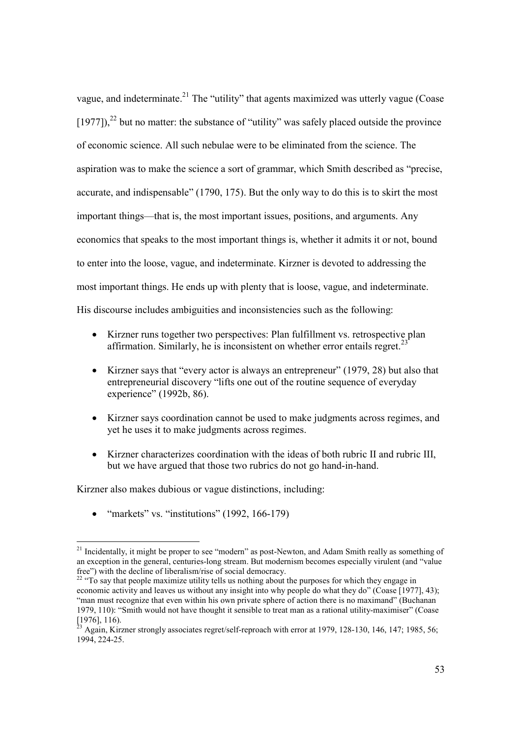vague, and indeterminate.[21] The "utility" that agents maximized was utterly vague (Coase [1977]),[22] but no matter: the substance of "utility" was safely placed outside the province of economic science. All such nebulae were to be eliminated from the science. The aspiration was to make the science a sort of grammar, which Smith described as "precise, accurate, and indispensable" (1790, 175). But the only way to do this is to skirt the most important things—that is, the most important issues, positions, and arguments. Any economics that speaks to the most important things is, whether it admits it or not, bound to enter into the loose, vague, and indeterminate. Kirzner is devoted to addressing the most important things. He ends up with plenty that is loose, vague, and indeterminate. His discourse includes ambiguities and inconsistencies such as the following:

- Kirzner runs together two perspectives: Plan fulfillment vs. retrospective plan affirmation. Similarly, he is inconsistent on whether error entails regret.[23]
- Kirzner says that "every actor is always an entrepreneur" (1979, 28) but also that entrepreneurial discovery "lifts one out of the routine sequence of everyday experience" (1992b, 86).
- Kirzner says coordination cannot be used to make judgments across regimes, and yet he uses it to make judgments across regimes.
- Kirzner characterizes coordination with the ideas of both rubric II and rubric III, but we have argued that those two rubrics do not go hand-in-hand.

Kirzner also makes dubious or vague distinctions, including:

- "markets" vs. "institutions" (1992, 166-179)

---

[21] Incidentally, it might be proper to see "modern" as post-Newton, and Adam Smith really as something of an exception in the general, centuries-long stream. But modernism becomes especially virulent (and "value free") with the decline of liberalism/rise of social democracy.

[22] "To say that people maximize utility tells us nothing about the purposes for which they engage in economic activity and leaves us without any insight into why people do what they do" (Coase [1977], 43); "man must recognize that even within his own private sphere of action there is no maximand" (Buchanan 1979, 110): "Smith would not have thought it sensible to treat man as a rational utility-maximiser" (Coase [1976], 116).

[23] Again, Kirzner strongly associates regret/self-reproach with error at 1979, 128-130, 146, 147; 1985, 56; 1994, 224-25.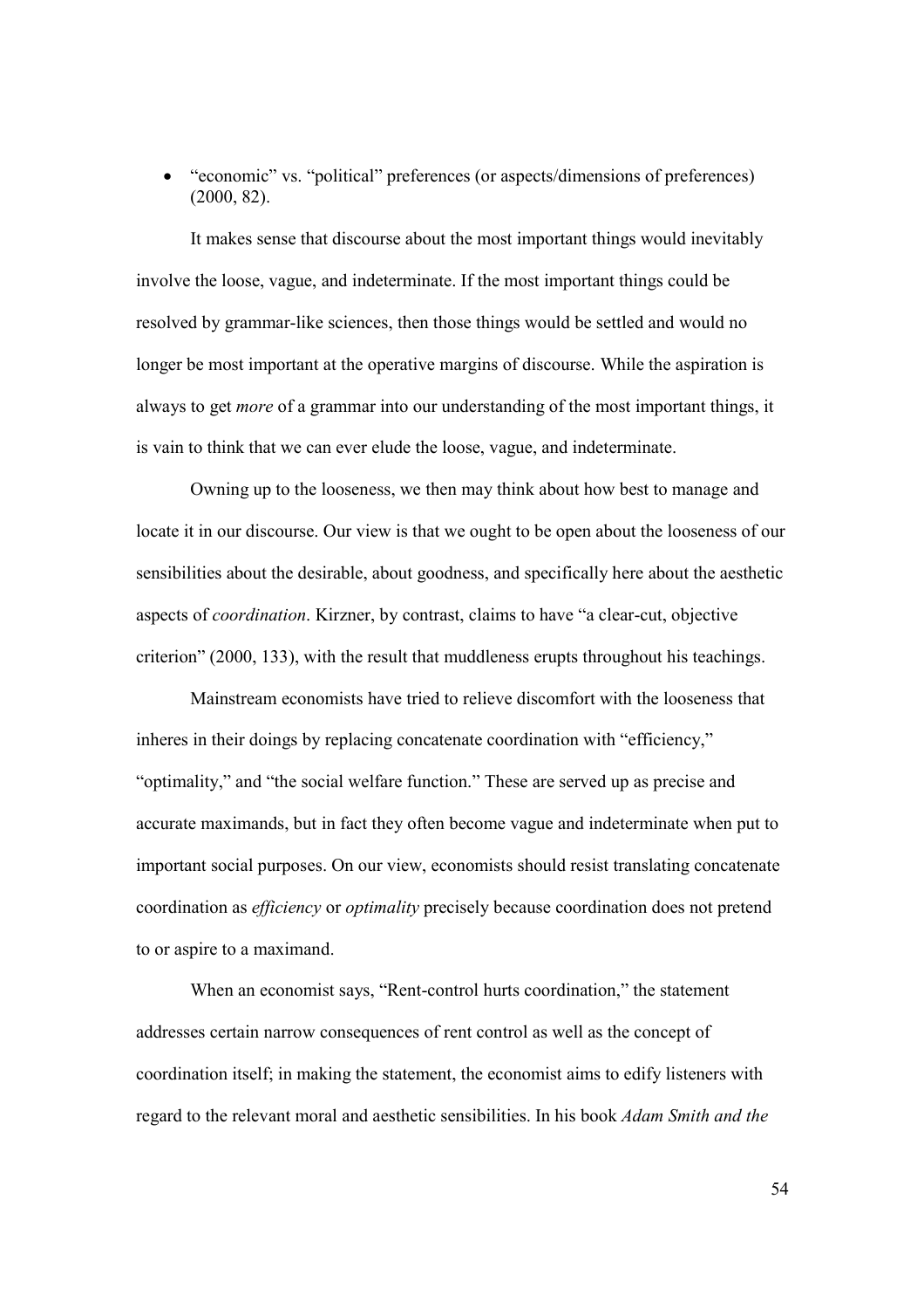- "economic" vs. "political" preferences (or aspects/dimensions of preferences) (2000, 82).

It makes sense that discourse about the most important things would inevitably involve the loose, vague, and indeterminate. If the most important things could be resolved by grammar-like sciences, then those things would be settled and would no longer be most important at the operative margins of discourse. While the aspiration is always to get *more* of a grammar into our understanding of the most important things, it is vain to think that we can ever elude the loose, vague, and indeterminate.

Owning up to the looseness, we then may think about how best to manage and locate it in our discourse. Our view is that we ought to be open about the looseness of our sensibilities about the desirable, about goodness, and specifically here about the aesthetic aspects of *coordination*. Kirzner, by contrast, claims to have "a clear-cut, objective criterion" (2000, 133), with the result that muddleness erupts throughout his teachings.

Mainstream economists have tried to relieve discomfort with the looseness that inheres in their doings by replacing concatenate coordination with "efficiency," "optimality," and "the social welfare function." These are served up as precise and accurate maximands, but in fact they often become vague and indeterminate when put to important social purposes. On our view, economists should resist translating concatenate coordination as *efficiency* or *optimality* precisely because coordination does not pretend to or aspire to a maximand.

When an economist says, "Rent-control hurts coordination," the statement addresses certain narrow consequences of rent control as well as the concept of coordination itself; in making the statement, the economist aims to edify listeners with regard to the relevant moral and aesthetic sensibilities. In his book *Adam Smith and the*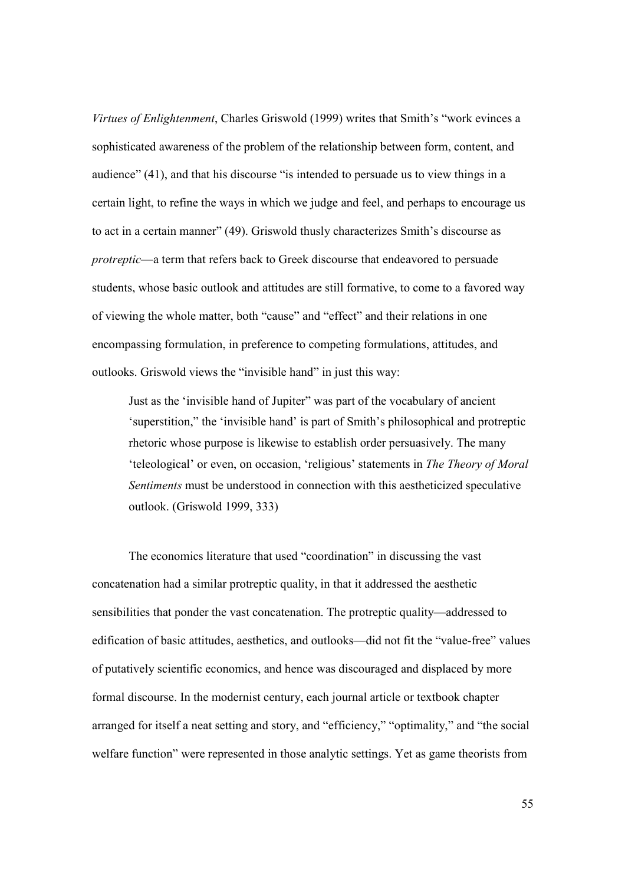*Virtues of Enlightenment*, Charles Griswold (1999) writes that Smith's "work evinces a sophisticated awareness of the problem of the relationship between form, content, and audience" (41), and that his discourse "is intended to persuade us to view things in a certain light, to refine the ways in which we judge and feel, and perhaps to encourage us to act in a certain manner" (49). Griswold thusly characterizes Smith's discourse as *protreptic*—a term that refers back to Greek discourse that endeavored to persuade students, whose basic outlook and attitudes are still formative, to come to a favored way of viewing the whole matter, both "cause" and "effect" and their relations in one encompassing formulation, in preference to competing formulations, attitudes, and outlooks. Griswold views the "invisible hand" in just this way:

> Just as the 'invisible hand of Jupiter" was part of the vocabulary of ancient 'superstition," the 'invisible hand' is part of Smith's philosophical and protreptic rhetoric whose purpose is likewise to establish order persuasively. The many 'teleological' or even, on occasion, 'religious' statements in *The Theory of Moral Sentiments* must be understood in connection with this aestheticized speculative outlook. (Griswold 1999, 333)

The economics literature that used "coordination" in discussing the vast concatenation had a similar protreptic quality, in that it addressed the aesthetic sensibilities that ponder the vast concatenation. The protreptic quality—addressed to edification of basic attitudes, aesthetics, and outlooks—did not fit the "value-free" values of putatively scientific economics, and hence was discouraged and displaced by more formal discourse. In the modernist century, each journal article or textbook chapter arranged for itself a neat setting and story, and "efficiency," "optimality," and "the social welfare function" were represented in those analytic settings. Yet as game theorists from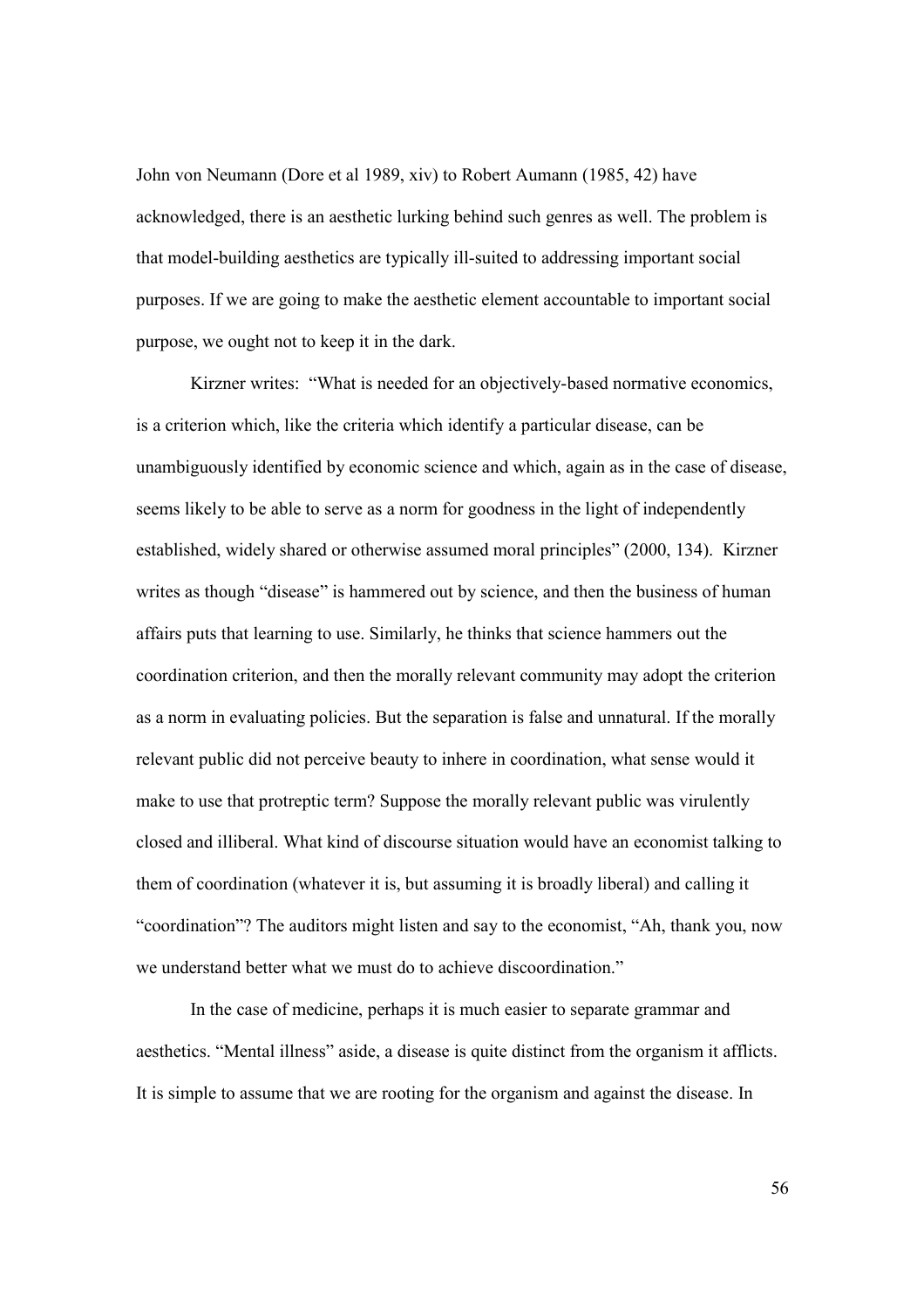John von Neumann (Dore et al 1989, xiv) to Robert Aumann (1985, 42) have acknowledged, there is an aesthetic lurking behind such genres as well. The problem is that model-building aesthetics are typically ill-suited to addressing important social purposes. If we are going to make the aesthetic element accountable to important social purpose, we ought not to keep it in the dark.

Kirzner writes: "What is needed for an objectively-based normative economics, is a criterion which, like the criteria which identify a particular disease, can be unambiguously identified by economic science and which, again as in the case of disease, seems likely to be able to serve as a norm for goodness in the light of independently established, widely shared or otherwise assumed moral principles" (2000, 134). Kirzner writes as though "disease" is hammered out by science, and then the business of human affairs puts that learning to use. Similarly, he thinks that science hammers out the coordination criterion, and then the morally relevant community may adopt the criterion as a norm in evaluating policies. But the separation is false and unnatural. If the morally relevant public did not perceive beauty to inhere in coordination, what sense would it make to use that protreptic term? Suppose the morally relevant public was virulently closed and illiberal. What kind of discourse situation would have an economist talking to them of coordination (whatever it is, but assuming it is broadly liberal) and calling it "coordination"? The auditors might listen and say to the economist, "Ah, thank you, now we understand better what we must do to achieve discoordination."

In the case of medicine, perhaps it is much easier to separate grammar and aesthetics. "Mental illness" aside, a disease is quite distinct from the organism it afflicts. It is simple to assume that we are rooting for the organism and against the disease. In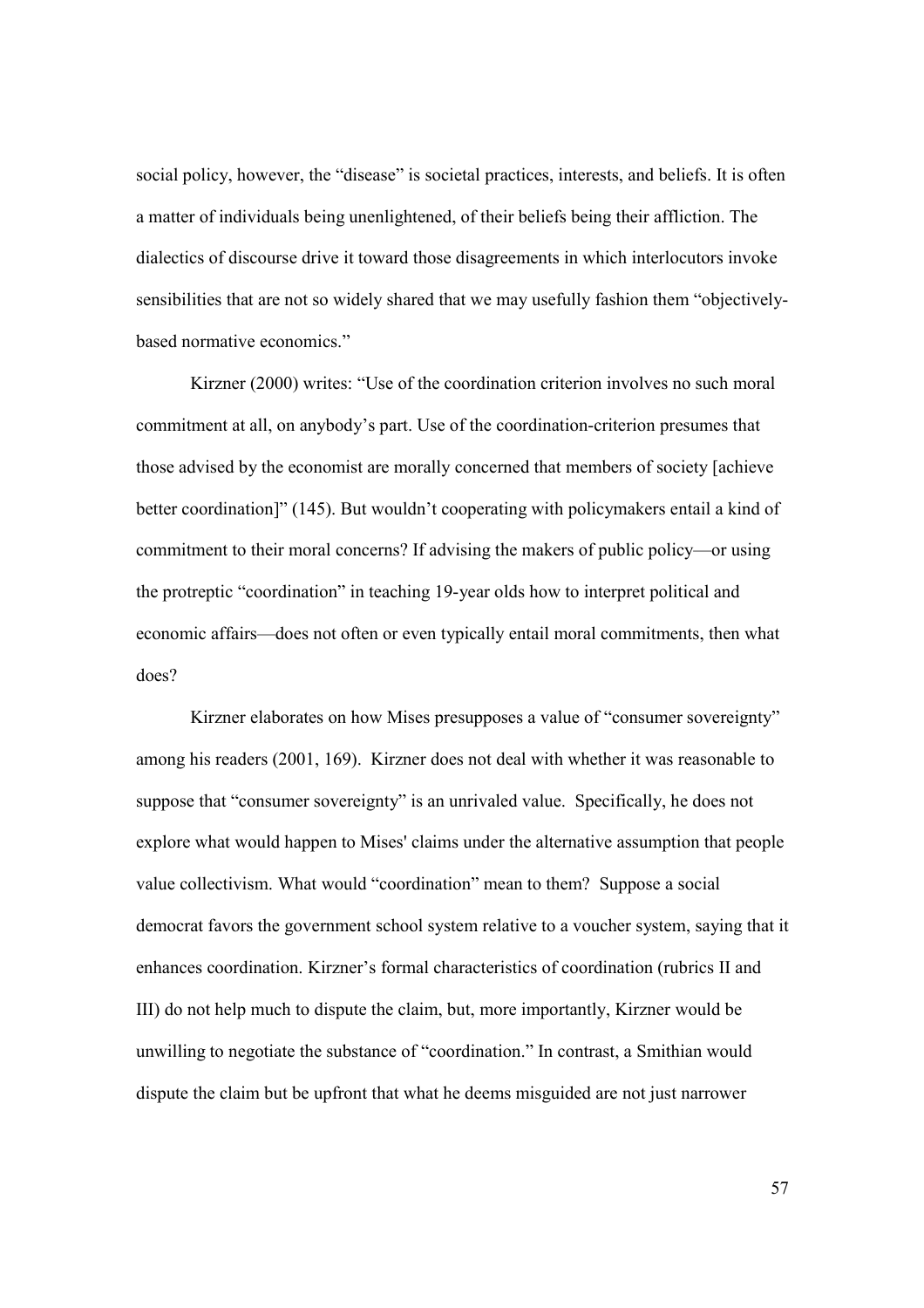social policy, however, the "disease" is societal practices, interests, and beliefs. It is often a matter of individuals being unenlightened, of their beliefs being their affliction. The dialectics of discourse drive it toward those disagreements in which interlocutors invoke sensibilities that are not so widely shared that we may usefully fashion them "objectively-based normative economics."

Kirzner (2000) writes: "Use of the coordination criterion involves no such moral commitment at all, on anybody's part. Use of the coordination-criterion presumes that those advised by the economist are morally concerned that members of society [achieve better coordination]" (145). But wouldn't cooperating with policymakers entail a kind of commitment to their moral concerns? If advising the makers of public policy—or using the protreptic "coordination" in teaching 19-year olds how to interpret political and economic affairs—does not often or even typically entail moral commitments, then what does?

Kirzner elaborates on how Mises presupposes a value of "consumer sovereignty" among his readers (2001, 169). Kirzner does not deal with whether it was reasonable to suppose that "consumer sovereignty" is an unrivaled value. Specifically, he does not explore what would happen to Mises' claims under the alternative assumption that people value collectivism. What would "coordination" mean to them? Suppose a social democrat favors the government school system relative to a voucher system, saying that it enhances coordination. Kirzner's formal characteristics of coordination (rubrics II and III) do not help much to dispute the claim, but, more importantly, Kirzner would be unwilling to negotiate the substance of "coordination." In contrast, a Smithian would dispute the claim but be upfront that what he deems misguided are not just narrower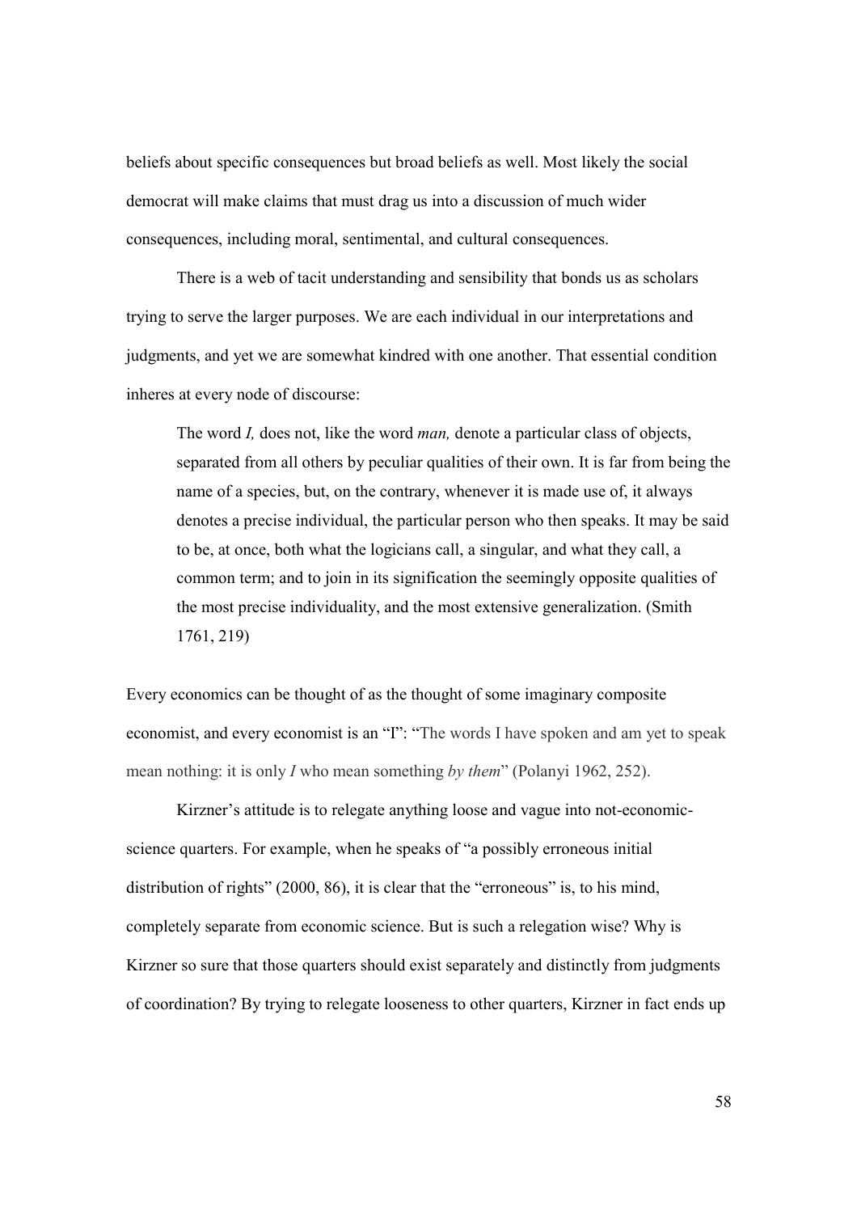beliefs about specific consequences but broad beliefs as well. Most likely the social democrat will make claims that must drag us into a discussion of much wider consequences, including moral, sentimental, and cultural consequences.

There is a web of tacit understanding and sensibility that bonds us as scholars trying to serve the larger purposes. We are each individual in our interpretations and judgments, and yet we are somewhat kindred with one another. That essential condition inheres at every node of discourse:

> The word *I,* does not, like the word *man,* denote a particular class of objects, separated from all others by peculiar qualities of their own. It is far from being the name of a species, but, on the contrary, whenever it is made use of, it always denotes a precise individual, the particular person who then speaks. It may be said to be, at once, both what the logicians call, a singular, and what they call, a common term; and to join in its signification the seemingly opposite qualities of the most precise individuality, and the most extensive generalization. (Smith 1761, 219)

Every economics can be thought of as the thought of some imaginary composite economist, and every economist is an "I": "The words I have spoken and am yet to speak mean nothing: it is only *I* who mean something *by them*" (Polanyi 1962, 252).

Kirzner's attitude is to relegate anything loose and vague into not-economic-science quarters. For example, when he speaks of "a possibly erroneous initial distribution of rights" (2000, 86), it is clear that the "erroneous" is, to his mind, completely separate from economic science. But is such a relegation wise? Why is Kirzner so sure that those quarters should exist separately and distinctly from judgments of coordination? By trying to relegate looseness to other quarters, Kirzner in fact ends up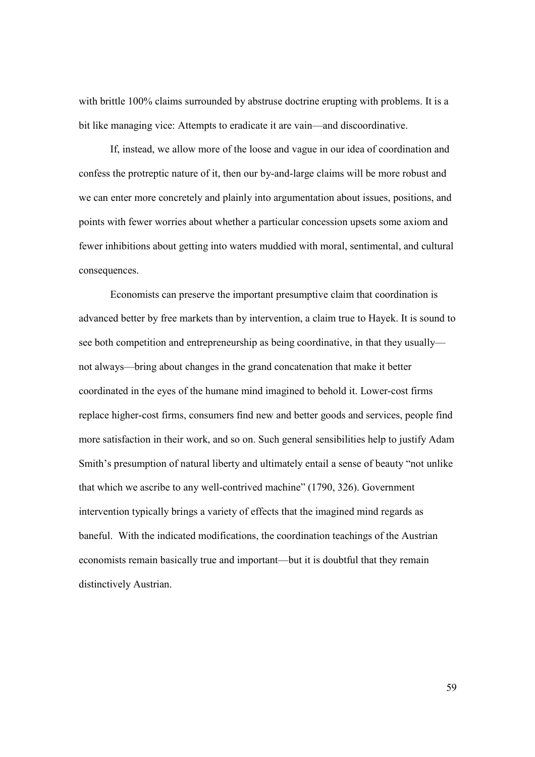with brittle 100% claims surrounded by abstruse doctrine erupting with problems. It is a bit like managing vice: Attempts to eradicate it are vain—and discoordinative.

If, instead, we allow more of the loose and vague in our idea of coordination and confess the protreptic nature of it, then our by-and-large claims will be more robust and we can enter more concretely and plainly into argumentation about issues, positions, and points with fewer worries about whether a particular concession upsets some axiom and fewer inhibitions about getting into waters muddied with moral, sentimental, and cultural consequences.

Economists can preserve the important presumptive claim that coordination is advanced better by free markets than by intervention, a claim true to Hayek. It is sound to see both competition and entrepreneurship as being coordinative, in that they usually—not always—bring about changes in the grand concatenation that make it better coordinated in the eyes of the humane mind imagined to behold it. Lower-cost firms replace higher-cost firms, consumers find new and better goods and services, people find more satisfaction in their work, and so on. Such general sensibilities help to justify Adam Smith's presumption of natural liberty and ultimately entail a sense of beauty "not unlike that which we ascribe to any well-contrived machine" (1790, 326). Government intervention typically brings a variety of effects that the imagined mind regards as baneful. With the indicated modifications, the coordination teachings of the Austrian economists remain basically true and important—but it is doubtful that they remain distinctively Austrian.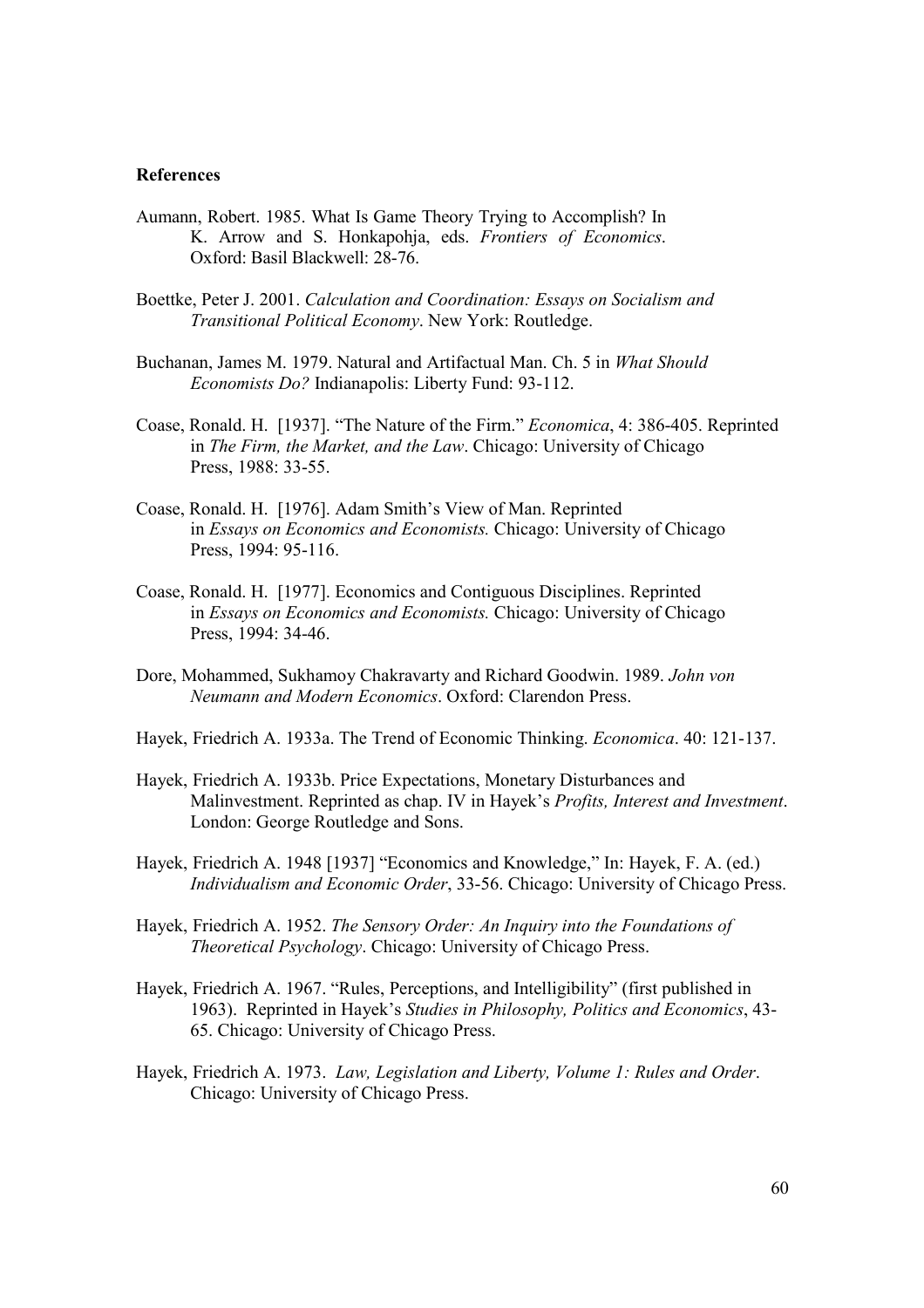### References

Aumann, Robert. 1985. What Is Game Theory Trying to Accomplish? In K. Arrow and S. Honkapohja, eds. *Frontiers of Economics*. Oxford: Basil Blackwell: 28-76.

Boettke, Peter J. 2001. *Calculation and Coordination: Essays on Socialism and Transitional Political Economy*. New York: Routledge.

Buchanan, James M. 1979. Natural and Artifactual Man. Ch. 5 in *What Should Economists Do?* Indianapolis: Liberty Fund: 93-112.

Coase, Ronald. H. [1937]. "The Nature of the Firm." *Economica*, 4: 386-405. Reprinted in *The Firm, the Market, and the Law*. Chicago: University of Chicago Press, 1988: 33-55.

Coase, Ronald. H. [1976]. Adam Smith's View of Man. Reprinted in *Essays on Economics and Economists.* Chicago: University of Chicago Press, 1994: 95-116.

Coase, Ronald. H. [1977]. Economics and Contiguous Disciplines. Reprinted in *Essays on Economics and Economists.* Chicago: University of Chicago Press, 1994: 34-46.

Dore, Mohammed, Sukhamoy Chakravarty and Richard Goodwin. 1989. *John von Neumann and Modern Economics*. Oxford: Clarendon Press.

Hayek, Friedrich A. 1933a. The Trend of Economic Thinking. *Economica*. 40: 121-137.

Hayek, Friedrich A. 1933b. Price Expectations, Monetary Disturbances and Malinvestment. Reprinted as chap. IV in Hayek's *Profits, Interest and Investment*. London: George Routledge and Sons.

Hayek, Friedrich A. 1948 [1937] "Economics and Knowledge," In: Hayek, F. A. (ed.) *Individualism and Economic Order*, 33-56. Chicago: University of Chicago Press.

Hayek, Friedrich A. 1952. *The Sensory Order: An Inquiry into the Foundations of Theoretical Psychology*. Chicago: University of Chicago Press.

Hayek, Friedrich A. 1967. "Rules, Perceptions, and Intelligibility" (first published in 1963). Reprinted in Hayek's *Studies in Philosophy, Politics and Economics*, 43-65. Chicago: University of Chicago Press.

Hayek, Friedrich A. 1973. *Law, Legislation and Liberty, Volume 1: Rules and Order*. Chicago: University of Chicago Press.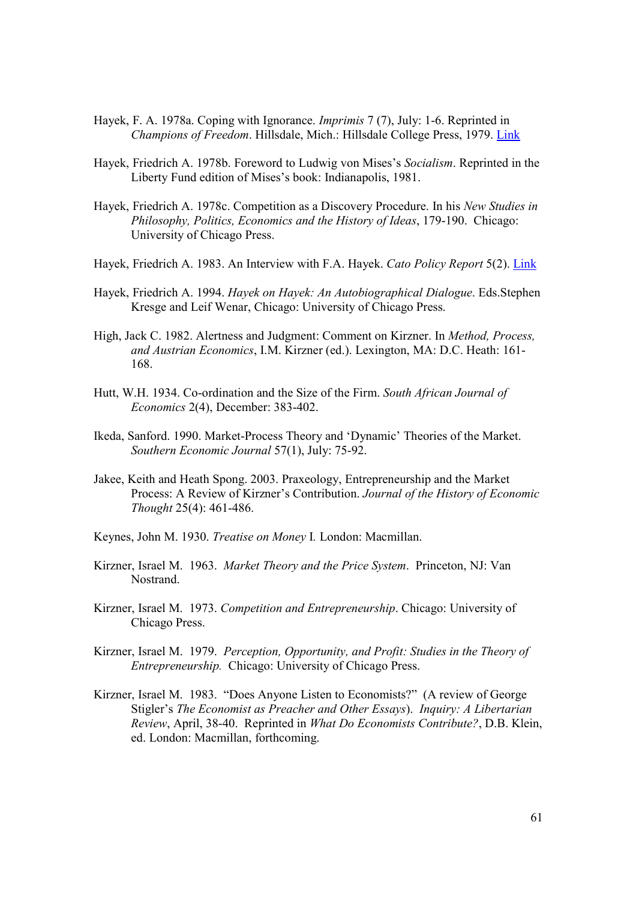Hayek, F. A. 1978a. Coping with Ignorance. *Imprimis* 7 (7), July: 1-6. Reprinted in *Champions of Freedom*. Hillsdale, Mich.: Hillsdale College Press, 1979. Link

Hayek, Friedrich A. 1978b. Foreword to Ludwig von Mises's *Socialism*. Reprinted in the Liberty Fund edition of Mises's book: Indianapolis, 1981.

Hayek, Friedrich A. 1978c. Competition as a Discovery Procedure. In his *New Studies in Philosophy, Politics, Economics and the History of Ideas*, 179-190. Chicago: University of Chicago Press.

Hayek, Friedrich A. 1983. An Interview with F.A. Hayek. *Cato Policy Report* 5(2). Link

Hayek, Friedrich A. 1994. *Hayek on Hayek: An Autobiographical Dialogue*. Eds.Stephen Kresge and Leif Wenar, Chicago: University of Chicago Press.

High, Jack C. 1982. Alertness and Judgment: Comment on Kirzner. In *Method, Process, and Austrian Economics*, I.M. Kirzner (ed.). Lexington, MA: D.C. Heath: 161-168.

Hutt, W.H. 1934. Co-ordination and the Size of the Firm. *South African Journal of Economics* 2(4), December: 383-402.

Ikeda, Sanford. 1990. Market-Process Theory and 'Dynamic' Theories of the Market. *Southern Economic Journal* 57(1), July: 75-92.

Jakee, Keith and Heath Spong. 2003. Praxeology, Entrepreneurship and the Market Process: A Review of Kirzner's Contribution. *Journal of the History of Economic Thought* 25(4): 461-486.

Keynes, John M. 1930. *Treatise on Money* I. London: Macmillan.

Kirzner, Israel M. 1963. *Market Theory and the Price System*. Princeton, NJ: Van Nostrand.

Kirzner, Israel M. 1973. *Competition and Entrepreneurship*. Chicago: University of Chicago Press.

Kirzner, Israel M. 1979. *Perception, Opportunity, and Profit: Studies in the Theory of Entrepreneurship.* Chicago: University of Chicago Press.

Kirzner, Israel M. 1983. "Does Anyone Listen to Economists?" (A review of George Stigler's *The Economist as Preacher and Other Essays*). *Inquiry: A Libertarian Review*, April, 38-40. Reprinted in *What Do Economists Contribute?*, D.B. Klein, ed. London: Macmillan, forthcoming.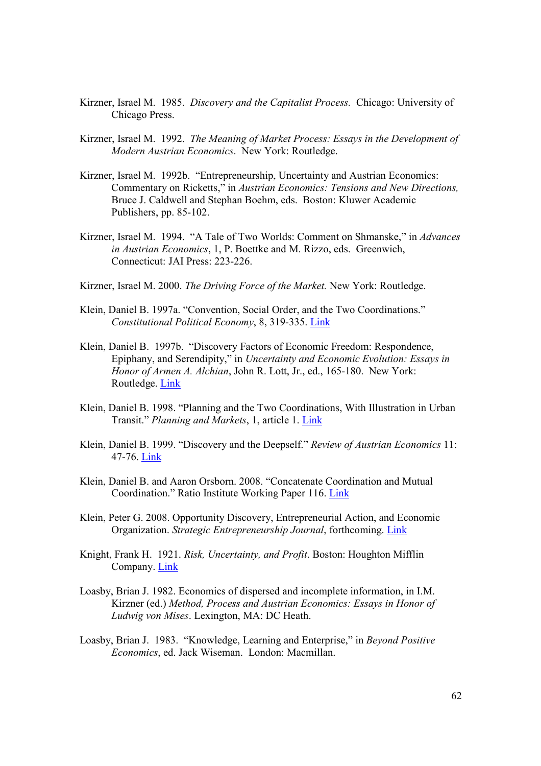Kirzner, Israel M. 1985. *Discovery and the Capitalist Process.* Chicago: University of Chicago Press.

Kirzner, Israel M. 1992. *The Meaning of Market Process: Essays in the Development of Modern Austrian Economics*. New York: Routledge.

Kirzner, Israel M. 1992b. "Entrepreneurship, Uncertainty and Austrian Economics: Commentary on Ricketts," in *Austrian Economics: Tensions and New Directions,* Bruce J. Caldwell and Stephan Boehm, eds. Boston: Kluwer Academic Publishers, pp. 85-102.

Kirzner, Israel M. 1994. "A Tale of Two Worlds: Comment on Shmanske," in *Advances in Austrian Economics*, 1, P. Boettke and M. Rizzo, eds. Greenwich, Connecticut: JAI Press: 223-226.

Kirzner, Israel M. 2000. *The Driving Force of the Market.* New York: Routledge.

Klein, Daniel B. 1997a. "Convention, Social Order, and the Two Coordinations." *Constitutional Political Economy*, 8, 319-335. Link

Klein, Daniel B. 1997b. "Discovery Factors of Economic Freedom: Respondence, Epiphany, and Serendipity," in *Uncertainty and Economic Evolution: Essays in Honor of Armen A. Alchian*, John R. Lott, Jr., ed., 165-180. New York: Routledge. Link

Klein, Daniel B. 1998. "Planning and the Two Coordinations, With Illustration in Urban Transit." *Planning and Markets*, 1, article 1. Link

Klein, Daniel B. 1999. "Discovery and the Deepself." *Review of Austrian Economics* 11: 47-76. Link

Klein, Daniel B. and Aaron Orsborn. 2008. "Concatenate Coordination and Mutual Coordination." Ratio Institute Working Paper 116. Link

Klein, Peter G. 2008. Opportunity Discovery, Entrepreneurial Action, and Economic Organization. *Strategic Entrepreneurship Journal*, forthcoming. Link

Knight, Frank H. 1921. *Risk, Uncertainty, and Profit*. Boston: Houghton Mifflin Company. Link

Loasby, Brian J. 1982. Economics of dispersed and incomplete information, in I.M. Kirzner (ed.) *Method, Process and Austrian Economics: Essays in Honor of Ludwig von Mises*. Lexington, MA: DC Heath.

Loasby, Brian J. 1983. "Knowledge, Learning and Enterprise," in *Beyond Positive Economics*, ed. Jack Wiseman. London: Macmillan.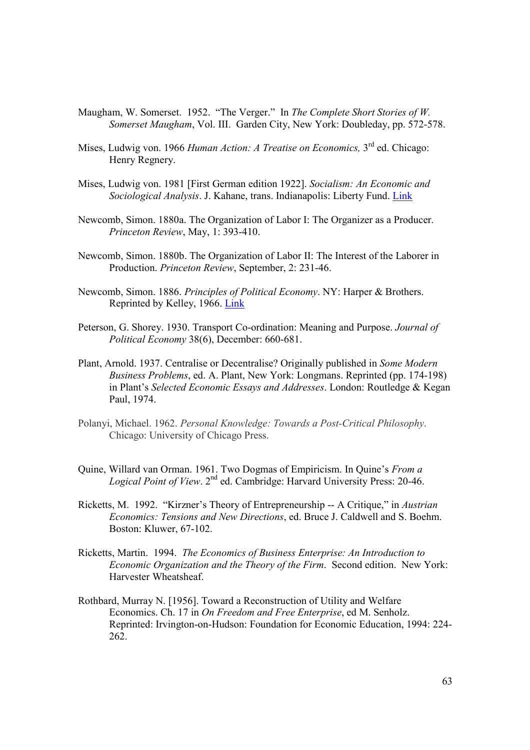Maugham, W. Somerset. 1952. "The Verger." In *The Complete Short Stories of W. Somerset Maugham*, Vol. III. Garden City, New York: Doubleday, pp. 572-578.

Mises, Ludwig von. 1966 *Human Action: A Treatise on Economics,* 3rd ed. Chicago: Henry Regnery.

Mises, Ludwig von. 1981 [First German edition 1922]. *Socialism: An Economic and Sociological Analysis*. J. Kahane, trans. Indianapolis: Liberty Fund. Link

Newcomb, Simon. 1880a. The Organization of Labor I: The Organizer as a Producer. *Princeton Review*, May, 1: 393-410.

Newcomb, Simon. 1880b. The Organization of Labor II: The Interest of the Laborer in Production. *Princeton Review*, September, 2: 231-46.

Newcomb, Simon. 1886. *Principles of Political Economy*. NY: Harper & Brothers. Reprinted by Kelley, 1966. Link

Peterson, G. Shorey. 1930. Transport Co-ordination: Meaning and Purpose. *Journal of Political Economy* 38(6), December: 660-681.

Plant, Arnold. 1937. Centralise or Decentralise? Originally published in *Some Modern Business Problems*, ed. A. Plant, New York: Longmans. Reprinted (pp. 174-198) in Plant's *Selected Economic Essays and Addresses*. London: Routledge & Kegan Paul, 1974.

Polanyi, Michael. 1962. *Personal Knowledge: Towards a Post-Critical Philosophy*. Chicago: University of Chicago Press.

Quine, Willard van Orman. 1961. Two Dogmas of Empiricism. In Quine's *From a Logical Point of View*. 2nd ed. Cambridge: Harvard University Press: 20-46.

Ricketts, M. 1992. "Kirzner's Theory of Entrepreneurship -- A Critique," in *Austrian Economics: Tensions and New Directions*, ed. Bruce J. Caldwell and S. Boehm. Boston: Kluwer, 67-102.

Ricketts, Martin. 1994. *The Economics of Business Enterprise: An Introduction to Economic Organization and the Theory of the Firm*. Second edition. New York: Harvester Wheatsheaf.

Rothbard, Murray N. [1956]. Toward a Reconstruction of Utility and Welfare Economics. Ch. 17 in *On Freedom and Free Enterprise*, ed M. Senholz. Reprinted: Irvington-on-Hudson: Foundation for Economic Education, 1994: 224-262.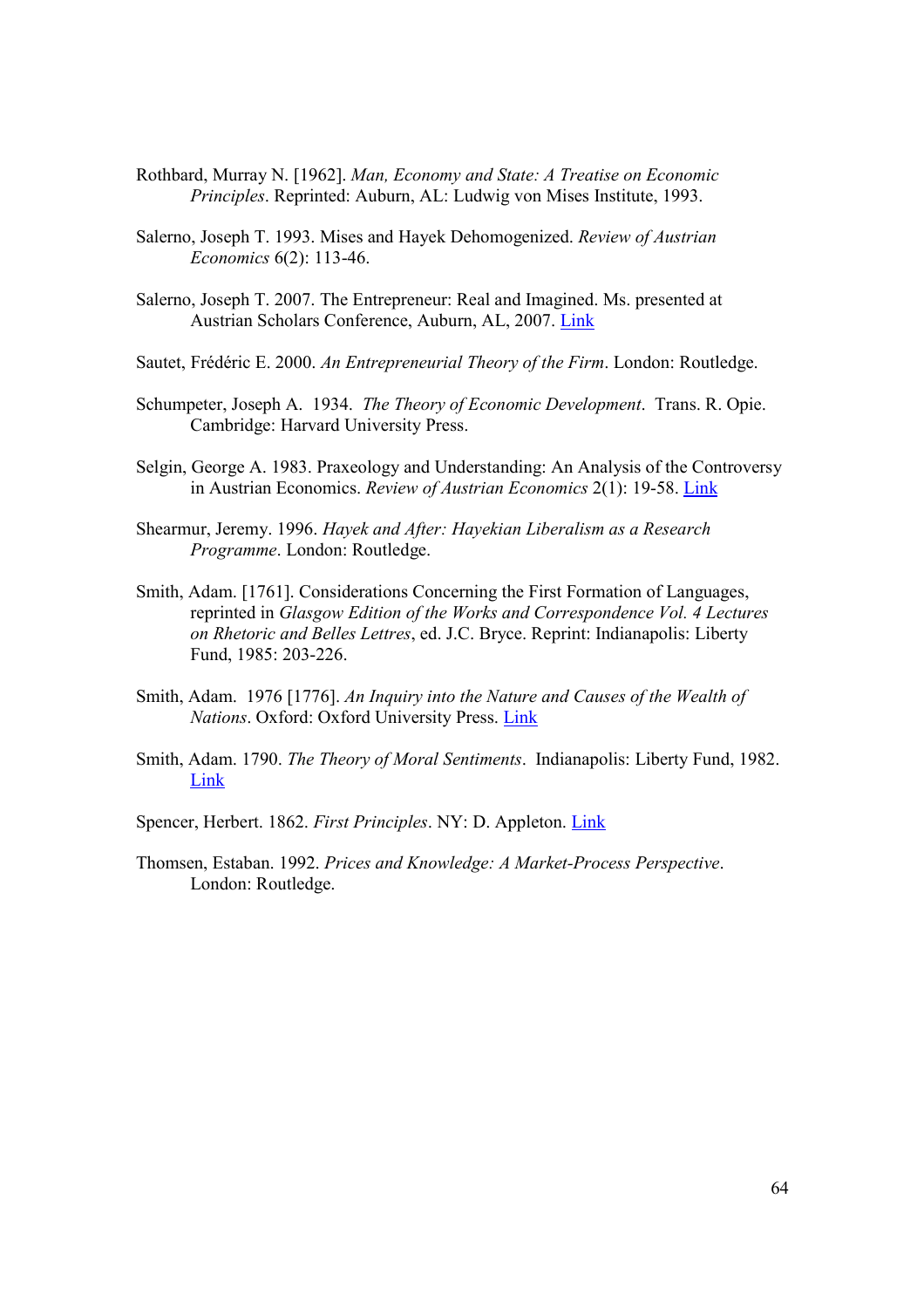Rothbard, Murray N. [1962]. *Man, Economy and State: A Treatise on Economic Principles*. Reprinted: Auburn, AL: Ludwig von Mises Institute, 1993.

Salerno, Joseph T. 1993. Mises and Hayek Dehomogenized. *Review of Austrian Economics* 6(2): 113-46.

Salerno, Joseph T. 2007. The Entrepreneur: Real and Imagined. Ms. presented at Austrian Scholars Conference, Auburn, AL, 2007. Link

Sautet, Frédéric E. 2000. *An Entrepreneurial Theory of the Firm*. London: Routledge.

Schumpeter, Joseph A. 1934. *The Theory of Economic Development*. Trans. R. Opie. Cambridge: Harvard University Press.

Selgin, George A. 1983. Praxeology and Understanding: An Analysis of the Controversy in Austrian Economics. *Review of Austrian Economics* 2(1): 19-58. Link

Shearmur, Jeremy. 1996. *Hayek and After: Hayekian Liberalism as a Research Programme*. London: Routledge.

Smith, Adam. [1761]. Considerations Concerning the First Formation of Languages, reprinted in *Glasgow Edition of the Works and Correspondence Vol. 4 Lectures on Rhetoric and Belles Lettres*, ed. J.C. Bryce. Reprint: Indianapolis: Liberty Fund, 1985: 203-226.

Smith, Adam. 1976 [1776]. *An Inquiry into the Nature and Causes of the Wealth of Nations*. Oxford: Oxford University Press. Link

Smith, Adam. 1790. *The Theory of Moral Sentiments*. Indianapolis: Liberty Fund, 1982. Link

Spencer, Herbert. 1862. *First Principles*. NY: D. Appleton. Link

Thomsen, Estaban. 1992. *Prices and Knowledge: A Market-Process Perspective*. London: Routledge.